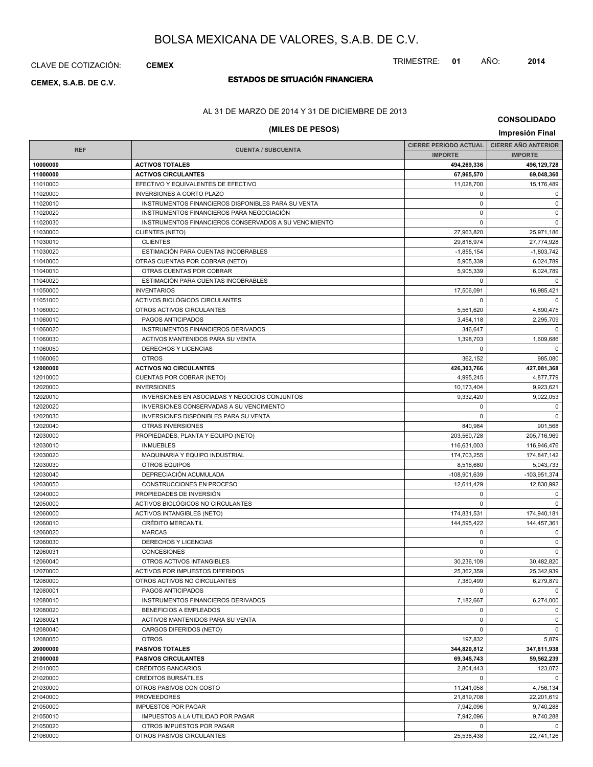# BOLSA MEXICANA DE VALORES, S.A.B. DE C.V.

CLAVE DE COTIZACIÓN: **CEMEX**

TRIMESTRE: **01** AÑO: **2014**

**CEMEX, S.A.B. DE C.V.**

## ESTADOS DE SITUACIÓN FINANCIERA

AL 31 DE MARZO DE 2014 Y 31 DE DICIEMBRE DE 2013

**(MILES DE PESOS)**

**CONSOLIDADO**

**Impresión Final**

| REF | CUENTA / SUBCUENTA | CIERRE PERIODO ACTUAL | CIERRE AÑO ANTERIOR |
|---|---|---|---|
| | | IMPORTE | IMPORTE |
| **10000000** | **ACTIVOS TOTALES** | **494,269,336** | **496,129,728** |
| **11000000** | **ACTIVOS CIRCULANTES** | **67,965,570** | **69,048,360** |
| 11010000 | EFECTIVO Y EQUIVALENTES DE EFECTIVO | 11,028,700 | 15,176,489 |
| 11020000 | INVERSIONES A CORTO PLAZO | 0 | 0 |
| 11020010 | INSTRUMENTOS FINANCIEROS DISPONIBLES PARA SU VENTA | 0 | 0 |
| 11020020 | INSTRUMENTOS FINANCIEROS PARA NEGOCIACIÓN | 0 | 0 |
| 11020030 | INSTRUMENTOS FINANCIEROS CONSERVADOS A SU VENCIMIENTO | 0 | 0 |
| 11030000 | CLIENTES (NETO) | 27,963,820 | 25,971,186 |
| 11030010 | CLIENTES | 29,818,974 | 27,774,928 |
| 11030020 | ESTIMACIÓN PARA CUENTAS INCOBRABLES | -1,855,154 | -1,803,742 |
| 11040000 | OTRAS CUENTAS POR COBRAR (NETO) | 5,905,339 | 6,024,789 |
| 11040010 | OTRAS CUENTAS POR COBRAR | 5,905,339 | 6,024,789 |
| 11040020 | ESTIMACIÓN PARA CUENTAS INCOBRABLES | 0 | 0 |
| 11050000 | INVENTARIOS | 17,506,091 | 16,985,421 |
| 11051000 | ACTIVOS BIOLÓGICOS CIRCULANTES | 0 | 0 |
| 11060000 | OTROS ACTIVOS CIRCULANTES | 5,561,620 | 4,890,475 |
| 11060010 | PAGOS ANTICIPADOS | 3,454,118 | 2,295,709 |
| 11060020 | INSTRUMENTOS FINANCIEROS DERIVADOS | 346,647 | 0 |
| 11060030 | ACTIVOS MANTENIDOS PARA SU VENTA | 1,398,703 | 1,609,686 |
| 11060050 | DERECHOS Y LICENCIAS | 0 | 0 |
| 11060060 | OTROS | 362,152 | 985,080 |
| **12000000** | **ACTIVOS NO CIRCULANTES** | **426,303,766** | **427,081,368** |
| 12010000 | CUENTAS POR COBRAR (NETO) | 4,995,245 | 4,877,779 |
| 12020000 | INVERSIONES | 10,173,404 | 9,923,621 |
| 12020010 | INVERSIONES EN ASOCIADAS Y NEGOCIOS CONJUNTOS | 9,332,420 | 9,022,053 |
| 12020020 | INVERSIONES CONSERVADAS A SU VENCIMIENTO | 0 | 0 |
| 12020030 | INVERSIONES DISPONIBLES PARA SU VENTA | 0 | 0 |
| 12020040 | OTRAS INVERSIONES | 840,984 | 901,568 |
| 12030000 | PROPIEDADES, PLANTA Y EQUIPO (NETO) | 203,560,728 | 205,716,969 |
| 12030010 | INMUEBLES | 116,631,003 | 116,946,476 |
| 12030020 | MAQUINARIA Y EQUIPO INDUSTRIAL | 174,703,255 | 174,847,142 |
| 12030030 | OTROS EQUIPOS | 8,516,680 | 5,043,733 |
| 12030040 | DEPRECIACIÓN ACUMULADA | -108,901,639 | -103,951,374 |
| 12030050 | CONSTRUCCIONES EN PROCESO | 12,611,429 | 12,830,992 |
| 12040000 | PROPIEDADES DE INVERSIÓN | 0 | 0 |
| 12050000 | ACTIVOS BIOLÓGICOS NO CIRCULANTES | 0 | 0 |
| 12060000 | ACTIVOS INTANGIBLES (NETO) | 174,831,531 | 174,940,181 |
| 12060010 | CRÉDITO MERCANTIL | 144,595,422 | 144,457,361 |
| 12060020 | MARCAS | 0 | 0 |
| 12060030 | DERECHOS Y LICENCIAS | 0 | 0 |
| 12060031 | CONCESIONES | 0 | 0 |
| 12060040 | OTROS ACTIVOS INTANGIBLES | 30,236,109 | 30,482,820 |
| 12070000 | ACTIVOS POR IMPUESTOS DIFERIDOS | 25,362,359 | 25,342,939 |
| 12080000 | OTROS ACTIVOS NO CIRCULANTES | 7,380,499 | 6,279,879 |
| 12080001 | PAGOS ANTICIPADOS | 0 | 0 |
| 12080010 | INSTRUMENTOS FINANCIEROS DERIVADOS | 7,182,667 | 6,274,000 |
| 12080020 | BENEFICIOS A EMPLEADOS | 0 | 0 |
| 12080021 | ACTIVOS MANTENIDOS PARA SU VENTA | 0 | 0 |
| 12080040 | CARGOS DIFERIDOS (NETO) | 0 | 0 |
| 12080050 | OTROS | 197,832 | 5,879 |
| **20000000** | **PASIVOS TOTALES** | **344,820,812** | **347,811,938** |
| **21000000** | **PASIVOS CIRCULANTES** | **69,345,743** | **59,562,239** |
| 21010000 | CRÉDITOS BANCARIOS | 2,804,443 | 123,072 |
| 21020000 | CRÉDITOS BURSÁTILES | 0 | 0 |
| 21030000 | OTROS PASIVOS CON COSTO | 11,241,058 | 4,756,134 |
| 21040000 | PROVEEDORES | 21,819,708 | 22,201,619 |
| 21050000 | IMPUESTOS POR PAGAR | 7,942,096 | 9,740,288 |
| 21050010 | IMPUESTOS A LA UTILIDAD POR PAGAR | 7,942,096 | 9,740,288 |
| 21050020 | OTROS IMPUESTOS POR PAGAR | 0 | 0 |
| 21060000 | OTROS PASIVOS CIRCULANTES | 25,538,438 | 22,741,126 |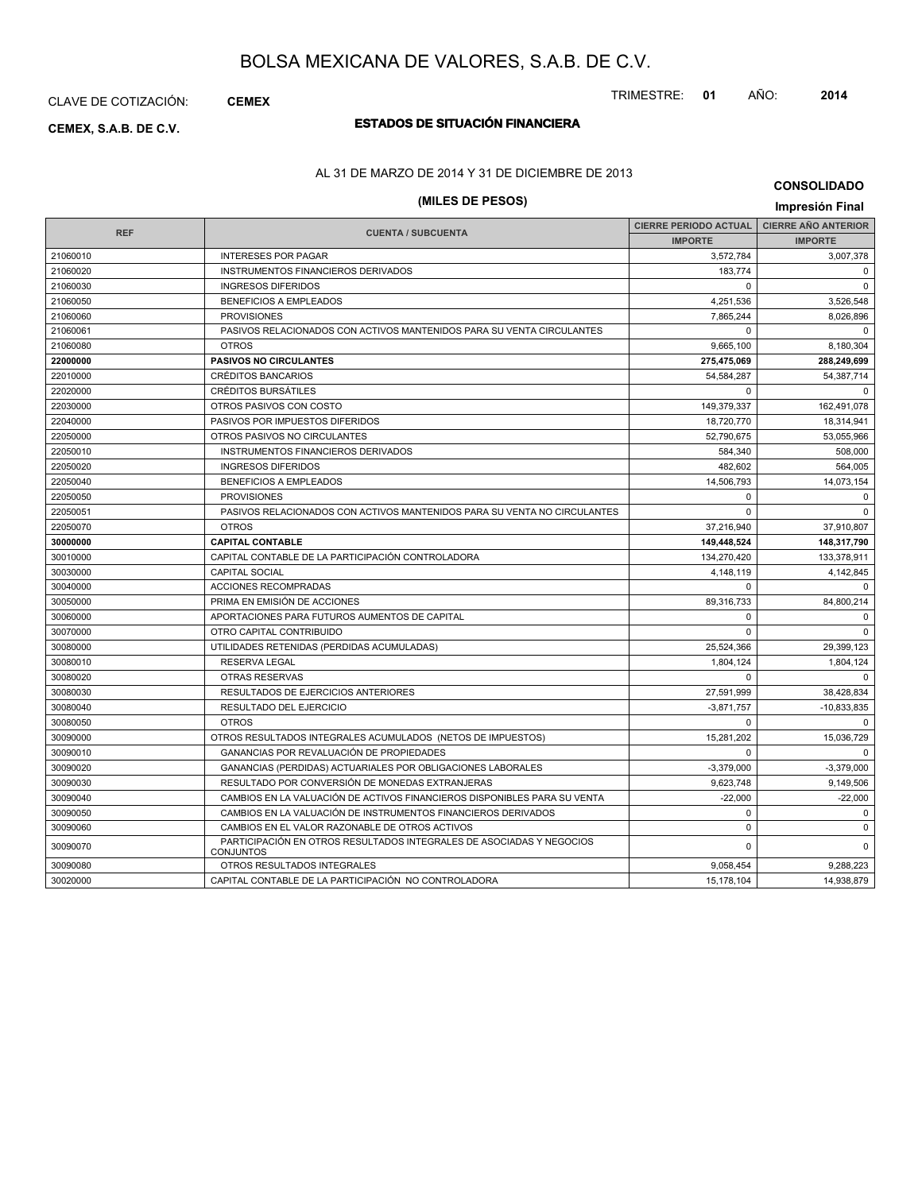# BOLSA MEXICANA DE VALORES, S.A.B. DE C.V.

CLAVE DE COTIZACIÓN: **CEMEX**

TRIMESTRE: **01** AÑO: **2014**

**CEMEX, S.A.B. DE C.V.**

## ESTADOS DE SITUACIÓN FINANCIERA

AL 31 DE MARZO DE 2014 Y 31 DE DICIEMBRE DE 2013

**(MILES DE PESOS)**

**CONSOLIDADO**

**Impresión Final**

| REF | CUENTA / SUBCUENTA | CIERRE PERIODO ACTUAL | CIERRE AÑO ANTERIOR |
|---|---|---|---|
| | | IMPORTE | IMPORTE |
| 21060010 | INTERESES POR PAGAR | 3,572,784 | 3,007,378 |
| 21060020 | INSTRUMENTOS FINANCIEROS DERIVADOS | 183,774 | 0 |
| 21060030 | INGRESOS DIFERIDOS | 0 | 0 |
| 21060050 | BENEFICIOS A EMPLEADOS | 4,251,536 | 3,526,548 |
| 21060060 | PROVISIONES | 7,865,244 | 8,026,896 |
| 21060061 | PASIVOS RELACIONADOS CON ACTIVOS MANTENIDOS PARA SU VENTA CIRCULANTES | 0 | 0 |
| 21060080 | OTROS | 9,665,100 | 8,180,304 |
| **22000000** | **PASIVOS NO CIRCULANTES** | **275,475,069** | **288,249,699** |
| 22010000 | CRÉDITOS BANCARIOS | 54,584,287 | 54,387,714 |
| 22020000 | CRÉDITOS BURSÁTILES | 0 | 0 |
| 22030000 | OTROS PASIVOS CON COSTO | 149,379,337 | 162,491,078 |
| 22040000 | PASIVOS POR IMPUESTOS DIFERIDOS | 18,720,770 | 18,314,941 |
| 22050000 | OTROS PASIVOS NO CIRCULANTES | 52,790,675 | 53,055,966 |
| 22050010 | INSTRUMENTOS FINANCIEROS DERIVADOS | 584,340 | 508,000 |
| 22050020 | INGRESOS DIFERIDOS | 482,602 | 564,005 |
| 22050040 | BENEFICIOS A EMPLEADOS | 14,506,793 | 14,073,154 |
| 22050050 | PROVISIONES | 0 | 0 |
| 22050051 | PASIVOS RELACIONADOS CON ACTIVOS MANTENIDOS PARA SU VENTA NO CIRCULANTES | 0 | 0 |
| 22050070 | OTROS | 37,216,940 | 37,910,807 |
| **30000000** | **CAPITAL CONTABLE** | **149,448,524** | **148,317,790** |
| 30010000 | CAPITAL CONTABLE DE LA PARTICIPACIÓN CONTROLADORA | 134,270,420 | 133,378,911 |
| 30030000 | CAPITAL SOCIAL | 4,148,119 | 4,142,845 |
| 30040000 | ACCIONES RECOMPRADAS | 0 | 0 |
| 30050000 | PRIMA EN EMISIÓN DE ACCIONES | 89,316,733 | 84,800,214 |
| 30060000 | APORTACIONES PARA FUTUROS AUMENTOS DE CAPITAL | 0 | 0 |
| 30070000 | OTRO CAPITAL CONTRIBUIDO | 0 | 0 |
| 30080000 | UTILIDADES RETENIDAS (PERDIDAS ACUMULADAS) | 25,524,366 | 29,399,123 |
| 30080010 | RESERVA LEGAL | 1,804,124 | 1,804,124 |
| 30080020 | OTRAS RESERVAS | 0 | 0 |
| 30080030 | RESULTADOS DE EJERCICIOS ANTERIORES | 27,591,999 | 38,428,834 |
| 30080040 | RESULTADO DEL EJERCICIO | -3,871,757 | -10,833,835 |
| 30080050 | OTROS | 0 | 0 |
| 30090000 | OTROS RESULTADOS INTEGRALES ACUMULADOS (NETOS DE IMPUESTOS) | 15,281,202 | 15,036,729 |
| 30090010 | GANANCIAS POR REVALUACIÓN DE PROPIEDADES | 0 | 0 |
| 30090020 | GANANCIAS (PERDIDAS) ACTUARIALES POR OBLIGACIONES LABORALES | -3,379,000 | -3,379,000 |
| 30090030 | RESULTADO POR CONVERSIÓN DE MONEDAS EXTRANJERAS | 9,623,748 | 9,149,506 |
| 30090040 | CAMBIOS EN LA VALUACIÓN DE ACTIVOS FINANCIEROS DISPONIBLES PARA SU VENTA | -22,000 | -22,000 |
| 30090050 | CAMBIOS EN LA VALUACIÓN DE INSTRUMENTOS FINANCIEROS DERIVADOS | 0 | 0 |
| 30090060 | CAMBIOS EN EL VALOR RAZONABLE DE OTROS ACTIVOS | 0 | 0 |
| 30090070 | PARTICIPACIÓN EN OTROS RESULTADOS INTEGRALES DE ASOCIADAS Y NEGOCIOS CONJUNTOS | 0 | 0 |
| 30090080 | OTROS RESULTADOS INTEGRALES | 9,058,454 | 9,288,223 |
| 30020000 | CAPITAL CONTABLE DE LA PARTICIPACIÓN NO CONTROLADORA | 15,178,104 | 14,938,879 |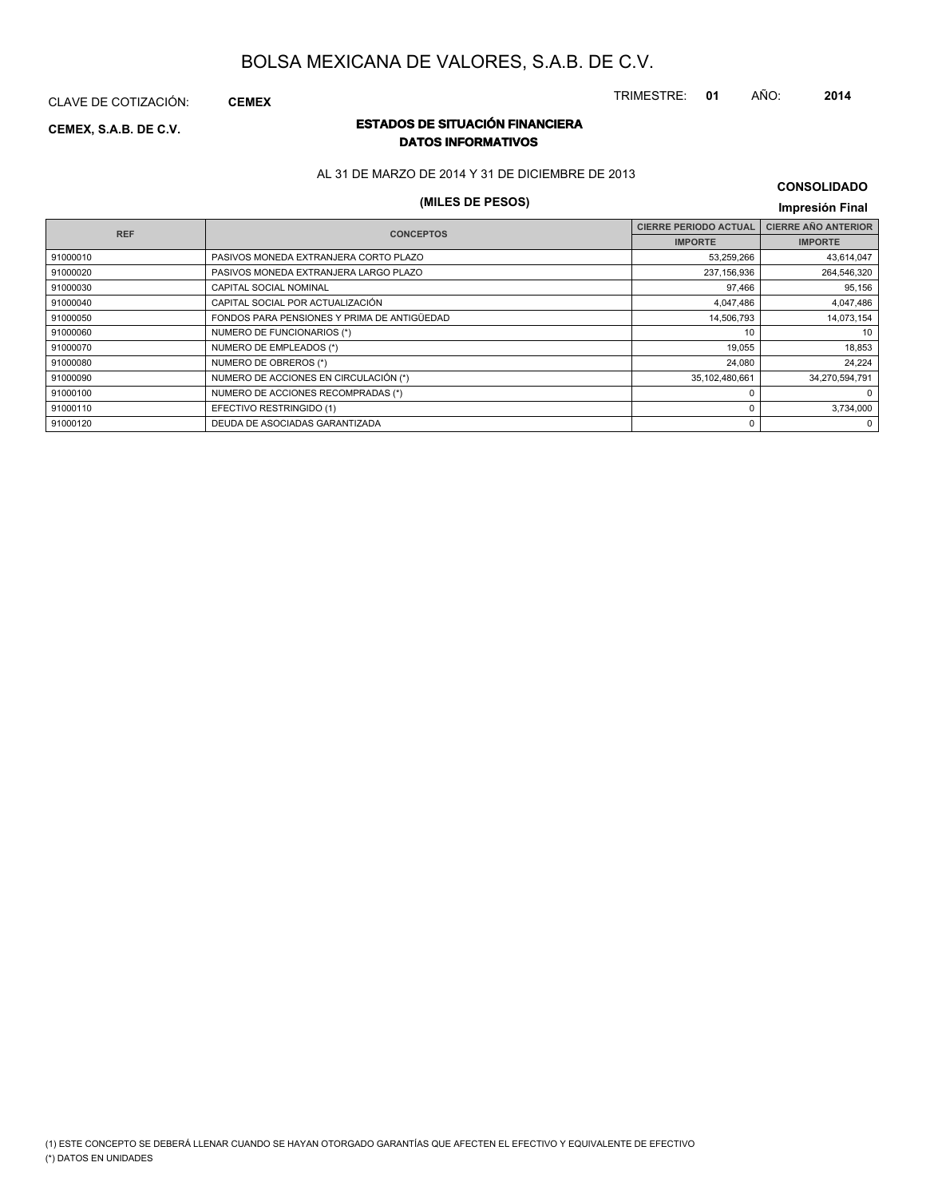# BOLSA MEXICANA DE VALORES, S.A.B. DE C.V.

CLAVE DE COTIZACIÓN: **CEMEX**

TRIMESTRE: **01** AÑO: **2014**

**CEMEX, S.A.B. DE C.V.**

## ESTADOS DE SITUACIÓN FINANCIERA
## DATOS INFORMATIVOS

AL 31 DE MARZO DE 2014 Y 31 DE DICIEMBRE DE 2013

**(MILES DE PESOS)**

**CONSOLIDADO**

**Impresión Final**

| REF | CONCEPTOS | CIERRE PERIODO ACTUAL | CIERRE AÑO ANTERIOR |
|---|---|---|---|
| | | IMPORTE | IMPORTE |
| 91000010 | PASIVOS MONEDA EXTRANJERA CORTO PLAZO | 53,259,266 | 43,614,047 |
| 91000020 | PASIVOS MONEDA EXTRANJERA LARGO PLAZO | 237,156,936 | 264,546,320 |
| 91000030 | CAPITAL SOCIAL NOMINAL | 97,466 | 95,156 |
| 91000040 | CAPITAL SOCIAL POR ACTUALIZACIÓN | 4,047,486 | 4,047,486 |
| 91000050 | FONDOS PARA PENSIONES Y PRIMA DE ANTIGÜEDAD | 14,506,793 | 14,073,154 |
| 91000060 | NUMERO DE FUNCIONARIOS (*) | 10 | 10 |
| 91000070 | NUMERO DE EMPLEADOS (*) | 19,055 | 18,853 |
| 91000080 | NUMERO DE OBREROS (*) | 24,080 | 24,224 |
| 91000090 | NUMERO DE ACCIONES EN CIRCULACIÓN (*) | 35,102,480,661 | 34,270,594,791 |
| 91000100 | NUMERO DE ACCIONES RECOMPRADAS (*) | 0 | 0 |
| 91000110 | EFECTIVO RESTRINGIDO (1) | 0 | 3,734,000 |
| 91000120 | DEUDA DE ASOCIADAS GARANTIZADA | 0 | 0 |

(1) ESTE CONCEPTO SE DEBERÁ LLENAR CUANDO SE HAYAN OTORGADO GARANTÍAS QUE AFECTEN EL EFECTIVO Y EQUIVALENTE DE EFECTIVO

(*) DATOS EN UNIDADES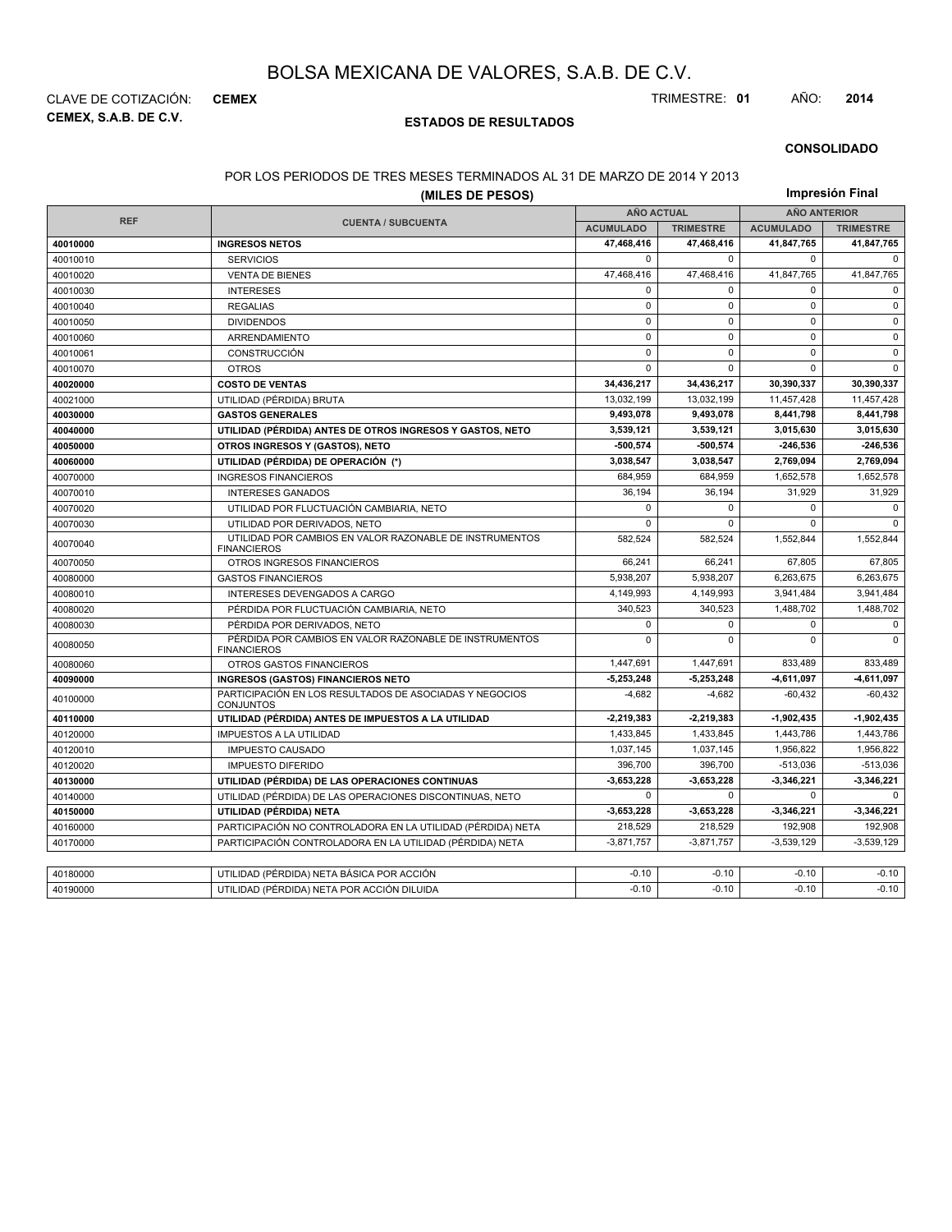# BOLSA MEXICANA DE VALORES, S.A.B. DE C.V.

CLAVE DE COTIZACIÓN: **CEMEX**

**CEMEX, S.A.B. DE C.V.**

TRIMESTRE: **01** AÑO: **2014**

**ESTADOS DE RESULTADOS**

**CONSOLIDADO**

POR LOS PERIODOS DE TRES MESES TERMINADOS AL 31 DE MARZO DE 2014 Y 2013

**(MILES DE PESOS)**

**Impresión Final**

| REF | CUENTA / SUBCUENTA | AÑO ACTUAL | | AÑO ANTERIOR | |
|---|---|---|---|---|---|
| | | ACUMULADO | TRIMESTRE | ACUMULADO | TRIMESTRE |
| **40010000** | **INGRESOS NETOS** | **47,468,416** | **47,468,416** | **41,847,765** | **41,847,765** |
| 40010010 | SERVICIOS | 0 | 0 | 0 | 0 |
| 40010020 | VENTA DE BIENES | 47,468,416 | 47,468,416 | 41,847,765 | 41,847,765 |
| 40010030 | INTERESES | 0 | 0 | 0 | 0 |
| 40010040 | REGALIAS | 0 | 0 | 0 | 0 |
| 40010050 | DIVIDENDOS | 0 | 0 | 0 | 0 |
| 40010060 | ARRENDAMIENTO | 0 | 0 | 0 | 0 |
| 40010061 | CONSTRUCCIÓN | 0 | 0 | 0 | 0 |
| 40010070 | OTROS | 0 | 0 | 0 | 0 |
| **40020000** | **COSTO DE VENTAS** | **34,436,217** | **34,436,217** | **30,390,337** | **30,390,337** |
| 40021000 | UTILIDAD (PÉRDIDA) BRUTA | 13,032,199 | 13,032,199 | 11,457,428 | 11,457,428 |
| **40030000** | **GASTOS GENERALES** | **9,493,078** | **9,493,078** | **8,441,798** | **8,441,798** |
| **40040000** | **UTILIDAD (PÉRDIDA) ANTES DE OTROS INGRESOS Y GASTOS, NETO** | **3,539,121** | **3,539,121** | **3,015,630** | **3,015,630** |
| **40050000** | **OTROS INGRESOS Y (GASTOS), NETO** | **-500,574** | **-500,574** | **-246,536** | **-246,536** |
| **40060000** | **UTILIDAD (PÉRDIDA) DE OPERACIÓN (\*)** | **3,038,547** | **3,038,547** | **2,769,094** | **2,769,094** |
| 40070000 | INGRESOS FINANCIEROS | 684,959 | 684,959 | 1,652,578 | 1,652,578 |
| 40070010 | INTERESES GANADOS | 36,194 | 36,194 | 31,929 | 31,929 |
| 40070020 | UTILIDAD POR FLUCTUACIÓN CAMBIARIA, NETO | 0 | 0 | 0 | 0 |
| 40070030 | UTILIDAD POR DERIVADOS, NETO | 0 | 0 | 0 | 0 |
| 40070040 | UTILIDAD POR CAMBIOS EN VALOR RAZONABLE DE INSTRUMENTOS FINANCIEROS | 582,524 | 582,524 | 1,552,844 | 1,552,844 |
| 40070050 | OTROS INGRESOS FINANCIEROS | 66,241 | 66,241 | 67,805 | 67,805 |
| 40080000 | GASTOS FINANCIEROS | 5,938,207 | 5,938,207 | 6,263,675 | 6,263,675 |
| 40080010 | INTERESES DEVENGADOS A CARGO | 4,149,993 | 4,149,993 | 3,941,484 | 3,941,484 |
| 40080020 | PÉRDIDA POR FLUCTUACIÓN CAMBIARIA, NETO | 340,523 | 340,523 | 1,488,702 | 1,488,702 |
| 40080030 | PÉRDIDA POR DERIVADOS, NETO | 0 | 0 | 0 | 0 |
| 40080050 | PÉRDIDA POR CAMBIOS EN VALOR RAZONABLE DE INSTRUMENTOS FINANCIEROS | 0 | 0 | 0 | 0 |
| 40080060 | OTROS GASTOS FINANCIEROS | 1,447,691 | 1,447,691 | 833,489 | 833,489 |
| **40090000** | **INGRESOS (GASTOS) FINANCIEROS NETO** | **-5,253,248** | **-5,253,248** | **-4,611,097** | **-4,611,097** |
| 40100000 | PARTICIPACIÓN EN LOS RESULTADOS DE ASOCIADAS Y NEGOCIOS CONJUNTOS | -4,682 | -4,682 | -60,432 | -60,432 |
| **40110000** | **UTILIDAD (PÉRDIDA) ANTES DE IMPUESTOS A LA UTILIDAD** | **-2,219,383** | **-2,219,383** | **-1,902,435** | **-1,902,435** |
| 40120000 | IMPUESTOS A LA UTILIDAD | 1,433,845 | 1,433,845 | 1,443,786 | 1,443,786 |
| 40120010 | IMPUESTO CAUSADO | 1,037,145 | 1,037,145 | 1,956,822 | 1,956,822 |
| 40120020 | IMPUESTO DIFERIDO | 396,700 | 396,700 | -513,036 | -513,036 |
| **40130000** | **UTILIDAD (PÉRDIDA) DE LAS OPERACIONES CONTINUAS** | **-3,653,228** | **-3,653,228** | **-3,346,221** | **-3,346,221** |
| 40140000 | UTILIDAD (PÉRDIDA) DE LAS OPERACIONES DISCONTINUAS, NETO | 0 | 0 | 0 | 0 |
| **40150000** | **UTILIDAD (PÉRDIDA) NETA** | **-3,653,228** | **-3,653,228** | **-3,346,221** | **-3,346,221** |
| 40160000 | PARTICIPACIÓN NO CONTROLADORA EN LA UTILIDAD (PÉRDIDA) NETA | 218,529 | 218,529 | 192,908 | 192,908 |
| 40170000 | PARTICIPACIÓN CONTROLADORA EN LA UTILIDAD (PÉRDIDA) NETA | -3,871,757 | -3,871,757 | -3,539,129 | -3,539,129 |
| | | | | | |
| 40180000 | UTILIDAD (PÉRDIDA) NETA BÁSICA POR ACCIÓN | -0.10 | -0.10 | -0.10 | -0.10 |
| 40190000 | UTILIDAD (PÉRDIDA) NETA POR ACCIÓN DILUIDA | -0.10 | -0.10 | -0.10 | -0.10 |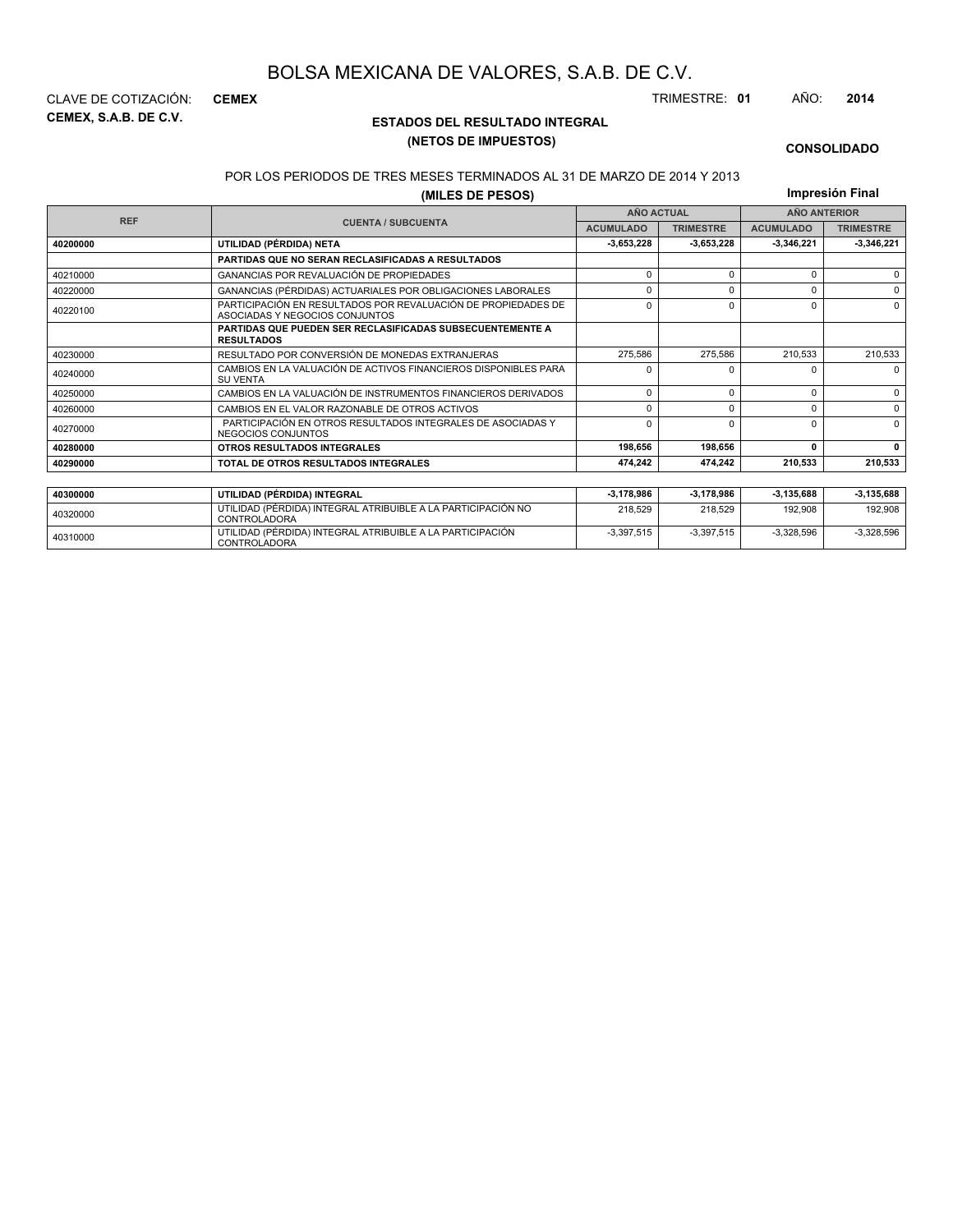# BOLSA MEXICANA DE VALORES, S.A.B. DE C.V.

CLAVE DE COTIZACIÓN: **CEMEX**

**CEMEX, S.A.B. DE C.V.**

TRIMESTRE: **01** AÑO: **2014**

## ESTADOS DEL RESULTADO INTEGRAL
## (NETOS DE IMPUESTOS)

**CONSOLIDADO**

POR LOS PERIODOS DE TRES MESES TERMINADOS AL 31 DE MARZO DE 2014 Y 2013

**(MILES DE PESOS)**

**Impresión Final**

| REF | CUENTA / SUBCUENTA | AÑO ACTUAL | | AÑO ANTERIOR | |
|---|---|---|---|---|---|
| | | ACUMULADO | TRIMESTRE | ACUMULADO | TRIMESTRE |
| **40200000** | **UTILIDAD (PÉRDIDA) NETA** | **-3,653,228** | **-3,653,228** | **-3,346,221** | **-3,346,221** |
| | **PARTIDAS QUE NO SERAN RECLASIFICADAS A RESULTADOS** | | | | |
| 40210000 | GANANCIAS POR REVALUACIÓN DE PROPIEDADES | 0 | 0 | 0 | 0 |
| 40220000 | GANANCIAS (PÉRDIDAS) ACTUARIALES POR OBLIGACIONES LABORALES | 0 | 0 | 0 | 0 |
| 40220100 | PARTICIPACIÓN EN RESULTADOS POR REVALUACIÓN DE PROPIEDADES DE ASOCIADAS Y NEGOCIOS CONJUNTOS | 0 | 0 | 0 | 0 |
| | **PARTIDAS QUE PUEDEN SER RECLASIFICADAS SUBSECUENTEMENTE A RESULTADOS** | | | | |
| 40230000 | RESULTADO POR CONVERSIÓN DE MONEDAS EXTRANJERAS | 275,586 | 275,586 | 210,533 | 210,533 |
| 40240000 | CAMBIOS EN LA VALUACIÓN DE ACTIVOS FINANCIEROS DISPONIBLES PARA SU VENTA | 0 | 0 | 0 | 0 |
| 40250000 | CAMBIOS EN LA VALUACIÓN DE INSTRUMENTOS FINANCIEROS DERIVADOS | 0 | 0 | 0 | 0 |
| 40260000 | CAMBIOS EN EL VALOR RAZONABLE DE OTROS ACTIVOS | 0 | 0 | 0 | 0 |
| 40270000 | PARTICIPACIÓN EN OTROS RESULTADOS INTEGRALES DE ASOCIADAS Y NEGOCIOS CONJUNTOS | 0 | 0 | 0 | 0 |
| **40280000** | **OTROS RESULTADOS INTEGRALES** | **198,656** | **198,656** | **0** | **0** |
| **40290000** | **TOTAL DE OTROS RESULTADOS INTEGRALES** | **474,242** | **474,242** | **210,533** | **210,533** |

| REF | CUENTA / SUBCUENTA | ACUMULADO | TRIMESTRE | ACUMULADO | TRIMESTRE |
|---|---|---|---|---|---|
| **40300000** | **UTILIDAD (PÉRDIDA) INTEGRAL** | **-3,178,986** | **-3,178,986** | **-3,135,688** | **-3,135,688** |
| 40320000 | UTILIDAD (PÉRDIDA) INTEGRAL ATRIBUIBLE A LA PARTICIPACIÓN NO CONTROLADORA | 218,529 | 218,529 | 192,908 | 192,908 |
| 40310000 | UTILIDAD (PÉRDIDA) INTEGRAL ATRIBUIBLE A LA PARTICIPACIÓN CONTROLADORA | -3,397,515 | -3,397,515 | -3,328,596 | -3,328,596 |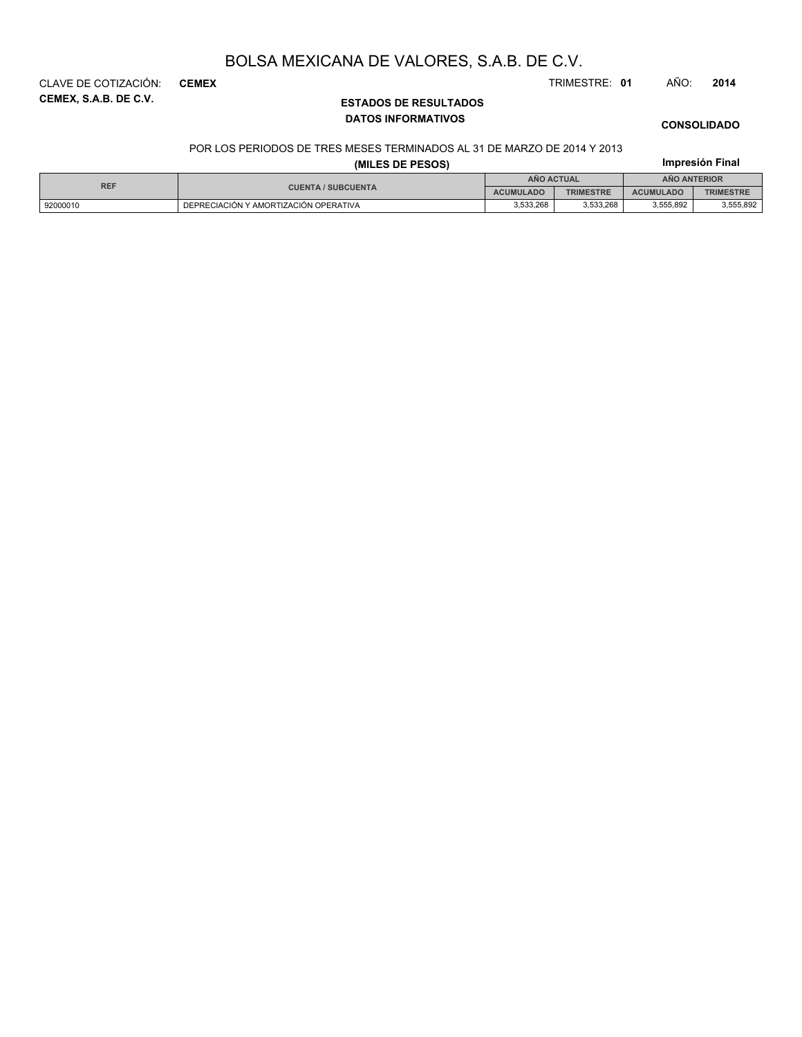# BOLSA MEXICANA DE VALORES, S.A.B. DE C.V.

CLAVE DE COTIZACIÓN: **CEMEX**

TRIMESTRE: **01** AÑO: **2014**

**CEMEX, S.A.B. DE C.V.**

**ESTADOS DE RESULTADOS**

**DATOS INFORMATIVOS**

**CONSOLIDADO**

POR LOS PERIODOS DE TRES MESES TERMINADOS AL 31 DE MARZO DE 2014 Y 2013

**(MILES DE PESOS)**

**Impresión Final**

| REF | CUENTA / SUBCUENTA | AÑO ACTUAL | | AÑO ANTERIOR | |
|---|---|---|---|---|---|
| | | ACUMULADO | TRIMESTRE | ACUMULADO | TRIMESTRE |
| 92000010 | DEPRECIACIÓN Y AMORTIZACIÓN OPERATIVA | 3,533,268 | 3,533,268 | 3,555,892 | 3,555,892 |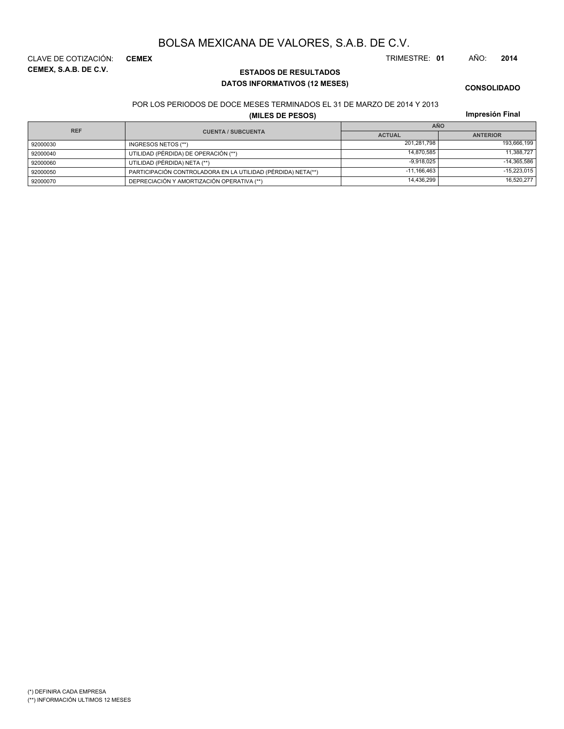# BOLSA MEXICANA DE VALORES, S.A.B. DE C.V.

CLAVE DE COTIZACIÓN: **CEMEX** TRIMESTRE: **01** AÑO: **2014**

**CEMEX, S.A.B. DE C.V.**

## ESTADOS DE RESULTADOS

### DATOS INFORMATIVOS (12 MESES)

**CONSOLIDADO**

POR LOS PERIODOS DE DOCE MESES TERMINADOS EL 31 DE MARZO DE 2014 Y 2013

**(MILES DE PESOS)**

**Impresión Final**

| REF | CUENTA / SUBCUENTA | AÑO | |
|---|---|---|---|
| | | ACTUAL | ANTERIOR |
| 92000030 | INGRESOS NETOS (**) | 201,281,798 | 193,666,199 |
| 92000040 | UTILIDAD (PÉRDIDA) DE OPERACIÓN (**) | 14,870,585 | 11,388,727 |
| 92000060 | UTILIDAD (PÉRDIDA) NETA (**) | -9,918,025 | -14,365,586 |
| 92000050 | PARTICIPACIÓN CONTROLADORA EN LA UTILIDAD (PÉRDIDA) NETA(**) | -11,166,463 | -15,223,015 |
| 92000070 | DEPRECIACIÓN Y AMORTIZACIÓN OPERATIVA (**) | 14,436,299 | 16,520,277 |

(*) DEFINIRA CADA EMPRESA

(**) INFORMACIÓN ULTIMOS 12 MESES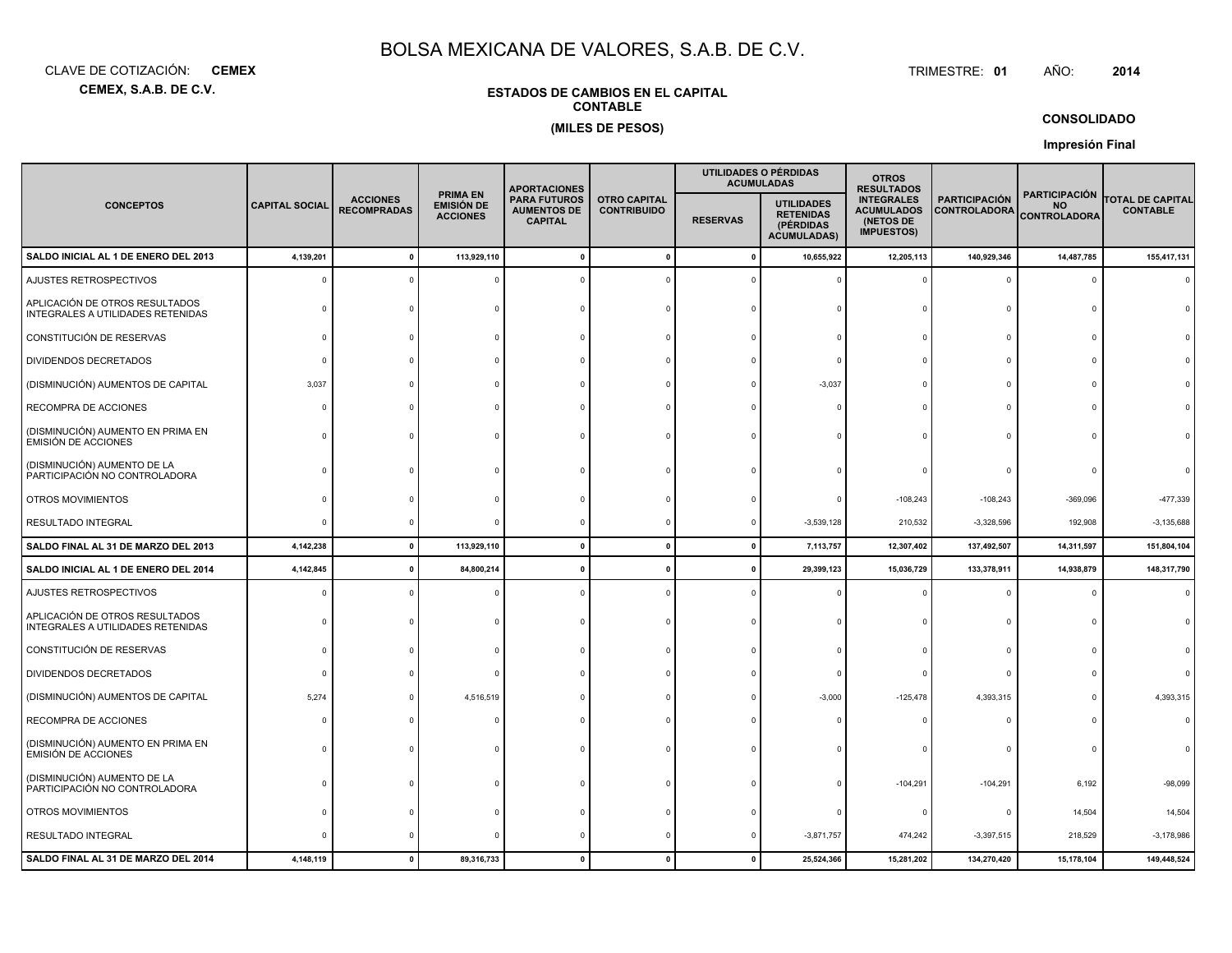# BOLSA MEXICANA DE VALORES, S.A.B. DE C.V.

CLAVE DE COTIZACIÓN: **CEMEX**

**CEMEX, S.A.B. DE C.V.**

TRIMESTRE: **01** AÑO: **2014**

**ESTADOS DE CAMBIOS EN EL CAPITAL CONTABLE**

**(MILES DE PESOS)**

**CONSOLIDADO**

**Impresión Final**

| CONCEPTOS | CAPITAL SOCIAL | ACCIONES RECOMPRADAS | PRIMA EN EMISIÓN DE ACCIONES | APORTACIONES PARA FUTUROS AUMENTOS DE CAPITAL | OTRO CAPITAL CONTRIBUIDO | UTILIDADES O PÉRDIDAS ACUMULADAS | | OTROS RESULTADOS INTEGRALES ACUMULADOS (NETOS DE IMPUESTOS) | PARTICIPACIÓN CONTROLADORA | PARTICIPACIÓN NO CONTROLADORA | TOTAL DE CAPITAL CONTABLE |
|---|---|---|---|---|---|---|---|---|---|---|---|
| | | | | | | RESERVAS | UTILIDADES RETENIDAS (PÉRDIDAS ACUMULADAS) | | | | |
| **SALDO INICIAL AL 1 DE ENERO DEL 2013** | **4,139,201** | **0** | **113,929,110** | **0** | **0** | **0** | **10,655,922** | **12,205,113** | **140,929,346** | **14,487,785** | **155,417,131** |
| AJUSTES RETROSPECTIVOS | 0 | 0 | 0 | 0 | 0 | 0 | 0 | 0 | 0 | 0 | 0 |
| APLICACIÓN DE OTROS RESULTADOS INTEGRALES A UTILIDADES RETENIDAS | 0 | 0 | 0 | 0 | 0 | 0 | 0 | 0 | 0 | 0 | 0 |
| CONSTITUCIÓN DE RESERVAS | 0 | 0 | 0 | 0 | 0 | 0 | 0 | 0 | 0 | 0 | 0 |
| DIVIDENDOS DECRETADOS | 0 | 0 | 0 | 0 | 0 | 0 | 0 | 0 | 0 | 0 | 0 |
| (DISMINUCIÓN) AUMENTOS DE CAPITAL | 3,037 | 0 | 0 | 0 | 0 | 0 | -3,037 | 0 | 0 | 0 | 0 |
| RECOMPRA DE ACCIONES | 0 | 0 | 0 | 0 | 0 | 0 | 0 | 0 | 0 | 0 | 0 |
| (DISMINUCIÓN) AUMENTO EN PRIMA EN EMISIÓN DE ACCIONES | 0 | 0 | 0 | 0 | 0 | 0 | 0 | 0 | 0 | 0 | 0 |
| (DISMINUCIÓN) AUMENTO DE LA PARTICIPACIÓN NO CONTROLADORA | 0 | 0 | 0 | 0 | 0 | 0 | 0 | 0 | 0 | 0 | 0 |
| OTROS MOVIMIENTOS | 0 | 0 | 0 | 0 | 0 | 0 | 0 | -108,243 | -108,243 | -369,096 | -477,339 |
| RESULTADO INTEGRAL | 0 | 0 | 0 | 0 | 0 | 0 | -3,539,128 | 210,532 | -3,328,596 | 192,908 | -3,135,688 |
| **SALDO FINAL AL 31 DE MARZO DEL 2013** | **4,142,238** | **0** | **113,929,110** | **0** | **0** | **0** | **7,113,757** | **12,307,402** | **137,492,507** | **14,311,597** | **151,804,104** |
| **SALDO INICIAL AL 1 DE ENERO DEL 2014** | **4,142,845** | **0** | **84,800,214** | **0** | **0** | **0** | **29,399,123** | **15,036,729** | **133,378,911** | **14,938,879** | **148,317,790** |
| AJUSTES RETROSPECTIVOS | 0 | 0 | 0 | 0 | 0 | 0 | 0 | 0 | 0 | 0 | 0 |
| APLICACIÓN DE OTROS RESULTADOS INTEGRALES A UTILIDADES RETENIDAS | 0 | 0 | 0 | 0 | 0 | 0 | 0 | 0 | 0 | 0 | 0 |
| CONSTITUCIÓN DE RESERVAS | 0 | 0 | 0 | 0 | 0 | 0 | 0 | 0 | 0 | 0 | 0 |
| DIVIDENDOS DECRETADOS | 0 | 0 | 0 | 0 | 0 | 0 | 0 | 0 | 0 | 0 | 0 |
| (DISMINUCIÓN) AUMENTOS DE CAPITAL | 5,274 | 0 | 4,516,519 | 0 | 0 | 0 | -3,000 | -125,478 | 4,393,315 | 0 | 4,393,315 |
| RECOMPRA DE ACCIONES | 0 | 0 | 0 | 0 | 0 | 0 | 0 | 0 | 0 | 0 | 0 |
| (DISMINUCIÓN) AUMENTO EN PRIMA EN EMISIÓN DE ACCIONES | 0 | 0 | 0 | 0 | 0 | 0 | 0 | 0 | 0 | 0 | 0 |
| (DISMINUCIÓN) AUMENTO DE LA PARTICIPACIÓN NO CONTROLADORA | 0 | 0 | 0 | 0 | 0 | 0 | 0 | -104,291 | -104,291 | 6,192 | -98,099 |
| OTROS MOVIMIENTOS | 0 | 0 | 0 | 0 | 0 | 0 | 0 | 0 | 0 | 14,504 | 14,504 |
| RESULTADO INTEGRAL | 0 | 0 | 0 | 0 | 0 | 0 | -3,871,757 | 474,242 | -3,397,515 | 218,529 | -3,178,986 |
| **SALDO FINAL AL 31 DE MARZO DEL 2014** | **4,148,119** | **0** | **89,316,733** | **0** | **0** | **0** | **25,524,366** | **15,281,202** | **134,270,420** | **15,178,104** | **149,448,524** |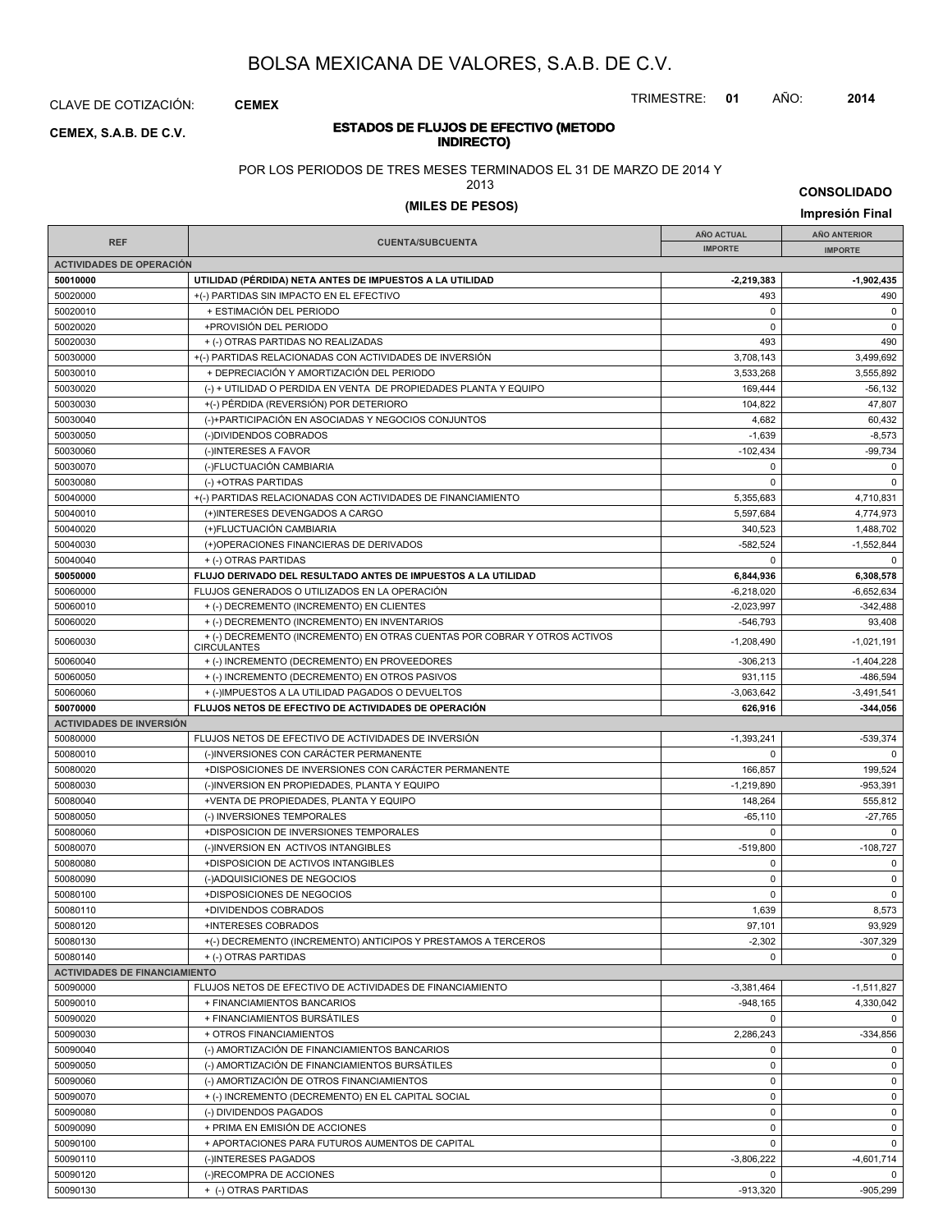# BOLSA MEXICANA DE VALORES, S.A.B. DE C.V.

CLAVE DE COTIZACIÓN: **CEMEX**

TRIMESTRE: **01** AÑO: **2014**

**CEMEX, S.A.B. DE C.V.**

**ESTADOS DE FLUJOS DE EFECTIVO (METODO INDIRECTO)**

POR LOS PERIODOS DE TRES MESES TERMINADOS EL 31 DE MARZO DE 2014 Y 2013

**(MILES DE PESOS)**

**CONSOLIDADO**

**Impresión Final**

| REF | CUENTA/SUBCUENTA | AÑO ACTUAL IMPORTE | AÑO ANTERIOR IMPORTE |
|---|---|---|---|
| **ACTIVIDADES DE OPERACIÓN** | | | |
| **50010000** | **UTILIDAD (PÉRDIDA) NETA ANTES DE IMPUESTOS A LA UTILIDAD** | **-2,219,383** | **-1,902,435** |
| 50020000 | +(-) PARTIDAS SIN IMPACTO EN EL EFECTIVO | 493 | 490 |
| 50020010 | + ESTIMACIÓN DEL PERIODO | 0 | 0 |
| 50020020 | +PROVISIÓN DEL PERIODO | 0 | 0 |
| 50020030 | + (-) OTRAS PARTIDAS NO REALIZADAS | 493 | 490 |
| 50030000 | +(-) PARTIDAS RELACIONADAS CON ACTIVIDADES DE INVERSIÓN | 3,708,143 | 3,499,692 |
| 50030010 | + DEPRECIACIÓN Y AMORTIZACIÓN DEL PERIODO | 3,533,268 | 3,555,892 |
| 50030020 | (-) + UTILIDAD O PERDIDA EN VENTA DE PROPIEDADES PLANTA Y EQUIPO | 169,444 | -56,132 |
| 50030030 | +(-) PÉRDIDA (REVERSIÓN) POR DETERIORO | 104,822 | 47,807 |
| 50030040 | (-)+PARTICIPACIÓN EN ASOCIADAS Y NEGOCIOS CONJUNTOS | 4,682 | 60,432 |
| 50030050 | (-)DIVIDENDOS COBRADOS | -1,639 | -8,573 |
| 50030060 | (-)INTERESES A FAVOR | -102,434 | -99,734 |
| 50030070 | (-)FLUCTUACIÓN CAMBIARIA | 0 | 0 |
| 50030080 | (-) +OTRAS PARTIDAS | 0 | 0 |
| 50040000 | +(-) PARTIDAS RELACIONADAS CON ACTIVIDADES DE FINANCIAMIENTO | 5,355,683 | 4,710,831 |
| 50040010 | (+)INTERESES DEVENGADOS A CARGO | 5,597,684 | 4,774,973 |
| 50040020 | (+)FLUCTUACIÓN CAMBIARIA | 340,523 | 1,488,702 |
| 50040030 | (+)OPERACIONES FINANCIERAS DE DERIVADOS | -582,524 | -1,552,844 |
| 50040040 | + (-) OTRAS PARTIDAS | 0 | 0 |
| **50050000** | **FLUJO DERIVADO DEL RESULTADO ANTES DE IMPUESTOS A LA UTILIDAD** | **6,844,936** | **6,308,578** |
| 50060000 | FLUJOS GENERADOS O UTILIZADOS EN LA OPERACIÓN | -6,218,020 | -6,652,634 |
| 50060010 | + (-) DECREMENTO (INCREMENTO) EN CLIENTES | -2,023,997 | -342,488 |
| 50060020 | + (-) DECREMENTO (INCREMENTO) EN INVENTARIOS | -546,793 | 93,408 |
| 50060030 | + (-) DECREMENTO (INCREMENTO) EN OTRAS CUENTAS POR COBRAR Y OTROS ACTIVOS CIRCULANTES | -1,208,490 | -1,021,191 |
| 50060040 | + (-) INCREMENTO (DECREMENTO) EN PROVEEDORES | -306,213 | -1,404,228 |
| 50060050 | + (-) INCREMENTO (DECREMENTO) EN OTROS PASIVOS | 931,115 | -486,594 |
| 50060060 | + (-)IMPUESTOS A LA UTILIDAD PAGADOS O DEVUELTOS | -3,063,642 | -3,491,541 |
| **50070000** | **FLUJOS NETOS DE EFECTIVO DE ACTIVIDADES DE OPERACIÓN** | **626,916** | **-344,056** |
| **ACTIVIDADES DE INVERSIÓN** | | | |
| 50080000 | FLUJOS NETOS DE EFECTIVO DE ACTIVIDADES DE INVERSIÓN | -1,393,241 | -539,374 |
| 50080010 | (-)INVERSIONES CON CARÁCTER PERMANENTE | 0 | 0 |
| 50080020 | +DISPOSICIONES DE INVERSIONES CON CARÁCTER PERMANENTE | 166,857 | 199,524 |
| 50080030 | (-)INVERSION EN PROPIEDADES, PLANTA Y EQUIPO | -1,219,890 | -953,391 |
| 50080040 | +VENTA DE PROPIEDADES, PLANTA Y EQUIPO | 148,264 | 555,812 |
| 50080050 | (-) INVERSIONES TEMPORALES | -65,110 | -27,765 |
| 50080060 | +DISPOSICION DE INVERSIONES TEMPORALES | 0 | 0 |
| 50080070 | (-)INVERSION EN ACTIVOS INTANGIBLES | -519,800 | -108,727 |
| 50080080 | +DISPOSICION DE ACTIVOS INTANGIBLES | 0 | 0 |
| 50080090 | (-)ADQUISICIONES DE NEGOCIOS | 0 | 0 |
| 50080100 | +DISPOSICIONES DE NEGOCIOS | 0 | 0 |
| 50080110 | +DIVIDENDOS COBRADOS | 1,639 | 8,573 |
| 50080120 | +INTERESES COBRADOS | 97,101 | 93,929 |
| 50080130 | +(-) DECREMENTO (INCREMENTO) ANTICIPOS Y PRESTAMOS A TERCEROS | -2,302 | -307,329 |
| 50080140 | + (-) OTRAS PARTIDAS | 0 | 0 |
| **ACTIVIDADES DE FINANCIAMIENTO** | | | |
| 50090000 | FLUJOS NETOS DE EFECTIVO DE ACTIVIDADES DE FINANCIAMIENTO | -3,381,464 | -1,511,827 |
| 50090010 | + FINANCIAMIENTOS BANCARIOS | -948,165 | 4,330,042 |
| 50090020 | + FINANCIAMIENTOS BURSÁTILES | 0 | 0 |
| 50090030 | + OTROS FINANCIAMIENTOS | 2,286,243 | -334,856 |
| 50090040 | (-) AMORTIZACIÓN DE FINANCIAMIENTOS BANCARIOS | 0 | 0 |
| 50090050 | (-) AMORTIZACIÓN DE FINANCIAMIENTOS BURSÁTILES | 0 | 0 |
| 50090060 | (-) AMORTIZACIÓN DE OTROS FINANCIAMIENTOS | 0 | 0 |
| 50090070 | + (-) INCREMENTO (DECREMENTO) EN EL CAPITAL SOCIAL | 0 | 0 |
| 50090080 | (-) DIVIDENDOS PAGADOS | 0 | 0 |
| 50090090 | + PRIMA EN EMISIÓN DE ACCIONES | 0 | 0 |
| 50090100 | + APORTACIONES PARA FUTUROS AUMENTOS DE CAPITAL | 0 | 0 |
| 50090110 | (-)INTERESES PAGADOS | -3,806,222 | -4,601,714 |
| 50090120 | (-)RECOMPRA DE ACCIONES | 0 | 0 |
| 50090130 | + (-) OTRAS PARTIDAS | -913,320 | -905,299 |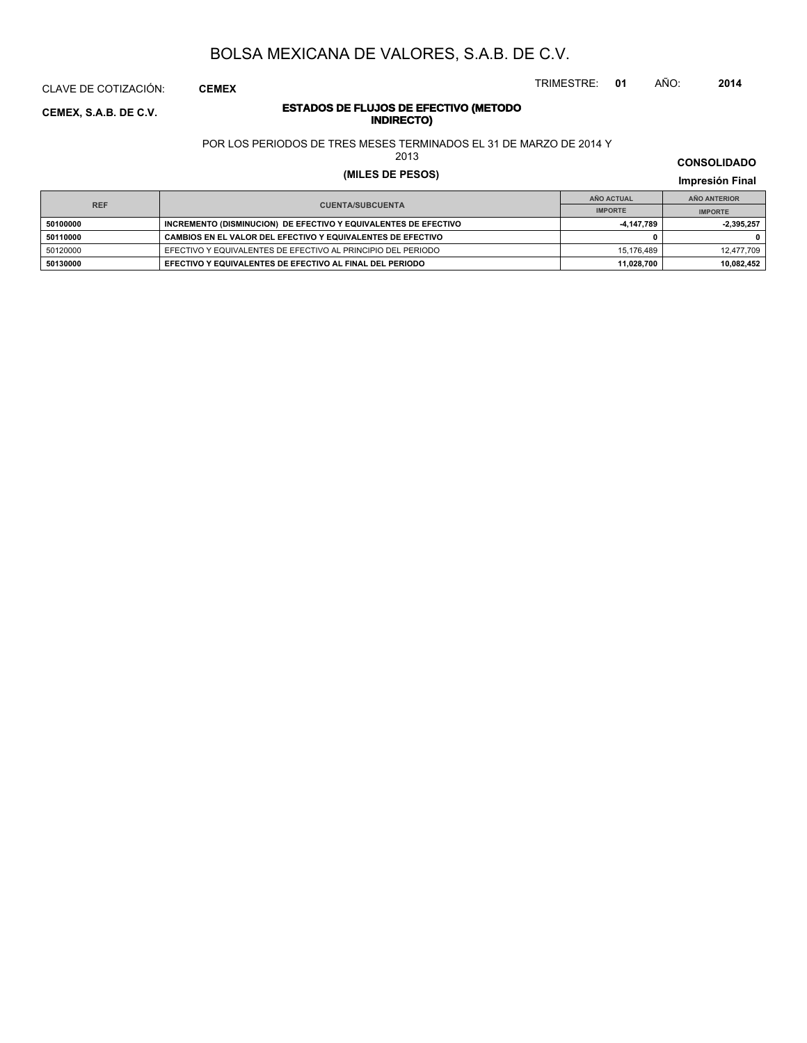# BOLSA MEXICANA DE VALORES, S.A.B. DE C.V.

CLAVE DE COTIZACIÓN: **CEMEX**

TRIMESTRE: **01** AÑO: **2014**

**CEMEX, S.A.B. DE C.V.**

**ESTADOS DE FLUJOS DE EFECTIVO (METODO INDIRECTO)**

POR LOS PERIODOS DE TRES MESES TERMINADOS EL 31 DE MARZO DE 2014 Y 2013

**(MILES DE PESOS)**

**CONSOLIDADO**

**Impresión Final**

| REF | CUENTA/SUBCUENTA | AÑO ACTUAL | AÑO ANTERIOR |
|---|---|---|---|
| | | IMPORTE | IMPORTE |
| **50100000** | **INCREMENTO (DISMINUCION) DE EFECTIVO Y EQUIVALENTES DE EFECTIVO** | **-4,147,789** | **-2,395,257** |
| **50110000** | **CAMBIOS EN EL VALOR DEL EFECTIVO Y EQUIVALENTES DE EFECTIVO** | **0** | **0** |
| 50120000 | EFECTIVO Y EQUIVALENTES DE EFECTIVO AL PRINCIPIO DEL PERIODO | 15,176,489 | 12,477,709 |
| **50130000** | **EFECTIVO Y EQUIVALENTES DE EFECTIVO AL FINAL DEL PERIODO** | **11,028,700** | **10,082,452** |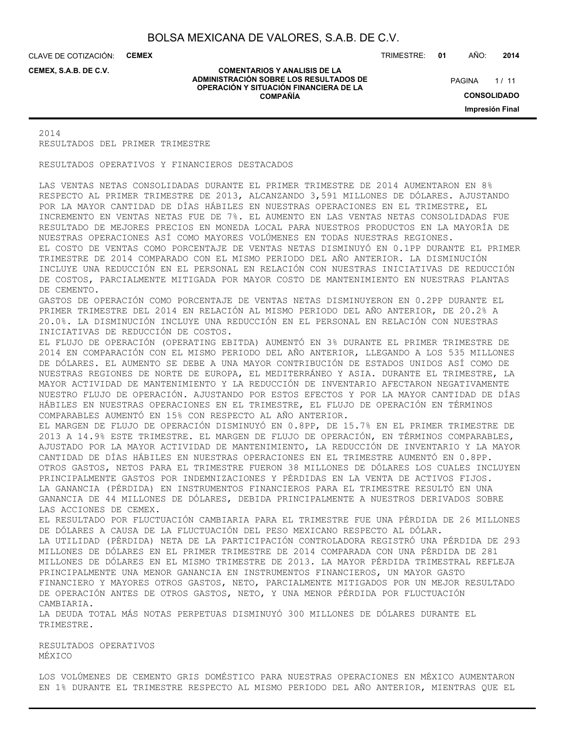2014
RESULTADOS DEL PRIMER TRIMESTRE

RESULTADOS OPERATIVOS Y FINANCIEROS DESTACADOS

LAS VENTAS NETAS CONSOLIDADAS DURANTE EL PRIMER TRIMESTRE DE 2014 AUMENTARON EN 8% RESPECTO AL PRIMER TRIMESTRE DE 2013, ALCANZANDO 3,591 MILLONES DE DÓLARES. AJUSTANDO POR LA MAYOR CANTIDAD DE DÍAS HÁBILES EN NUESTRAS OPERACIONES EN EL TRIMESTRE, EL INCREMENTO EN VENTAS NETAS FUE DE 7%. EL AUMENTO EN LAS VENTAS NETAS CONSOLIDADAS FUE RESULTADO DE MEJORES PRECIOS EN MONEDA LOCAL PARA NUESTROS PRODUCTOS EN LA MAYORÍA DE NUESTRAS OPERACIONES ASÍ COMO MAYORES VOLÚMENES EN TODAS NUESTRAS REGIONES.
EL COSTO DE VENTAS COMO PORCENTAJE DE VENTAS NETAS DISMINUYÓ EN 0.1PP DURANTE EL PRIMER TRIMESTRE DE 2014 COMPARADO CON EL MISMO PERIODO DEL AÑO ANTERIOR. LA DISMINUCIÓN INCLUYE UNA REDUCCIÓN EN EL PERSONAL EN RELACIÓN CON NUESTRAS INICIATIVAS DE REDUCCIÓN DE COSTOS, PARCIALMENTE MITIGADA POR MAYOR COSTO DE MANTENIMIENTO EN NUESTRAS PLANTAS DE CEMENTO.
GASTOS DE OPERACIÓN COMO PORCENTAJE DE VENTAS NETAS DISMINUYERON EN 0.2PP DURANTE EL PRIMER TRIMESTRE DEL 2014 EN RELACIÓN AL MISMO PERIODO DEL AÑO ANTERIOR, DE 20.2% A 20.0%. LA DISMINUCIÓN INCLUYE UNA REDUCCIÓN EN EL PERSONAL EN RELACIÓN CON NUESTRAS INICIATIVAS DE REDUCCIÓN DE COSTOS.
EL FLUJO DE OPERACIÓN (OPERATING EBITDA) AUMENTÓ EN 3% DURANTE EL PRIMER TRIMESTRE DE 2014 EN COMPARACIÓN CON EL MISMO PERIODO DEL AÑO ANTERIOR, LLEGANDO A LOS 535 MILLONES DE DÓLARES. EL AUMENTO SE DEBE A UNA MAYOR CONTRIBUCIÓN DE ESTADOS UNIDOS ASÍ COMO DE NUESTRAS REGIONES DE NORTE DE EUROPA, EL MEDITERRÁNEO Y ASIA. DURANTE EL TRIMESTRE, LA MAYOR ACTIVIDAD DE MANTENIMIENTO Y LA REDUCCIÓN DE INVENTARIO AFECTARON NEGATIVAMENTE NUESTRO FLUJO DE OPERACIÓN. AJUSTANDO POR ESTOS EFECTOS Y POR LA MAYOR CANTIDAD DE DÍAS HÁBILES EN NUESTRAS OPERACIONES EN EL TRIMESTRE, EL FLUJO DE OPERACIÓN EN TÉRMINOS COMPARABLES AUMENTÓ EN 15% CON RESPECTO AL AÑO ANTERIOR.
EL MARGEN DE FLUJO DE OPERACIÓN DISMINUYÓ EN 0.8PP, DE 15.7% EN EL PRIMER TRIMESTRE DE 2013 A 14.9% ESTE TRIMESTRE. EL MARGEN DE FLUJO DE OPERACIÓN, EN TÉRMINOS COMPARABLES, AJUSTADO POR LA MAYOR ACTIVIDAD DE MANTENIMIENTO, LA REDUCCIÓN DE INVENTARIO Y LA MAYOR CANTIDAD DE DÍAS HÁBILES EN NUESTRAS OPERACIONES EN EL TRIMESTRE AUMENTÓ EN 0.8PP.
OTROS GASTOS, NETOS PARA EL TRIMESTRE FUERON 38 MILLONES DE DÓLARES LOS CUALES INCLUYEN PRINCIPALMENTE GASTOS POR INDEMNIZACIONES Y PÉRDIDAS EN LA VENTA DE ACTIVOS FIJOS.
LA GANANCIA (PÉRDIDA) EN INSTRUMENTOS FINANCIEROS PARA EL TRIMESTRE RESULTÓ EN UNA GANANCIA DE 44 MILLONES DE DÓLARES, DEBIDA PRINCIPALMENTE A NUESTROS DERIVADOS SOBRE LAS ACCIONES DE CEMEX.
EL RESULTADO POR FLUCTUACIÓN CAMBIARIA PARA EL TRIMESTRE FUE UNA PÉRDIDA DE 26 MILLONES DE DÓLARES A CAUSA DE LA FLUCTUACIÓN DEL PESO MEXICANO RESPECTO AL DÓLAR.
LA UTILIDAD (PÉRDIDA) NETA DE LA PARTICIPACIÓN CONTROLADORA REGISTRÓ UNA PÉRDIDA DE 293 MILLONES DE DÓLARES EN EL PRIMER TRIMESTRE DE 2014 COMPARADA CON UNA PÉRDIDA DE 281 MILLONES DE DÓLARES EN EL MISMO TRIMESTRE DE 2013. LA MAYOR PÉRDIDA TRIMESTRAL REFLEJA PRINCIPALMENTE UNA MENOR GANANCIA EN INSTRUMENTOS FINANCIEROS, UN MAYOR GASTO FINANCIERO Y MAYORES OTROS GASTOS, NETO, PARCIALMENTE MITIGADOS POR UN MEJOR RESULTADO DE OPERACIÓN ANTES DE OTROS GASTOS, NETO, Y UNA MENOR PÉRDIDA POR FLUCTUACIÓN CAMBIARIA.
LA DEUDA TOTAL MÁS NOTAS PERPETUAS DISMINUYÓ 300 MILLONES DE DÓLARES DURANTE EL TRIMESTRE.

RESULTADOS OPERATIVOS
MÉXICO

LOS VOLÚMENES DE CEMENTO GRIS DOMÉSTICO PARA NUESTRAS OPERACIONES EN MÉXICO AUMENTARON EN 1% DURANTE EL TRIMESTRE RESPECTO AL MISMO PERIODO DEL AÑO ANTERIOR, MIENTRAS QUE EL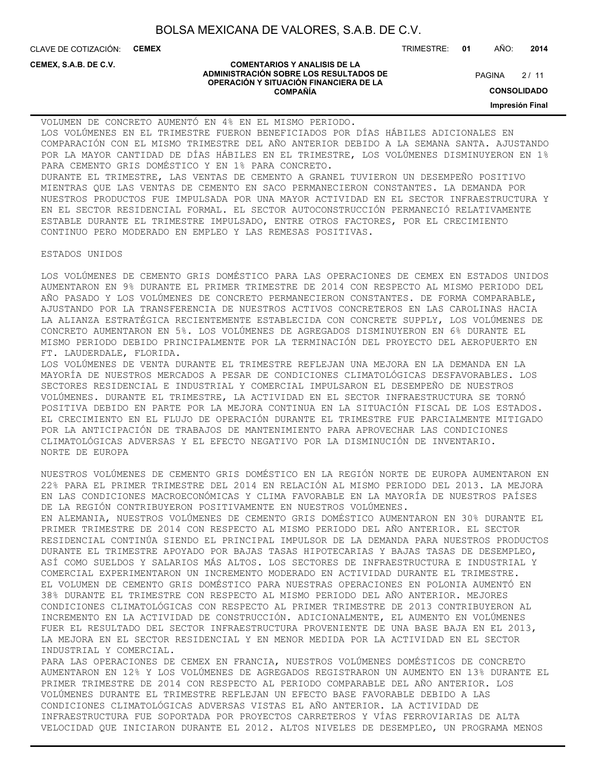VOLUMEN DE CONCRETO AUMENTÓ EN 4% EN EL MISMO PERIODO.

LOS VOLÚMENES EN EL TRIMESTRE FUERON BENEFICIADOS POR DÍAS HÁBILES ADICIONALES EN COMPARACIÓN CON EL MISMO TRIMESTRE DEL AÑO ANTERIOR DEBIDO A LA SEMANA SANTA. AJUSTANDO POR LA MAYOR CANTIDAD DE DÍAS HÁBILES EN EL TRIMESTRE, LOS VOLÚMENES DISMINUYERON EN 1% PARA CEMENTO GRIS DOMÉSTICO Y EN 1% PARA CONCRETO.

DURANTE EL TRIMESTRE, LAS VENTAS DE CEMENTO A GRANEL TUVIERON UN DESEMPEÑO POSITIVO MIENTRAS QUE LAS VENTAS DE CEMENTO EN SACO PERMANECIERON CONSTANTES. LA DEMANDA POR NUESTROS PRODUCTOS FUE IMPULSADA POR UNA MAYOR ACTIVIDAD EN EL SECTOR INFRAESTRUCTURA Y EN EL SECTOR RESIDENCIAL FORMAL. EL SECTOR AUTOCONSTRUCCIÓN PERMANECIÓ RELATIVAMENTE ESTABLE DURANTE EL TRIMESTRE IMPULSADO, ENTRE OTROS FACTORES, POR EL CRECIMIENTO CONTINUO PERO MODERADO EN EMPLEO Y LAS REMESAS POSITIVAS.

ESTADOS UNIDOS

LOS VOLÚMENES DE CEMENTO GRIS DOMÉSTICO PARA LAS OPERACIONES DE CEMEX EN ESTADOS UNIDOS AUMENTARON EN 9% DURANTE EL PRIMER TRIMESTRE DE 2014 CON RESPECTO AL MISMO PERIODO DEL AÑO PASADO Y LOS VOLÚMENES DE CONCRETO PERMANECIERON CONSTANTES. DE FORMA COMPARABLE, AJUSTANDO POR LA TRANSFERENCIA DE NUESTROS ACTIVOS CONCRETEROS EN LAS CAROLINAS HACIA LA ALIANZA ESTRATÉGICA RECIENTEMENTE ESTABLECIDA CON CONCRETE SUPPLY, LOS VOLÚMENES DE CONCRETO AUMENTARON EN 5%. LOS VOLÚMENES DE AGREGADOS DISMINUYERON EN 6% DURANTE EL MISMO PERIODO DEBIDO PRINCIPALMENTE POR LA TERMINACIÓN DEL PROYECTO DEL AEROPUERTO EN FT. LAUDERDALE, FLORIDA.

LOS VOLÚMENES DE VENTA DURANTE EL TRIMESTRE REFLEJAN UNA MEJORA EN LA DEMANDA EN LA MAYORÍA DE NUESTROS MERCADOS A PESAR DE CONDICIONES CLIMATOLÓGICAS DESFAVORABLES. LOS SECTORES RESIDENCIAL E INDUSTRIAL Y COMERCIAL IMPULSARON EL DESEMPEÑO DE NUESTROS VOLÚMENES. DURANTE EL TRIMESTRE, LA ACTIVIDAD EN EL SECTOR INFRAESTRUCTURA SE TORNÓ POSITIVA DEBIDO EN PARTE POR LA MEJORA CONTINUA EN LA SITUACIÓN FISCAL DE LOS ESTADOS. EL CRECIMIENTO EN EL FLUJO DE OPERACIÓN DURANTE EL TRIMESTRE FUE PARCIALMENTE MITIGADO POR LA ANTICIPACIÓN DE TRABAJOS DE MANTENIMIENTO PARA APROVECHAR LAS CONDICIONES CLIMATOLÓGICAS ADVERSAS Y EL EFECTO NEGATIVO POR LA DISMINUCIÓN DE INVENTARIO.

NORTE DE EUROPA

NUESTROS VOLÚMENES DE CEMENTO GRIS DOMÉSTICO EN LA REGIÓN NORTE DE EUROPA AUMENTARON EN 22% PARA EL PRIMER TRIMESTRE DEL 2014 EN RELACIÓN AL MISMO PERIODO DEL 2013. LA MEJORA EN LAS CONDICIONES MACROECONÓMICAS Y CLIMA FAVORABLE EN LA MAYORÍA DE NUESTROS PAÍSES DE LA REGIÓN CONTRIBUYERON POSITIVAMENTE EN NUESTROS VOLÚMENES.

EN ALEMANIA, NUESTROS VOLÚMENES DE CEMENTO GRIS DOMÉSTICO AUMENTARON EN 30% DURANTE EL PRIMER TRIMESTRE DE 2014 CON RESPECTO AL MISMO PERIODO DEL AÑO ANTERIOR. EL SECTOR RESIDENCIAL CONTINÚA SIENDO EL PRINCIPAL IMPULSOR DE LA DEMANDA PARA NUESTROS PRODUCTOS DURANTE EL TRIMESTRE APOYADO POR BAJAS TASAS HIPOTECARIAS Y BAJAS TASAS DE DESEMPLEO, ASÍ COMO SUELDOS Y SALARIOS MÁS ALTOS. LOS SECTORES DE INFRAESTRUCTURA E INDUSTRIAL Y COMERCIAL EXPERIMENTARON UN INCREMENTO MODERADO EN ACTIVIDAD DURANTE EL TRIMESTRE.

EL VOLUMEN DE CEMENTO GRIS DOMÉSTICO PARA NUESTRAS OPERACIONES EN POLONIA AUMENTÓ EN 38% DURANTE EL TRIMESTRE CON RESPECTO AL MISMO PERIODO DEL AÑO ANTERIOR. MEJORES CONDICIONES CLIMATOLÓGICAS CON RESPECTO AL PRIMER TRIMESTRE DE 2013 CONTRIBUYERON AL INCREMENTO EN LA ACTIVIDAD DE CONSTRUCCIÓN. ADICIONALMENTE, EL AUMENTO EN VOLÚMENES FUER EL RESULTADO DEL SECTOR INFRAESTRUCTURA PROVENIENTE DE UNA BASE BAJA EN EL 2013, LA MEJORA EN EL SECTOR RESIDENCIAL Y EN MENOR MEDIDA POR LA ACTIVIDAD EN EL SECTOR INDUSTRIAL Y COMERCIAL.

PARA LAS OPERACIONES DE CEMEX EN FRANCIA, NUESTROS VOLÚMENES DOMÉSTICOS DE CONCRETO AUMENTARON EN 12% Y LOS VOLÚMENES DE AGREGADOS REGISTRARON UN AUMENTO EN 13% DURANTE EL PRIMER TRIMESTRE DE 2014 CON RESPECTO AL PERIODO COMPARABLE DEL AÑO ANTERIOR. LOS VOLÚMENES DURANTE EL TRIMESTRE REFLEJAN UN EFECTO BASE FAVORABLE DEBIDO A LAS CONDICIONES CLIMATOLÓGICAS ADVERSAS VISTAS EL AÑO ANTERIOR. LA ACTIVIDAD DE INFRAESTRUCTURA FUE SOPORTADA POR PROYECTOS CARRETEROS Y VÍAS FERROVIARIAS DE ALTA VELOCIDAD QUE INICIARON DURANTE EL 2012. ALTOS NIVELES DE DESEMPLEO, UN PROGRAMA MENOS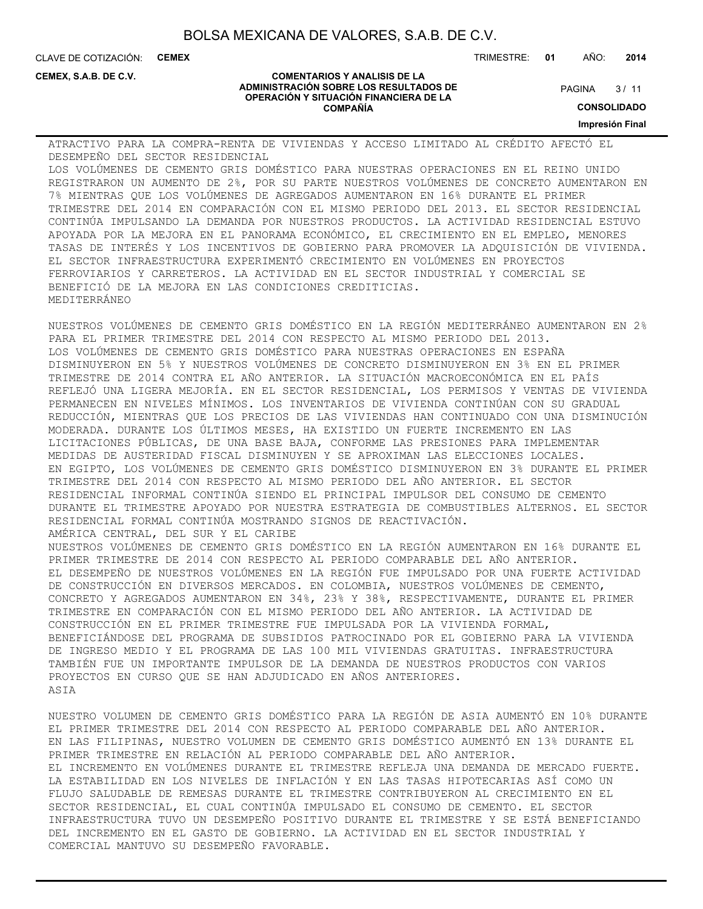ATRACTIVO PARA LA COMPRA-RENTA DE VIVIENDAS Y ACCESO LIMITADO AL CRÉDITO AFECTÓ EL DESEMPEÑO DEL SECTOR RESIDENCIAL

LOS VOLÚMENES DE CEMENTO GRIS DOMÉSTICO PARA NUESTRAS OPERACIONES EN EL REINO UNIDO REGISTRARON UN AUMENTO DE 2%, POR SU PARTE NUESTROS VOLÚMENES DE CONCRETO AUMENTARON EN 7% MIENTRAS QUE LOS VOLÚMENES DE AGREGADOS AUMENTARON EN 16% DURANTE EL PRIMER TRIMESTRE DEL 2014 EN COMPARACIÓN CON EL MISMO PERIODO DEL 2013. EL SECTOR RESIDENCIAL CONTINÚA IMPULSANDO LA DEMANDA POR NUESTROS PRODUCTOS. LA ACTIVIDAD RESIDENCIAL ESTUVO APOYADA POR LA MEJORA EN EL PANORAMA ECONÓMICO, EL CRECIMIENTO EN EL EMPLEO, MENORES TASAS DE INTERÉS Y LOS INCENTIVOS DE GOBIERNO PARA PROMOVER LA ADQUISICIÓN DE VIVIENDA. EL SECTOR INFRAESTRUCTURA EXPERIMENTÓ CRECIMIENTO EN VOLÚMENES EN PROYECTOS FERROVIARIOS Y CARRETEROS. LA ACTIVIDAD EN EL SECTOR INDUSTRIAL Y COMERCIAL SE BENEFICIÓ DE LA MEJORA EN LAS CONDICIONES CREDITICIAS.

MEDITERRÁNEO

NUESTROS VOLÚMENES DE CEMENTO GRIS DOMÉSTICO EN LA REGIÓN MEDITERRÁNEO AUMENTARON EN 2% PARA EL PRIMER TRIMESTRE DEL 2014 CON RESPECTO AL MISMO PERIODO DEL 2013.

LOS VOLÚMENES DE CEMENTO GRIS DOMÉSTICO PARA NUESTRAS OPERACIONES EN ESPAÑA DISMINUYERON EN 5% Y NUESTROS VOLÚMENES DE CONCRETO DISMINUYERON EN 3% EN EL PRIMER TRIMESTRE DE 2014 CONTRA EL AÑO ANTERIOR. LA SITUACIÓN MACROECONÓMICA EN EL PAÍS REFLEJÓ UNA LIGERA MEJORÍA. EN EL SECTOR RESIDENCIAL, LOS PERMISOS Y VENTAS DE VIVIENDA PERMANECEN EN NIVELES MÍNIMOS. LOS INVENTARIOS DE VIVIENDA CONTINÚAN CON SU GRADUAL REDUCCIÓN, MIENTRAS QUE LOS PRECIOS DE LAS VIVIENDAS HAN CONTINUADO CON UNA DISMINUCIÓN MODERADA. DURANTE LOS ÚLTIMOS MESES, HA EXISTIDO UN FUERTE INCREMENTO EN LAS LICITACIONES PÚBLICAS, DE UNA BASE BAJA, CONFORME LAS PRESIONES PARA IMPLEMENTAR MEDIDAS DE AUSTERIDAD FISCAL DISMINUYEN Y SE APROXIMAN LAS ELECCIONES LOCALES.

EN EGIPTO, LOS VOLÚMENES DE CEMENTO GRIS DOMÉSTICO DISMINUYERON EN 3% DURANTE EL PRIMER TRIMESTRE DEL 2014 CON RESPECTO AL MISMO PERIODO DEL AÑO ANTERIOR. EL SECTOR RESIDENCIAL INFORMAL CONTINÚA SIENDO EL PRINCIPAL IMPULSOR DEL CONSUMO DE CEMENTO DURANTE EL TRIMESTRE APOYADO POR NUESTRA ESTRATEGIA DE COMBUSTIBLES ALTERNOS. EL SECTOR RESIDENCIAL FORMAL CONTINÚA MOSTRANDO SIGNOS DE REACTIVACIÓN.

AMÉRICA CENTRAL, DEL SUR Y EL CARIBE

NUESTROS VOLÚMENES DE CEMENTO GRIS DOMÉSTICO EN LA REGIÓN AUMENTARON EN 16% DURANTE EL PRIMER TRIMESTRE DE 2014 CON RESPECTO AL PERIODO COMPARABLE DEL AÑO ANTERIOR.

EL DESEMPEÑO DE NUESTROS VOLÚMENES EN LA REGIÓN FUE IMPULSADO POR UNA FUERTE ACTIVIDAD DE CONSTRUCCIÓN EN DIVERSOS MERCADOS. EN COLOMBIA, NUESTROS VOLÚMENES DE CEMENTO, CONCRETO Y AGREGADOS AUMENTARON EN 34%, 23% Y 38%, RESPECTIVAMENTE, DURANTE EL PRIMER TRIMESTRE EN COMPARACIÓN CON EL MISMO PERIODO DEL AÑO ANTERIOR. LA ACTIVIDAD DE CONSTRUCCIÓN EN EL PRIMER TRIMESTRE FUE IMPULSADA POR LA VIVIENDA FORMAL, BENEFICIÁNDOSE DEL PROGRAMA DE SUBSIDIOS PATROCINADO POR EL GOBIERNO PARA LA VIVIENDA DE INGRESO MEDIO Y EL PROGRAMA DE LAS 100 MIL VIVIENDAS GRATUITAS. INFRAESTRUCTURA TAMBIÉN FUE UN IMPORTANTE IMPULSOR DE LA DEMANDA DE NUESTROS PRODUCTOS CON VARIOS PROYECTOS EN CURSO QUE SE HAN ADJUDICADO EN AÑOS ANTERIORES.

ASIA

NUESTRO VOLUMEN DE CEMENTO GRIS DOMÉSTICO PARA LA REGIÓN DE ASIA AUMENTÓ EN 10% DURANTE EL PRIMER TRIMESTRE DEL 2014 CON RESPECTO AL PERIODO COMPARABLE DEL AÑO ANTERIOR.

EN LAS FILIPINAS, NUESTRO VOLUMEN DE CEMENTO GRIS DOMÉSTICO AUMENTÓ EN 13% DURANTE EL PRIMER TRIMESTRE EN RELACIÓN AL PERIODO COMPARABLE DEL AÑO ANTERIOR.

EL INCREMENTO EN VOLÚMENES DURANTE EL TRIMESTRE REFLEJA UNA DEMANDA DE MERCADO FUERTE. LA ESTABILIDAD EN LOS NIVELES DE INFLACIÓN Y EN LAS TASAS HIPOTECARIAS ASÍ COMO UN FLUJO SALUDABLE DE REMESAS DURANTE EL TRIMESTRE CONTRIBUYERON AL CRECIMIENTO EN EL SECTOR RESIDENCIAL, EL CUAL CONTINÚA IMPULSADO EL CONSUMO DE CEMENTO. EL SECTOR INFRAESTRUCTURA TUVO UN DESEMPEÑO POSITIVO DURANTE EL TRIMESTRE Y SE ESTÁ BENEFICIANDO DEL INCREMENTO EN EL GASTO DE GOBIERNO. LA ACTIVIDAD EN EL SECTOR INDUSTRIAL Y COMERCIAL MANTUVO SU DESEMPEÑO FAVORABLE.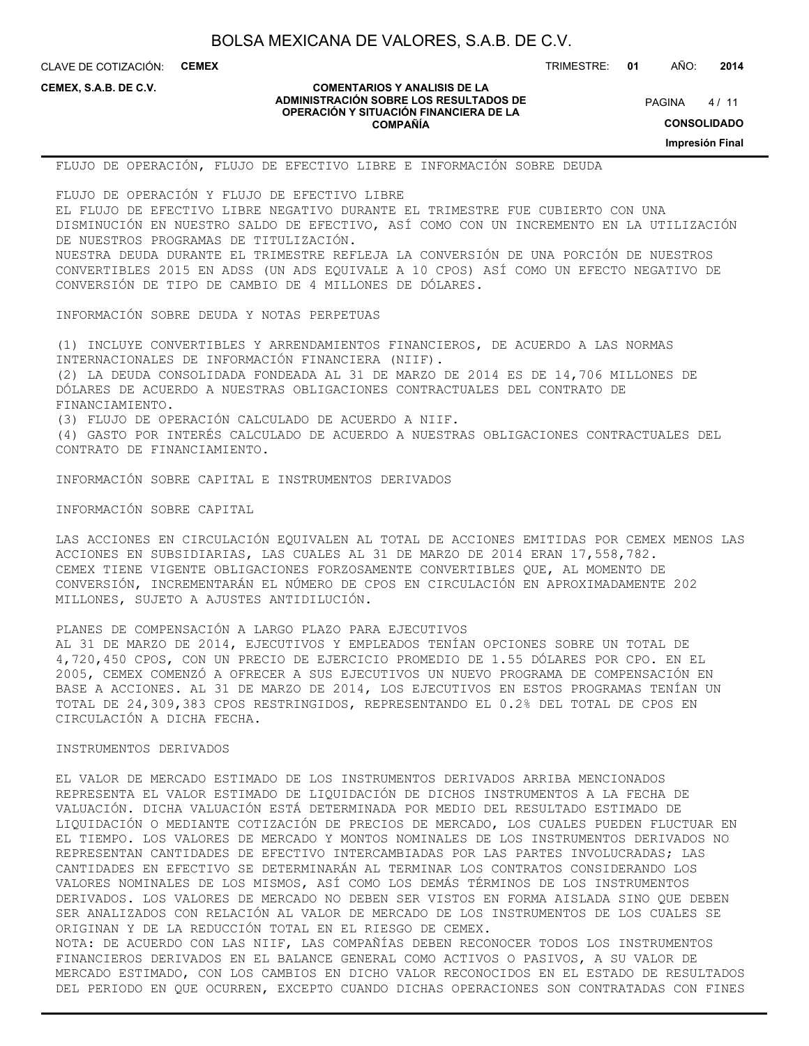FLUJO DE OPERACIÓN, FLUJO DE EFECTIVO LIBRE E INFORMACIÓN SOBRE DEUDA

FLUJO DE OPERACIÓN Y FLUJO DE EFECTIVO LIBRE

EL FLUJO DE EFECTIVO LIBRE NEGATIVO DURANTE EL TRIMESTRE FUE CUBIERTO CON UNA DISMINUCIÓN EN NUESTRO SALDO DE EFECTIVO, ASÍ COMO CON UN INCREMENTO EN LA UTILIZACIÓN DE NUESTROS PROGRAMAS DE TITULIZACIÓN.

NUESTRA DEUDA DURANTE EL TRIMESTRE REFLEJA LA CONVERSIÓN DE UNA PORCIÓN DE NUESTROS CONVERTIBLES 2015 EN ADSS (UN ADS EQUIVALE A 10 CPOS) ASÍ COMO UN EFECTO NEGATIVO DE CONVERSIÓN DE TIPO DE CAMBIO DE 4 MILLONES DE DÓLARES.

INFORMACIÓN SOBRE DEUDA Y NOTAS PERPETUAS

(1) INCLUYE CONVERTIBLES Y ARRENDAMIENTOS FINANCIEROS, DE ACUERDO A LAS NORMAS INTERNACIONALES DE INFORMACIÓN FINANCIERA (NIIF).

(2) LA DEUDA CONSOLIDADA FONDEADA AL 31 DE MARZO DE 2014 ES DE 14,706 MILLONES DE DÓLARES DE ACUERDO A NUESTRAS OBLIGACIONES CONTRACTUALES DEL CONTRATO DE FINANCIAMIENTO.

(3) FLUJO DE OPERACIÓN CALCULADO DE ACUERDO A NIIF.

(4) GASTO POR INTERÉS CALCULADO DE ACUERDO A NUESTRAS OBLIGACIONES CONTRACTUALES DEL CONTRATO DE FINANCIAMIENTO.

INFORMACIÓN SOBRE CAPITAL E INSTRUMENTOS DERIVADOS

INFORMACIÓN SOBRE CAPITAL

LAS ACCIONES EN CIRCULACIÓN EQUIVALEN AL TOTAL DE ACCIONES EMITIDAS POR CEMEX MENOS LAS ACCIONES EN SUBSIDIARIAS, LAS CUALES AL 31 DE MARZO DE 2014 ERAN 17,558,782.

CEMEX TIENE VIGENTE OBLIGACIONES FORZOSAMENTE CONVERTIBLES QUE, AL MOMENTO DE CONVERSIÓN, INCREMENTARÁN EL NÚMERO DE CPOS EN CIRCULACIÓN EN APROXIMADAMENTE 202 MILLONES, SUJETO A AJUSTES ANTIDILUCIÓN.

PLANES DE COMPENSACIÓN A LARGO PLAZO PARA EJECUTIVOS

AL 31 DE MARZO DE 2014, EJECUTIVOS Y EMPLEADOS TENÍAN OPCIONES SOBRE UN TOTAL DE 4,720,450 CPOS, CON UN PRECIO DE EJERCICIO PROMEDIO DE 1.55 DÓLARES POR CPO. EN EL 2005, CEMEX COMENZÓ A OFRECER A SUS EJECUTIVOS UN NUEVO PROGRAMA DE COMPENSACIÓN EN BASE A ACCIONES. AL 31 DE MARZO DE 2014, LOS EJECUTIVOS EN ESTOS PROGRAMAS TENÍAN UN TOTAL DE 24,309,383 CPOS RESTRINGIDOS, REPRESENTANDO EL 0.2% DEL TOTAL DE CPOS EN CIRCULACIÓN A DICHA FECHA.

INSTRUMENTOS DERIVADOS

EL VALOR DE MERCADO ESTIMADO DE LOS INSTRUMENTOS DERIVADOS ARRIBA MENCIONADOS REPRESENTA EL VALOR ESTIMADO DE LIQUIDACIÓN DE DICHOS INSTRUMENTOS A LA FECHA DE VALUACIÓN. DICHA VALUACIÓN ESTÁ DETERMINADA POR MEDIO DEL RESULTADO ESTIMADO DE LIQUIDACIÓN O MEDIANTE COTIZACIÓN DE PRECIOS DE MERCADO, LOS CUALES PUEDEN FLUCTUAR EN EL TIEMPO. LOS VALORES DE MERCADO Y MONTOS NOMINALES DE LOS INSTRUMENTOS DERIVADOS NO REPRESENTAN CANTIDADES DE EFECTIVO INTERCAMBIADAS POR LAS PARTES INVOLUCRADAS; LAS CANTIDADES EN EFECTIVO SE DETERMINARÁN AL TERMINAR LOS CONTRATOS CONSIDERANDO LOS VALORES NOMINALES DE LOS MISMOS, ASÍ COMO LOS DEMÁS TÉRMINOS DE LOS INSTRUMENTOS DERIVADOS. LOS VALORES DE MERCADO NO DEBEN SER VISTOS EN FORMA AISLADA SINO QUE DEBEN SER ANALIZADOS CON RELACIÓN AL VALOR DE MERCADO DE LOS INSTRUMENTOS DE LOS CUALES SE ORIGINAN Y DE LA REDUCCIÓN TOTAL EN EL RIESGO DE CEMEX.

NOTA: DE ACUERDO CON LAS NIIF, LAS COMPAÑÍAS DEBEN RECONOCER TODOS LOS INSTRUMENTOS FINANCIEROS DERIVADOS EN EL BALANCE GENERAL COMO ACTIVOS O PASIVOS, A SU VALOR DE MERCADO ESTIMADO, CON LOS CAMBIOS EN DICHO VALOR RECONOCIDOS EN EL ESTADO DE RESULTADOS DEL PERIODO EN QUE OCURREN, EXCEPTO CUANDO DICHAS OPERACIONES SON CONTRATADAS CON FINES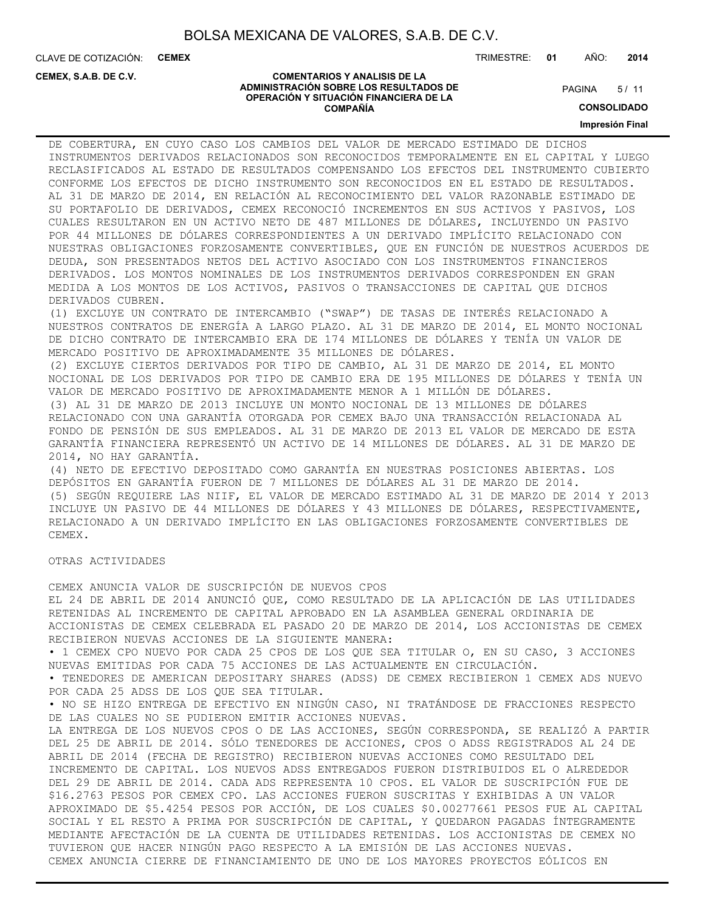DE COBERTURA, EN CUYO CASO LOS CAMBIOS DEL VALOR DE MERCADO ESTIMADO DE DICHOS INSTRUMENTOS DERIVADOS RELACIONADOS SON RECONOCIDOS TEMPORALMENTE EN EL CAPITAL Y LUEGO RECLASIFICADOS AL ESTADO DE RESULTADOS COMPENSANDO LOS EFECTOS DEL INSTRUMENTO CUBIERTO CONFORME LOS EFECTOS DE DICHO INSTRUMENTO SON RECONOCIDOS EN EL ESTADO DE RESULTADOS. AL 31 DE MARZO DE 2014, EN RELACIÓN AL RECONOCIMIENTO DEL VALOR RAZONABLE ESTIMADO DE SU PORTAFOLIO DE DERIVADOS, CEMEX RECONOCIÓ INCREMENTOS EN SUS ACTIVOS Y PASIVOS, LOS CUALES RESULTARON EN UN ACTIVO NETO DE 487 MILLONES DE DÓLARES, INCLUYENDO UN PASIVO POR 44 MILLONES DE DÓLARES CORRESPONDIENTES A UN DERIVADO IMPLÍCITO RELACIONADO CON NUESTRAS OBLIGACIONES FORZOSAMENTE CONVERTIBLES, QUE EN FUNCIÓN DE NUESTROS ACUERDOS DE DEUDA, SON PRESENTADOS NETOS DEL ACTIVO ASOCIADO CON LOS INSTRUMENTOS FINANCIEROS DERIVADOS. LOS MONTOS NOMINALES DE LOS INSTRUMENTOS DERIVADOS CORRESPONDEN EN GRAN MEDIDA A LOS MONTOS DE LOS ACTIVOS, PASIVOS O TRANSACCIONES DE CAPITAL QUE DICHOS DERIVADOS CUBREN.

(1) EXCLUYE UN CONTRATO DE INTERCAMBIO ("SWAP") DE TASAS DE INTERÉS RELACIONADO A NUESTROS CONTRATOS DE ENERGÍA A LARGO PLAZO. AL 31 DE MARZO DE 2014, EL MONTO NOCIONAL DE DICHO CONTRATO DE INTERCAMBIO ERA DE 174 MILLONES DE DÓLARES Y TENÍA UN VALOR DE MERCADO POSITIVO DE APROXIMADAMENTE 35 MILLONES DE DÓLARES.

(2) EXCLUYE CIERTOS DERIVADOS POR TIPO DE CAMBIO, AL 31 DE MARZO DE 2014, EL MONTO NOCIONAL DE LOS DERIVADOS POR TIPO DE CAMBIO ERA DE 195 MILLONES DE DÓLARES Y TENÍA UN VALOR DE MERCADO POSITIVO DE APROXIMADAMENTE MENOR A 1 MILLÓN DE DÓLARES.

(3) AL 31 DE MARZO DE 2013 INCLUYE UN MONTO NOCIONAL DE 13 MILLONES DE DÓLARES RELACIONADO CON UNA GARANTÍA OTORGADA POR CEMEX BAJO UNA TRANSACCIÓN RELACIONADA AL FONDO DE PENSIÓN DE SUS EMPLEADOS. AL 31 DE MARZO DE 2013 EL VALOR DE MERCADO DE ESTA GARANTÍA FINANCIERA REPRESENTÓ UN ACTIVO DE 14 MILLONES DE DÓLARES. AL 31 DE MARZO DE 2014, NO HAY GARANTÍA.

(4) NETO DE EFECTIVO DEPOSITADO COMO GARANTÍA EN NUESTRAS POSICIONES ABIERTAS. LOS DEPÓSITOS EN GARANTÍA FUERON DE 7 MILLONES DE DÓLARES AL 31 DE MARZO DE 2014.

(5) SEGÚN REQUIERE LAS NIIF, EL VALOR DE MERCADO ESTIMADO AL 31 DE MARZO DE 2014 Y 2013 INCLUYE UN PASIVO DE 44 MILLONES DE DÓLARES Y 43 MILLONES DE DÓLARES, RESPECTIVAMENTE, RELACIONADO A UN DERIVADO IMPLÍCITO EN LAS OBLIGACIONES FORZOSAMENTE CONVERTIBLES DE CEMEX.

OTRAS ACTIVIDADES

CEMEX ANUNCIA VALOR DE SUSCRIPCIÓN DE NUEVOS CPOS

EL 24 DE ABRIL DE 2014 ANUNCIÓ QUE, COMO RESULTADO DE LA APLICACIÓN DE LAS UTILIDADES RETENIDAS AL INCREMENTO DE CAPITAL APROBADO EN LA ASAMBLEA GENERAL ORDINARIA DE ACCIONISTAS DE CEMEX CELEBRADA EL PASADO 20 DE MARZO DE 2014, LOS ACCIONISTAS DE CEMEX RECIBIERON NUEVAS ACCIONES DE LA SIGUIENTE MANERA:

• 1 CEMEX CPO NUEVO POR CADA 25 CPOS DE LOS QUE SEA TITULAR O, EN SU CASO, 3 ACCIONES NUEVAS EMITIDAS POR CADA 75 ACCIONES DE LAS ACTUALMENTE EN CIRCULACIÓN.
• TENEDORES DE AMERICAN DEPOSITARY SHARES (ADSS) DE CEMEX RECIBIERON 1 CEMEX ADS NUEVO POR CADA 25 ADSS DE LOS QUE SEA TITULAR.
• NO SE HIZO ENTREGA DE EFECTIVO EN NINGÚN CASO, NI TRATÁNDOSE DE FRACCIONES RESPECTO DE LAS CUALES NO SE PUDIERON EMITIR ACCIONES NUEVAS.

LA ENTREGA DE LOS NUEVOS CPOS O DE LAS ACCIONES, SEGÚN CORRESPONDA, SE REALIZÓ A PARTIR DEL 25 DE ABRIL DE 2014. SÓLO TENEDORES DE ACCIONES, CPOS O ADSS REGISTRADOS AL 24 DE ABRIL DE 2014 (FECHA DE REGISTRO) RECIBIERON NUEVAS ACCIONES COMO RESULTADO DEL INCREMENTO DE CAPITAL. LOS NUEVOS ADSS ENTREGADOS FUERON DISTRIBUIDOS EL O ALREDEDOR DEL 29 DE ABRIL DE 2014. CADA ADS REPRESENTA 10 CPOS. EL VALOR DE SUSCRIPCIÓN FUE DE $16.2763 PESOS POR CEMEX CPO. LAS ACCIONES FUERON SUSCRITAS Y EXHIBIDAS A UN VALOR APROXIMADO DE $5.4254 PESOS POR ACCIÓN, DE LOS CUALES $0.00277661 PESOS FUE AL CAPITAL SOCIAL Y EL RESTO A PRIMA POR SUSCRIPCIÓN DE CAPITAL, Y QUEDARON PAGADAS ÍNTEGRAMENTE MEDIANTE AFECTACIÓN DE LA CUENTA DE UTILIDADES RETENIDAS. LOS ACCIONISTAS DE CEMEX NO TUVIERON QUE HACER NINGÚN PAGO RESPECTO A LA EMISIÓN DE LAS ACCIONES NUEVAS.

CEMEX ANUNCIA CIERRE DE FINANCIAMIENTO DE UNO DE LOS MAYORES PROYECTOS EÓLICOS EN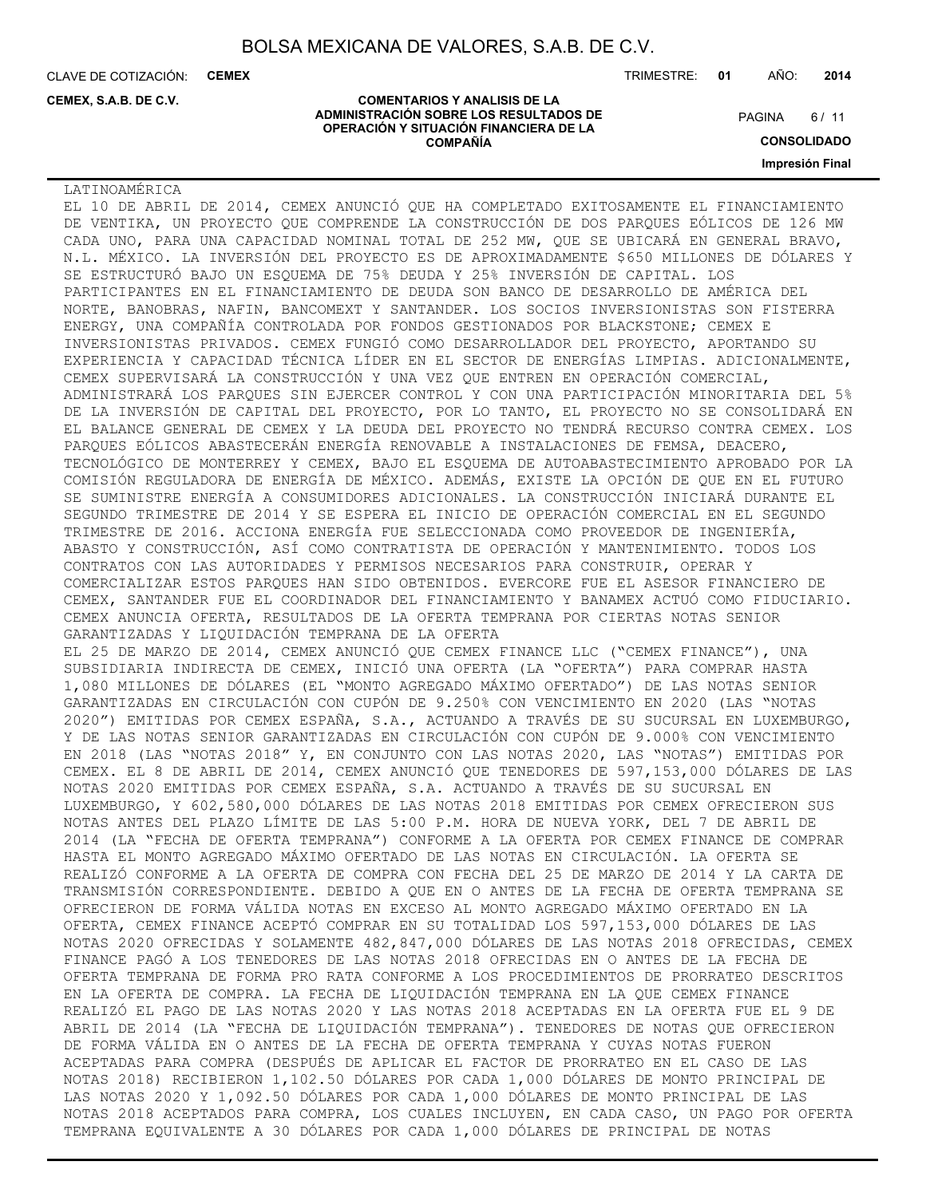LATINOAMÉRICA

EL 10 DE ABRIL DE 2014, CEMEX ANUNCIÓ QUE HA COMPLETADO EXITOSAMENTE EL FINANCIAMIENTO DE VENTIKA, UN PROYECTO QUE COMPRENDE LA CONSTRUCCIÓN DE DOS PARQUES EÓLICOS DE 126 MW CADA UNO, PARA UNA CAPACIDAD NOMINAL TOTAL DE 252 MW, QUE SE UBICARÁ EN GENERAL BRAVO, N.L. MÉXICO. LA INVERSIÓN DEL PROYECTO ES DE APROXIMADAMENTE $650 MILLONES DE DÓLARES Y SE ESTRUCTURÓ BAJO UN ESQUEMA DE 75% DEUDA Y 25% INVERSIÓN DE CAPITAL. LOS PARTICIPANTES EN EL FINANCIAMIENTO DE DEUDA SON BANCO DE DESARROLLO DE AMÉRICA DEL NORTE, BANOBRAS, NAFIN, BANCOMEXT Y SANTANDER. LOS SOCIOS INVERSIONISTAS SON FISTERRA ENERGY, UNA COMPAÑÍA CONTROLADA POR FONDOS GESTIONADOS POR BLACKSTONE; CEMEX E INVERSIONISTAS PRIVADOS. CEMEX FUNGIÓ COMO DESARROLLADOR DEL PROYECTO, APORTANDO SU EXPERIENCIA Y CAPACIDAD TÉCNICA LÍDER EN EL SECTOR DE ENERGÍAS LIMPIAS. ADICIONALMENTE, CEMEX SUPERVISARÁ LA CONSTRUCCIÓN Y UNA VEZ QUE ENTREN EN OPERACIÓN COMERCIAL, ADMINISTRARÁ LOS PARQUES SIN EJERCER CONTROL Y CON UNA PARTICIPACIÓN MINORITARIA DEL 5% DE LA INVERSIÓN DE CAPITAL DEL PROYECTO, POR LO TANTO, EL PROYECTO NO SE CONSOLIDARÁ EN EL BALANCE GENERAL DE CEMEX Y LA DEUDA DEL PROYECTO NO TENDRÁ RECURSO CONTRA CEMEX. LOS PARQUES EÓLICOS ABASTECERÁN ENERGÍA RENOVABLE A INSTALACIONES DE FEMSA, DEACERO, TECNOLÓGICO DE MONTERREY Y CEMEX, BAJO EL ESQUEMA DE AUTOABASTECIMIENTO APROBADO POR LA COMISIÓN REGULADORA DE ENERGÍA DE MÉXICO. ADEMÁS, EXISTE LA OPCIÓN DE QUE EN EL FUTURO SE SUMINISTRE ENERGÍA A CONSUMIDORES ADICIONALES. LA CONSTRUCCIÓN INICIARÁ DURANTE EL SEGUNDO TRIMESTRE DE 2014 Y SE ESPERA EL INICIO DE OPERACIÓN COMERCIAL EN EL SEGUNDO TRIMESTRE DE 2016. ACCIONA ENERGÍA FUE SELECCIONADA COMO PROVEEDOR DE INGENIERÍA, ABASTO Y CONSTRUCCIÓN, ASÍ COMO CONTRATISTA DE OPERACIÓN Y MANTENIMIENTO. TODOS LOS CONTRATOS CON LAS AUTORIDADES Y PERMISOS NECESARIOS PARA CONSTRUIR, OPERAR Y COMERCIALIZAR ESTOS PARQUES HAN SIDO OBTENIDOS. EVERCORE FUE EL ASESOR FINANCIERO DE CEMEX, SANTANDER FUE EL COORDINADOR DEL FINANCIAMIENTO Y BANAMEX ACTUÓ COMO FIDUCIARIO.

CEMEX ANUNCIA OFERTA, RESULTADOS DE LA OFERTA TEMPRANA POR CIERTAS NOTAS SENIOR GARANTIZADAS Y LIQUIDACIÓN TEMPRANA DE LA OFERTA

EL 25 DE MARZO DE 2014, CEMEX ANUNCIÓ QUE CEMEX FINANCE LLC ("CEMEX FINANCE"), UNA SUBSIDIARIA INDIRECTA DE CEMEX, INICIÓ UNA OFERTA (LA "OFERTA") PARA COMPRAR HASTA 1,080 MILLONES DE DÓLARES (EL "MONTO AGREGADO MÁXIMO OFERTADO") DE LAS NOTAS SENIOR GARANTIZADAS EN CIRCULACIÓN CON CUPÓN DE 9.250% CON VENCIMIENTO EN 2020 (LAS "NOTAS 2020") EMITIDAS POR CEMEX ESPAÑA, S.A., ACTUANDO A TRAVÉS DE SU SUCURSAL EN LUXEMBURGO, Y DE LAS NOTAS SENIOR GARANTIZADAS EN CIRCULACIÓN CON CUPÓN DE 9.000% CON VENCIMIENTO EN 2018 (LAS "NOTAS 2018" Y, EN CONJUNTO CON LAS NOTAS 2020, LAS "NOTAS") EMITIDAS POR CEMEX. EL 8 DE ABRIL DE 2014, CEMEX ANUNCIÓ QUE TENEDORES DE 597,153,000 DÓLARES DE LAS NOTAS 2020 EMITIDAS POR CEMEX ESPAÑA, S.A. ACTUANDO A TRAVÉS DE SU SUCURSAL EN LUXEMBURGO, Y 602,580,000 DÓLARES DE LAS NOTAS 2018 EMITIDAS POR CEMEX OFRECIERON SUS NOTAS ANTES DEL PLAZO LÍMITE DE LAS 5:00 P.M. HORA DE NUEVA YORK, DEL 7 DE ABRIL DE 2014 (LA "FECHA DE OFERTA TEMPRANA") CONFORME A LA OFERTA POR CEMEX FINANCE DE COMPRAR HASTA EL MONTO AGREGADO MÁXIMO OFERTADO DE LAS NOTAS EN CIRCULACIÓN. LA OFERTA SE REALIZÓ CONFORME A LA OFERTA DE COMPRA CON FECHA DEL 25 DE MARZO DE 2014 Y LA CARTA DE TRANSMISIÓN CORRESPONDIENTE. DEBIDO A QUE EN O ANTES DE LA FECHA DE OFERTA TEMPRANA SE OFRECIERON DE FORMA VÁLIDA NOTAS EN EXCESO AL MONTO AGREGADO MÁXIMO OFERTADO EN LA OFERTA, CEMEX FINANCE ACEPTÓ COMPRAR EN SU TOTALIDAD LOS 597,153,000 DÓLARES DE LAS NOTAS 2020 OFRECIDAS Y SOLAMENTE 482,847,000 DÓLARES DE LAS NOTAS 2018 OFRECIDAS, CEMEX FINANCE PAGÓ A LOS TENEDORES DE LAS NOTAS 2018 OFRECIDAS EN O ANTES DE LA FECHA DE OFERTA TEMPRANA DE FORMA PRO RATA CONFORME A LOS PROCEDIMIENTOS DE PRORRATEO DESCRITOS EN LA OFERTA DE COMPRA. LA FECHA DE LIQUIDACIÓN TEMPRANA EN LA QUE CEMEX FINANCE REALIZÓ EL PAGO DE LAS NOTAS 2020 Y LAS NOTAS 2018 ACEPTADAS EN LA OFERTA FUE EL 9 DE ABRIL DE 2014 (LA "FECHA DE LIQUIDACIÓN TEMPRANA"). TENEDORES DE NOTAS QUE OFRECIERON DE FORMA VÁLIDA EN O ANTES DE LA FECHA DE OFERTA TEMPRANA Y CUYAS NOTAS FUERON ACEPTADAS PARA COMPRA (DESPUÉS DE APLICAR EL FACTOR DE PRORRATEO EN EL CASO DE LAS NOTAS 2018) RECIBIERON 1,102.50 DÓLARES POR CADA 1,000 DÓLARES DE MONTO PRINCIPAL DE LAS NOTAS 2020 Y 1,092.50 DÓLARES POR CADA 1,000 DÓLARES DE MONTO PRINCIPAL DE LAS NOTAS 2018 ACEPTADOS PARA COMPRA, LOS CUALES INCLUYEN, EN CADA CASO, UN PAGO POR OFERTA TEMPRANA EQUIVALENTE A 30 DÓLARES POR CADA 1,000 DÓLARES DE PRINCIPAL DE NOTAS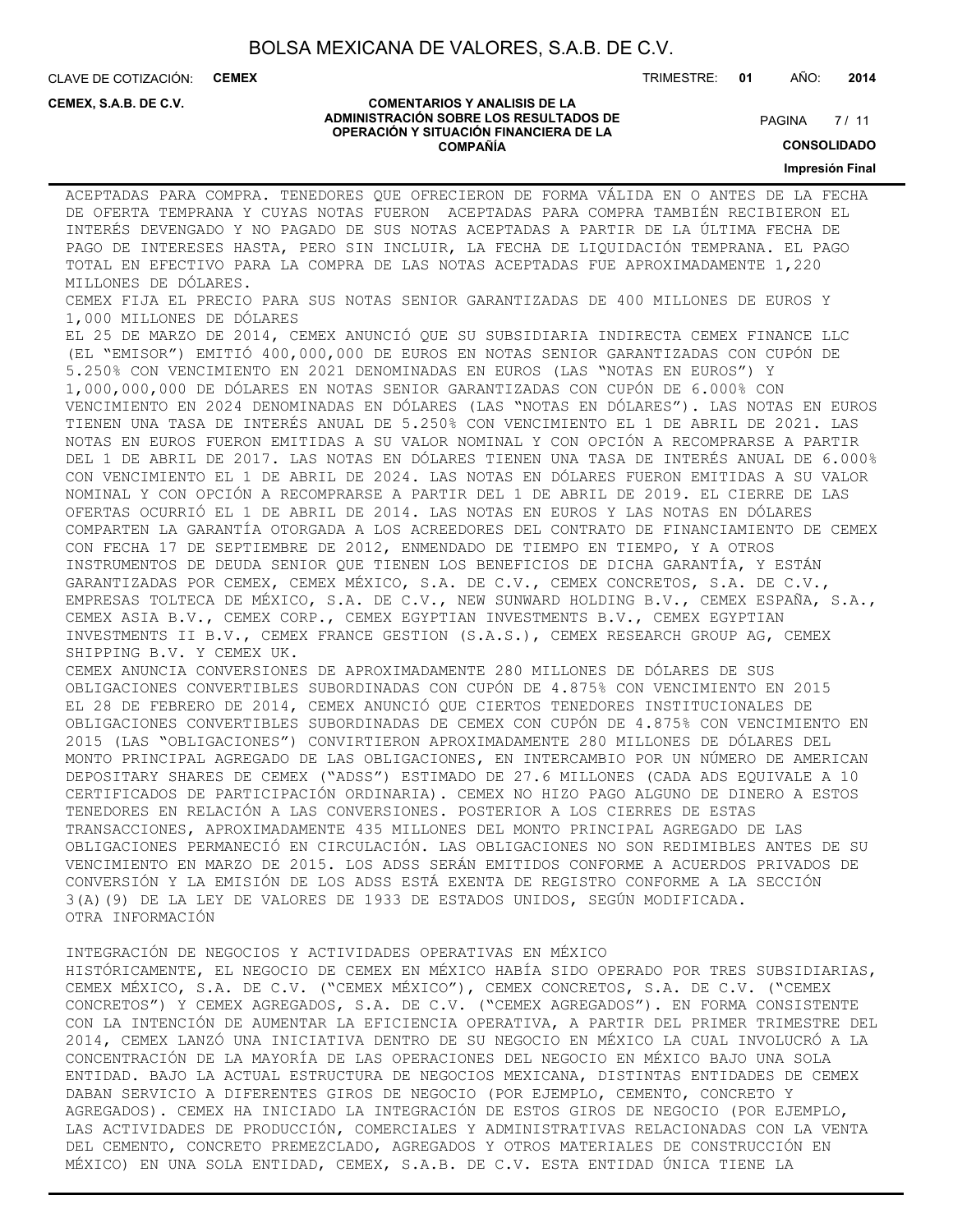ACEPTADAS PARA COMPRA. TENEDORES QUE OFRECIERON DE FORMA VÁLIDA EN O ANTES DE LA FECHA DE OFERTA TEMPRANA Y CUYAS NOTAS FUERON ACEPTADAS PARA COMPRA TAMBIÉN RECIBIERON EL INTERÉS DEVENGADO Y NO PAGADO DE SUS NOTAS ACEPTADAS A PARTIR DE LA ÚLTIMA FECHA DE PAGO DE INTERESES HASTA, PERO SIN INCLUIR, LA FECHA DE LIQUIDACIÓN TEMPRANA. EL PAGO TOTAL EN EFECTIVO PARA LA COMPRA DE LAS NOTAS ACEPTADAS FUE APROXIMADAMENTE 1,220 MILLONES DE DÓLARES.

CEMEX FIJA EL PRECIO PARA SUS NOTAS SENIOR GARANTIZADAS DE 400 MILLONES DE EUROS Y 1,000 MILLONES DE DÓLARES

EL 25 DE MARZO DE 2014, CEMEX ANUNCIÓ QUE SU SUBSIDIARIA INDIRECTA CEMEX FINANCE LLC (EL "EMISOR") EMITIÓ 400,000,000 DE EUROS EN NOTAS SENIOR GARANTIZADAS CON CUPÓN DE 5.250% CON VENCIMIENTO EN 2021 DENOMINADAS EN EUROS (LAS "NOTAS EN EUROS") Y 1,000,000,000 DE DÓLARES EN NOTAS SENIOR GARANTIZADAS CON CUPÓN DE 6.000% CON VENCIMIENTO EN 2024 DENOMINADAS EN DÓLARES (LAS "NOTAS EN DÓLARES"). LAS NOTAS EN EUROS TIENEN UNA TASA DE INTERÉS ANUAL DE 5.250% CON VENCIMIENTO EL 1 DE ABRIL DE 2021. LAS NOTAS EN EUROS FUERON EMITIDAS A SU VALOR NOMINAL Y CON OPCIÓN A RECOMPRARSE A PARTIR DEL 1 DE ABRIL DE 2017. LAS NOTAS EN DÓLARES TIENEN UNA TASA DE INTERÉS ANUAL DE 6.000% CON VENCIMIENTO EL 1 DE ABRIL DE 2024. LAS NOTAS EN DÓLARES FUERON EMITIDAS A SU VALOR NOMINAL Y CON OPCIÓN A RECOMPRARSE A PARTIR DEL 1 DE ABRIL DE 2019. EL CIERRE DE LAS OFERTAS OCURRIÓ EL 1 DE ABRIL DE 2014. LAS NOTAS EN EUROS Y LAS NOTAS EN DÓLARES COMPARTEN LA GARANTÍA OTORGADA A LOS ACREEDORES DEL CONTRATO DE FINANCIAMIENTO DE CEMEX CON FECHA 17 DE SEPTIEMBRE DE 2012, ENMENDADO DE TIEMPO EN TIEMPO, Y A OTROS INSTRUMENTOS DE DEUDA SENIOR QUE TIENEN LOS BENEFICIOS DE DICHA GARANTÍA, Y ESTÁN GARANTIZADAS POR CEMEX, CEMEX MÉXICO, S.A. DE C.V., CEMEX CONCRETOS, S.A. DE C.V., EMPRESAS TOLTECA DE MÉXICO, S.A. DE C.V., NEW SUNWARD HOLDING B.V., CEMEX ESPAÑA, S.A., CEMEX ASIA B.V., CEMEX CORP., CEMEX EGYPTIAN INVESTMENTS B.V., CEMEX EGYPTIAN INVESTMENTS II B.V., CEMEX FRANCE GESTION (S.A.S.), CEMEX RESEARCH GROUP AG, CEMEX SHIPPING B.V. Y CEMEX UK.

CEMEX ANUNCIA CONVERSIONES DE APROXIMADAMENTE 280 MILLONES DE DÓLARES DE SUS OBLIGACIONES CONVERTIBLES SUBORDINADAS CON CUPÓN DE 4.875% CON VENCIMIENTO EN 2015

EL 28 DE FEBRERO DE 2014, CEMEX ANUNCIÓ QUE CIERTOS TENEDORES INSTITUCIONALES DE OBLIGACIONES CONVERTIBLES SUBORDINADAS DE CEMEX CON CUPÓN DE 4.875% CON VENCIMIENTO EN 2015 (LAS "OBLIGACIONES") CONVIRTIERON APROXIMADAMENTE 280 MILLONES DE DÓLARES DEL MONTO PRINCIPAL AGREGADO DE LAS OBLIGACIONES, EN INTERCAMBIO POR UN NÚMERO DE AMERICAN DEPOSITARY SHARES DE CEMEX ("ADSS") ESTIMADO DE 27.6 MILLONES (CADA ADS EQUIVALE A 10 CERTIFICADOS DE PARTICIPACIÓN ORDINARIA). CEMEX NO HIZO PAGO ALGUNO DE DINERO A ESTOS TENEDORES EN RELACIÓN A LAS CONVERSIONES. POSTERIOR A LOS CIERRES DE ESTAS TRANSACCIONES, APROXIMADAMENTE 435 MILLONES DEL MONTO PRINCIPAL AGREGADO DE LAS OBLIGACIONES PERMANECIÓ EN CIRCULACIÓN. LAS OBLIGACIONES NO SON REDIMIBLES ANTES DE SU VENCIMIENTO EN MARZO DE 2015. LOS ADSS SERÁN EMITIDOS CONFORME A ACUERDOS PRIVADOS DE CONVERSIÓN Y LA EMISIÓN DE LOS ADSS ESTÁ EXENTA DE REGISTRO CONFORME A LA SECCIÓN 3(A)(9) DE LA LEY DE VALORES DE 1933 DE ESTADOS UNIDOS, SEGÚN MODIFICADA.

OTRA INFORMACIÓN

INTEGRACIÓN DE NEGOCIOS Y ACTIVIDADES OPERATIVAS EN MÉXICO

HISTÓRICAMENTE, EL NEGOCIO DE CEMEX EN MÉXICO HABÍA SIDO OPERADO POR TRES SUBSIDIARIAS, CEMEX MÉXICO, S.A. DE C.V. ("CEMEX MÉXICO"), CEMEX CONCRETOS, S.A. DE C.V. ("CEMEX CONCRETOS") Y CEMEX AGREGADOS, S.A. DE C.V. ("CEMEX AGREGADOS"). EN FORMA CONSISTENTE CON LA INTENCIÓN DE AUMENTAR LA EFICIENCIA OPERATIVA, A PARTIR DEL PRIMER TRIMESTRE DEL 2014, CEMEX LANZÓ UNA INICIATIVA DENTRO DE SU NEGOCIO EN MÉXICO LA CUAL INVOLUCRÓ A LA CONCENTRACIÓN DE LA MAYORÍA DE LAS OPERACIONES DEL NEGOCIO EN MÉXICO BAJO UNA SOLA ENTIDAD. BAJO LA ACTUAL ESTRUCTURA DE NEGOCIOS MEXICANA, DISTINTAS ENTIDADES DE CEMEX DABAN SERVICIO A DIFERENTES GIROS DE NEGOCIO (POR EJEMPLO, CEMENTO, CONCRETO Y AGREGADOS). CEMEX HA INICIADO LA INTEGRACIÓN DE ESTOS GIROS DE NEGOCIO (POR EJEMPLO, LAS ACTIVIDADES DE PRODUCCIÓN, COMERCIALES Y ADMINISTRATIVAS RELACIONADAS CON LA VENTA DEL CEMENTO, CONCRETO PREMEZCLADO, AGREGADOS Y OTROS MATERIALES DE CONSTRUCCIÓN EN MÉXICO) EN UNA SOLA ENTIDAD, CEMEX, S.A.B. DE C.V. ESTA ENTIDAD ÚNICA TIENE LA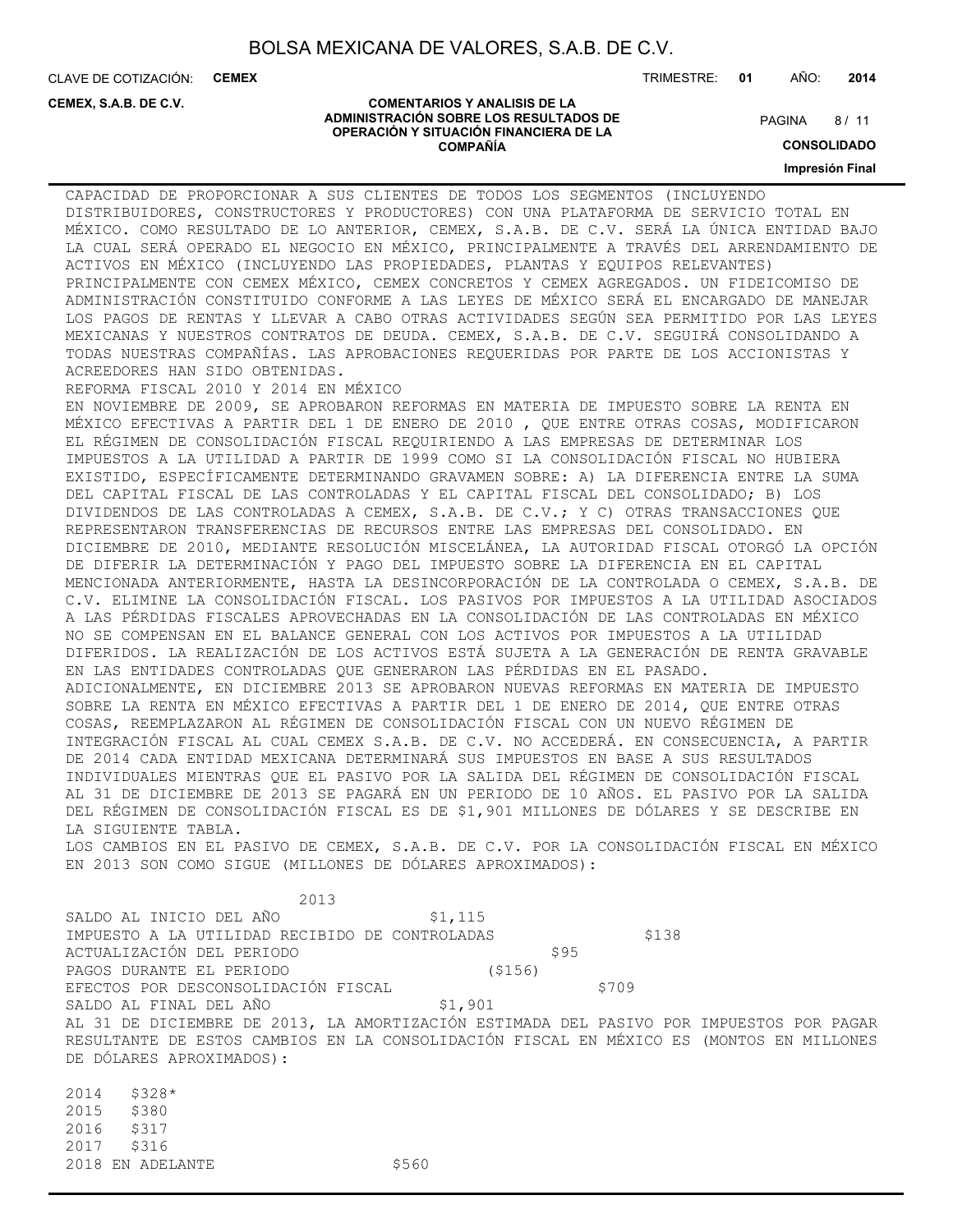CAPACIDAD DE PROPORCIONAR A SUS CLIENTES DE TODOS LOS SEGMENTOS (INCLUYENDO DISTRIBUIDORES, CONSTRUCTORES Y PRODUCTORES) CON UNA PLATAFORMA DE SERVICIO TOTAL EN MÉXICO. COMO RESULTADO DE LO ANTERIOR, CEMEX, S.A.B. DE C.V. SERÁ LA ÚNICA ENTIDAD BAJO LA CUAL SERÁ OPERADO EL NEGOCIO EN MÉXICO, PRINCIPALMENTE A TRAVÉS DEL ARRENDAMIENTO DE ACTIVOS EN MÉXICO (INCLUYENDO LAS PROPIEDADES, PLANTAS Y EQUIPOS RELEVANTES) PRINCIPALMENTE CON CEMEX MÉXICO, CEMEX CONCRETOS Y CEMEX AGREGADOS. UN FIDEICOMISO DE ADMINISTRACIÓN CONSTITUIDO CONFORME A LAS LEYES DE MÉXICO SERÁ EL ENCARGADO DE MANEJAR LOS PAGOS DE RENTAS Y LLEVAR A CABO OTRAS ACTIVIDADES SEGÚN SEA PERMITIDO POR LAS LEYES MEXICANAS Y NUESTROS CONTRATOS DE DEUDA. CEMEX, S.A.B. DE C.V. SEGUIRÁ CONSOLIDANDO A TODAS NUESTRAS COMPAÑÍAS. LAS APROBACIONES REQUERIDAS POR PARTE DE LOS ACCIONISTAS Y ACREEDORES HAN SIDO OBTENIDAS.

REFORMA FISCAL 2010 Y 2014 EN MÉXICO

EN NOVIEMBRE DE 2009, SE APROBARON REFORMAS EN MATERIA DE IMPUESTO SOBRE LA RENTA EN MÉXICO EFECTIVAS A PARTIR DEL 1 DE ENERO DE 2010 , QUE ENTRE OTRAS COSAS, MODIFICARON EL RÉGIMEN DE CONSOLIDACIÓN FISCAL REQUIRIENDO A LAS EMPRESAS DE DETERMINAR LOS IMPUESTOS A LA UTILIDAD A PARTIR DE 1999 COMO SI LA CONSOLIDACIÓN FISCAL NO HUBIERA EXISTIDO, ESPECÍFICAMENTE DETERMINANDO GRAVAMEN SOBRE: A) LA DIFERENCIA ENTRE LA SUMA DEL CAPITAL FISCAL DE LAS CONTROLADAS Y EL CAPITAL FISCAL DEL CONSOLIDADO; B) LOS DIVIDENDOS DE LAS CONTROLADAS A CEMEX, S.A.B. DE C.V.; Y C) OTRAS TRANSACCIONES QUE REPRESENTARON TRANSFERENCIAS DE RECURSOS ENTRE LAS EMPRESAS DEL CONSOLIDADO. EN DICIEMBRE DE 2010, MEDIANTE RESOLUCIÓN MISCELÁNEA, LA AUTORIDAD FISCAL OTORGÓ LA OPCIÓN DE DIFERIR LA DETERMINACIÓN Y PAGO DEL IMPUESTO SOBRE LA DIFERENCIA EN EL CAPITAL MENCIONADA ANTERIORMENTE, HASTA LA DESINCORPORACIÓN DE LA CONTROLADA O CEMEX, S.A.B. DE C.V. ELIMINE LA CONSOLIDACIÓN FISCAL. LOS PASIVOS POR IMPUESTOS A LA UTILIDAD ASOCIADOS A LAS PÉRDIDAS FISCALES APROVECHADAS EN LA CONSOLIDACIÓN DE LAS CONTROLADAS EN MÉXICO NO SE COMPENSAN EN EL BALANCE GENERAL CON LOS ACTIVOS POR IMPUESTOS A LA UTILIDAD DIFERIDOS. LA REALIZACIÓN DE LOS ACTIVOS ESTÁ SUJETA A LA GENERACIÓN DE RENTA GRAVABLE EN LAS ENTIDADES CONTROLADAS QUE GENERARON LAS PÉRDIDAS EN EL PASADO.

ADICIONALMENTE, EN DICIEMBRE 2013 SE APROBARON NUEVAS REFORMAS EN MATERIA DE IMPUESTO SOBRE LA RENTA EN MÉXICO EFECTIVAS A PARTIR DEL 1 DE ENERO DE 2014, QUE ENTRE OTRAS COSAS, REEMPLAZARON AL RÉGIMEN DE CONSOLIDACIÓN FISCAL CON UN NUEVO RÉGIMEN DE INTEGRACIÓN FISCAL AL CUAL CEMEX S.A.B. DE C.V. NO ACCEDERÁ. EN CONSECUENCIA, A PARTIR DE 2014 CADA ENTIDAD MEXICANA DETERMINARÁ SUS IMPUESTOS EN BASE A SUS RESULTADOS INDIVIDUALES MIENTRAS QUE EL PASIVO POR LA SALIDA DEL RÉGIMEN DE CONSOLIDACIÓN FISCAL AL 31 DE DICIEMBRE DE 2013 SE PAGARÁ EN UN PERIODO DE 10 AÑOS. EL PASIVO POR LA SALIDA DEL RÉGIMEN DE CONSOLIDACIÓN FISCAL ES DE $1,901 MILLONES DE DÓLARES Y SE DESCRIBE EN LA SIGUIENTE TABLA.

LOS CAMBIOS EN EL PASIVO DE CEMEX, S.A.B. DE C.V. POR LA CONSOLIDACIÓN FISCAL EN MÉXICO EN 2013 SON COMO SIGUE (MILLONES DE DÓLARES APROXIMADOS):

| | 2013 |
|---|---|
| SALDO AL INICIO DEL AÑO | $1,115 |
| IMPUESTO A LA UTILIDAD RECIBIDO DE CONTROLADAS | $138 |
| ACTUALIZACIÓN DEL PERIODO | $95 |
| PAGOS DURANTE EL PERIODO | ($156) |
| EFECTOS POR DESCONSOLIDACIÓN FISCAL | $709 |
| SALDO AL FINAL DEL AÑO | $1,901 |

AL 31 DE DICIEMBRE DE 2013, LA AMORTIZACIÓN ESTIMADA DEL PASIVO POR IMPUESTOS POR PAGAR RESULTANTE DE ESTOS CAMBIOS EN LA CONSOLIDACIÓN FISCAL EN MÉXICO ES (MONTOS EN MILLONES DE DÓLARES APROXIMADOS):

| | |
|---|---|
| 2014 | $328* |
| 2015 | $380 |
| 2016 | $317 |
| 2017 | $316 |
| 2018 EN ADELANTE | $560 |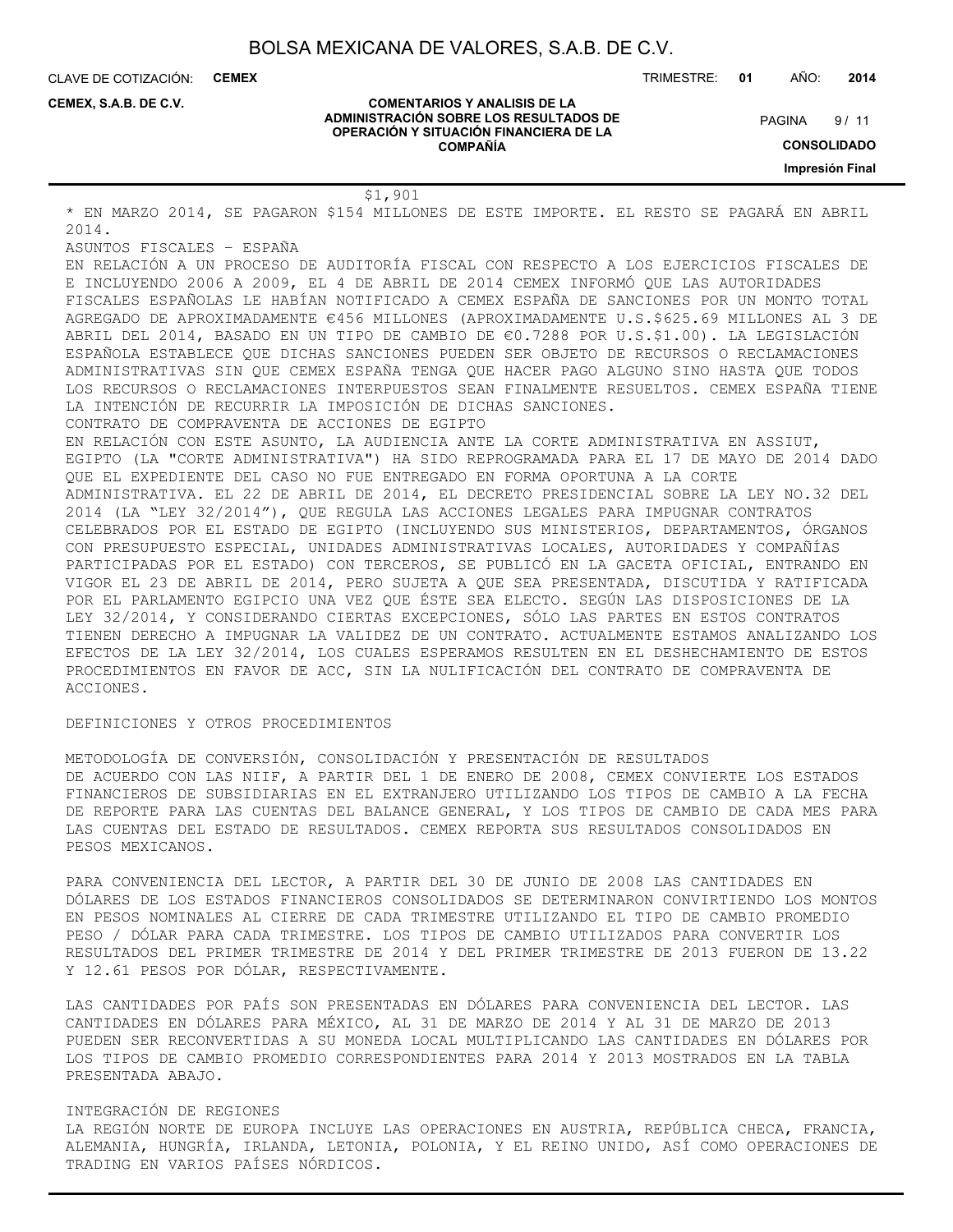$1,901

* EN MARZO 2014, SE PAGARON $154 MILLONES DE ESTE IMPORTE. EL RESTO SE PAGARÁ EN ABRIL 2014.

ASUNTOS FISCALES – ESPAÑA

EN RELACIÓN A UN PROCESO DE AUDITORÍA FISCAL CON RESPECTO A LOS EJERCICIOS FISCALES DE E INCLUYENDO 2006 A 2009, EL 4 DE ABRIL DE 2014 CEMEX INFORMÓ QUE LAS AUTORIDADES FISCALES ESPAÑOLAS LE HABÍAN NOTIFICADO A CEMEX ESPAÑA DE SANCIONES POR UN MONTO TOTAL AGREGADO DE APROXIMADAMENTE €456 MILLONES (APROXIMADAMENTE U.S.$625.69 MILLONES AL 3 DE ABRIL DEL 2014, BASADO EN UN TIPO DE CAMBIO DE €0.7288 POR U.S.$1.00). LA LEGISLACIÓN ESPAÑOLA ESTABLECE QUE DICHAS SANCIONES PUEDEN SER OBJETO DE RECURSOS O RECLAMACIONES ADMINISTRATIVAS SIN QUE CEMEX ESPAÑA TENGA QUE HACER PAGO ALGUNO SINO HASTA QUE TODOS LOS RECURSOS O RECLAMACIONES INTERPUESTOS SEAN FINALMENTE RESUELTOS. CEMEX ESPAÑA TIENE LA INTENCIÓN DE RECURRIR LA IMPOSICIÓN DE DICHAS SANCIONES.

CONTRATO DE COMPRAVENTA DE ACCIONES DE EGIPTO

EN RELACIÓN CON ESTE ASUNTO, LA AUDIENCIA ANTE LA CORTE ADMINISTRATIVA EN ASSIUT, EGIPTO (LA "CORTE ADMINISTRATIVA") HA SIDO REPROGRAMADA PARA EL 17 DE MAYO DE 2014 DADO QUE EL EXPEDIENTE DEL CASO NO FUE ENTREGADO EN FORMA OPORTUNA A LA CORTE ADMINISTRATIVA. EL 22 DE ABRIL DE 2014, EL DECRETO PRESIDENCIAL SOBRE LA LEY NO.32 DEL 2014 (LA "LEY 32/2014"), QUE REGULA LAS ACCIONES LEGALES PARA IMPUGNAR CONTRATOS CELEBRADOS POR EL ESTADO DE EGIPTO (INCLUYENDO SUS MINISTERIOS, DEPARTAMENTOS, ÓRGANOS CON PRESUPUESTO ESPECIAL, UNIDADES ADMINISTRATIVAS LOCALES, AUTORIDADES Y COMPAÑÍAS PARTICIPADAS POR EL ESTADO) CON TERCEROS, SE PUBLICÓ EN LA GACETA OFICIAL, ENTRANDO EN VIGOR EL 23 DE ABRIL DE 2014, PERO SUJETA A QUE SEA PRESENTADA, DISCUTIDA Y RATIFICADA POR EL PARLAMENTO EGIPCIO UNA VEZ QUE ÉSTE SEA ELECTO. SEGÚN LAS DISPOSICIONES DE LA LEY 32/2014, Y CONSIDERANDO CIERTAS EXCEPCIONES, SÓLO LAS PARTES EN ESTOS CONTRATOS TIENEN DERECHO A IMPUGNAR LA VALIDEZ DE UN CONTRATO. ACTUALMENTE ESTAMOS ANALIZANDO LOS EFECTOS DE LA LEY 32/2014, LOS CUALES ESPERAMOS RESULTEN EN EL DESHECHAMIENTO DE ESTOS PROCEDIMIENTOS EN FAVOR DE ACC, SIN LA NULIFICACIÓN DEL CONTRATO DE COMPRAVENTA DE ACCIONES.

DEFINICIONES Y OTROS PROCEDIMIENTOS

METODOLOGÍA DE CONVERSIÓN, CONSOLIDACIÓN Y PRESENTACIÓN DE RESULTADOS

DE ACUERDO CON LAS NIIF, A PARTIR DEL 1 DE ENERO DE 2008, CEMEX CONVIERTE LOS ESTADOS FINANCIEROS DE SUBSIDIARIAS EN EL EXTRANJERO UTILIZANDO LOS TIPOS DE CAMBIO A LA FECHA DE REPORTE PARA LAS CUENTAS DEL BALANCE GENERAL, Y LOS TIPOS DE CAMBIO DE CADA MES PARA LAS CUENTAS DEL ESTADO DE RESULTADOS. CEMEX REPORTA SUS RESULTADOS CONSOLIDADOS EN PESOS MEXICANOS.

PARA CONVENIENCIA DEL LECTOR, A PARTIR DEL 30 DE JUNIO DE 2008 LAS CANTIDADES EN DÓLARES DE LOS ESTADOS FINANCIEROS CONSOLIDADOS SE DETERMINARON CONVIRTIENDO LOS MONTOS EN PESOS NOMINALES AL CIERRE DE CADA TRIMESTRE UTILIZANDO EL TIPO DE CAMBIO PROMEDIO PESO / DÓLAR PARA CADA TRIMESTRE. LOS TIPOS DE CAMBIO UTILIZADOS PARA CONVERTIR LOS RESULTADOS DEL PRIMER TRIMESTRE DE 2014 Y DEL PRIMER TRIMESTRE DE 2013 FUERON DE 13.22 Y 12.61 PESOS POR DÓLAR, RESPECTIVAMENTE.

LAS CANTIDADES POR PAÍS SON PRESENTADAS EN DÓLARES PARA CONVENIENCIA DEL LECTOR. LAS CANTIDADES EN DÓLARES PARA MÉXICO, AL 31 DE MARZO DE 2014 Y AL 31 DE MARZO DE 2013 PUEDEN SER RECONVERTIDAS A SU MONEDA LOCAL MULTIPLICANDO LAS CANTIDADES EN DÓLARES POR LOS TIPOS DE CAMBIO PROMEDIO CORRESPONDIENTES PARA 2014 Y 2013 MOSTRADOS EN LA TABLA PRESENTADA ABAJO.

INTEGRACIÓN DE REGIONES

LA REGIÓN NORTE DE EUROPA INCLUYE LAS OPERACIONES EN AUSTRIA, REPÚBLICA CHECA, FRANCIA, ALEMANIA, HUNGRÍA, IRLANDA, LETONIA, POLONIA, Y EL REINO UNIDO, ASÍ COMO OPERACIONES DE TRADING EN VARIOS PAÍSES NÓRDICOS.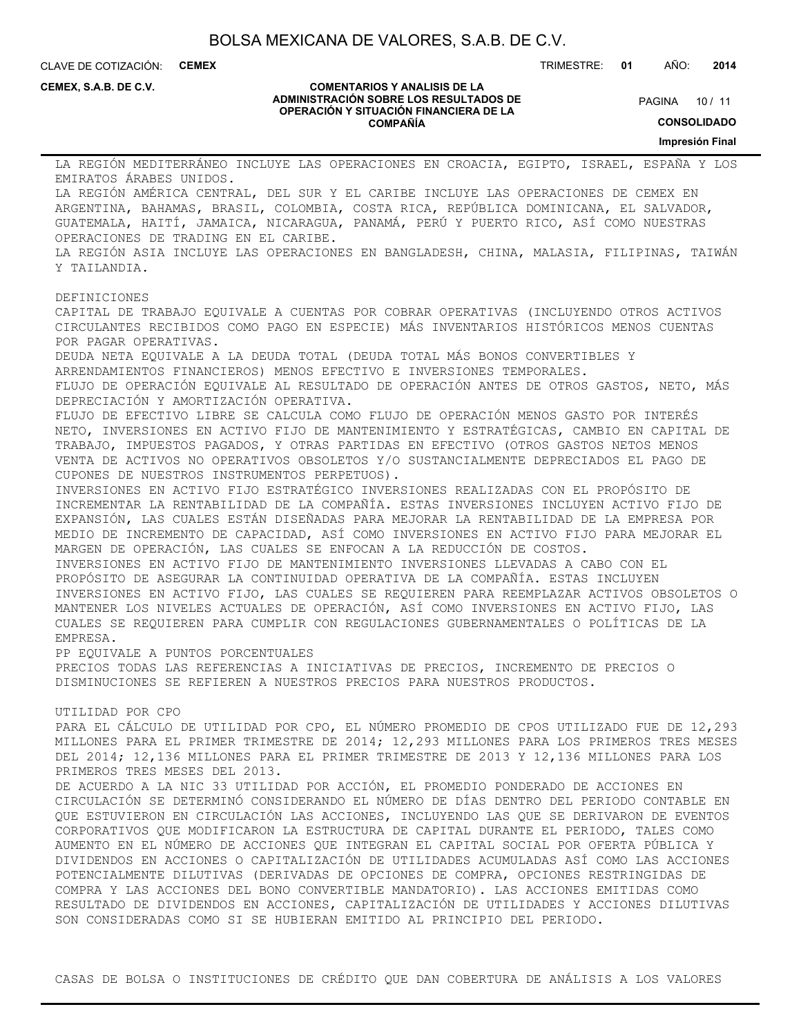LA REGIÓN MEDITERRÁNEO INCLUYE LAS OPERACIONES EN CROACIA, EGIPTO, ISRAEL, ESPAÑA Y LOS EMIRATOS ÁRABES UNIDOS.

LA REGIÓN AMÉRICA CENTRAL, DEL SUR Y EL CARIBE INCLUYE LAS OPERACIONES DE CEMEX EN ARGENTINA, BAHAMAS, BRASIL, COLOMBIA, COSTA RICA, REPÚBLICA DOMINICANA, EL SALVADOR, GUATEMALA, HAITÍ, JAMAICA, NICARAGUA, PANAMÁ, PERÚ Y PUERTO RICO, ASÍ COMO NUESTRAS OPERACIONES DE TRADING EN EL CARIBE.

LA REGIÓN ASIA INCLUYE LAS OPERACIONES EN BANGLADESH, CHINA, MALASIA, FILIPINAS, TAIWÁN Y TAILANDIA.

DEFINICIONES

CAPITAL DE TRABAJO EQUIVALE A CUENTAS POR COBRAR OPERATIVAS (INCLUYENDO OTROS ACTIVOS CIRCULANTES RECIBIDOS COMO PAGO EN ESPECIE) MÁS INVENTARIOS HISTÓRICOS MENOS CUENTAS POR PAGAR OPERATIVAS.

DEUDA NETA EQUIVALE A LA DEUDA TOTAL (DEUDA TOTAL MÁS BONOS CONVERTIBLES Y ARRENDAMIENTOS FINANCIEROS) MENOS EFECTIVO E INVERSIONES TEMPORALES.

FLUJO DE OPERACIÓN EQUIVALE AL RESULTADO DE OPERACIÓN ANTES DE OTROS GASTOS, NETO, MÁS DEPRECIACIÓN Y AMORTIZACIÓN OPERATIVA.

FLUJO DE EFECTIVO LIBRE SE CALCULA COMO FLUJO DE OPERACIÓN MENOS GASTO POR INTERÉS NETO, INVERSIONES EN ACTIVO FIJO DE MANTENIMIENTO Y ESTRATÉGICAS, CAMBIO EN CAPITAL DE TRABAJO, IMPUESTOS PAGADOS, Y OTRAS PARTIDAS EN EFECTIVO (OTROS GASTOS NETOS MENOS VENTA DE ACTIVOS NO OPERATIVOS OBSOLETOS Y/O SUSTANCIALMENTE DEPRECIADOS EL PAGO DE CUPONES DE NUESTROS INSTRUMENTOS PERPETUOS).

INVERSIONES EN ACTIVO FIJO ESTRATÉGICO INVERSIONES REALIZADAS CON EL PROPÓSITO DE INCREMENTAR LA RENTABILIDAD DE LA COMPAÑÍA. ESTAS INVERSIONES INCLUYEN ACTIVO FIJO DE EXPANSIÓN, LAS CUALES ESTÁN DISEÑADAS PARA MEJORAR LA RENTABILIDAD DE LA EMPRESA POR MEDIO DE INCREMENTO DE CAPACIDAD, ASÍ COMO INVERSIONES EN ACTIVO FIJO PARA MEJORAR EL MARGEN DE OPERACIÓN, LAS CUALES SE ENFOCAN A LA REDUCCIÓN DE COSTOS.

INVERSIONES EN ACTIVO FIJO DE MANTENIMIENTO INVERSIONES LLEVADAS A CABO CON EL PROPÓSITO DE ASEGURAR LA CONTINUIDAD OPERATIVA DE LA COMPAÑÍA. ESTAS INCLUYEN INVERSIONES EN ACTIVO FIJO, LAS CUALES SE REQUIEREN PARA REEMPLAZAR ACTIVOS OBSOLETOS O MANTENER LOS NIVELES ACTUALES DE OPERACIÓN, ASÍ COMO INVERSIONES EN ACTIVO FIJO, LAS CUALES SE REQUIEREN PARA CUMPLIR CON REGULACIONES GUBERNAMENTALES O POLÍTICAS DE LA EMPRESA.

PP EQUIVALE A PUNTOS PORCENTUALES

PRECIOS TODAS LAS REFERENCIAS A INICIATIVAS DE PRECIOS, INCREMENTO DE PRECIOS O DISMINUCIONES SE REFIEREN A NUESTROS PRECIOS PARA NUESTROS PRODUCTOS.

UTILIDAD POR CPO

PARA EL CÁLCULO DE UTILIDAD POR CPO, EL NÚMERO PROMEDIO DE CPOS UTILIZADO FUE DE 12,293 MILLONES PARA EL PRIMER TRIMESTRE DE 2014; 12,293 MILLONES PARA LOS PRIMEROS TRES MESES DEL 2014; 12,136 MILLONES PARA EL PRIMER TRIMESTRE DE 2013 Y 12,136 MILLONES PARA LOS PRIMEROS TRES MESES DEL 2013.

DE ACUERDO A LA NIC 33 UTILIDAD POR ACCIÓN, EL PROMEDIO PONDERADO DE ACCIONES EN CIRCULACIÓN SE DETERMINÓ CONSIDERANDO EL NÚMERO DE DÍAS DENTRO DEL PERIODO CONTABLE EN QUE ESTUVIERON EN CIRCULACIÓN LAS ACCIONES, INCLUYENDO LAS QUE SE DERIVARON DE EVENTOS CORPORATIVOS QUE MODIFICARON LA ESTRUCTURA DE CAPITAL DURANTE EL PERIODO, TALES COMO AUMENTO EN EL NÚMERO DE ACCIONES QUE INTEGRAN EL CAPITAL SOCIAL POR OFERTA PÚBLICA Y DIVIDENDOS EN ACCIONES O CAPITALIZACIÓN DE UTILIDADES ACUMULADAS ASÍ COMO LAS ACCIONES POTENCIALMENTE DILUTIVAS (DERIVADAS DE OPCIONES DE COMPRA, OPCIONES RESTRINGIDAS DE COMPRA Y LAS ACCIONES DEL BONO CONVERTIBLE MANDATORIO). LAS ACCIONES EMITIDAS COMO RESULTADO DE DIVIDENDOS EN ACCIONES, CAPITALIZACIÓN DE UTILIDADES Y ACCIONES DILUTIVAS SON CONSIDERADAS COMO SI SE HUBIERAN EMITIDO AL PRINCIPIO DEL PERIODO.

CASAS DE BOLSA O INSTITUCIONES DE CRÉDITO QUE DAN COBERTURA DE ANÁLISIS A LOS VALORES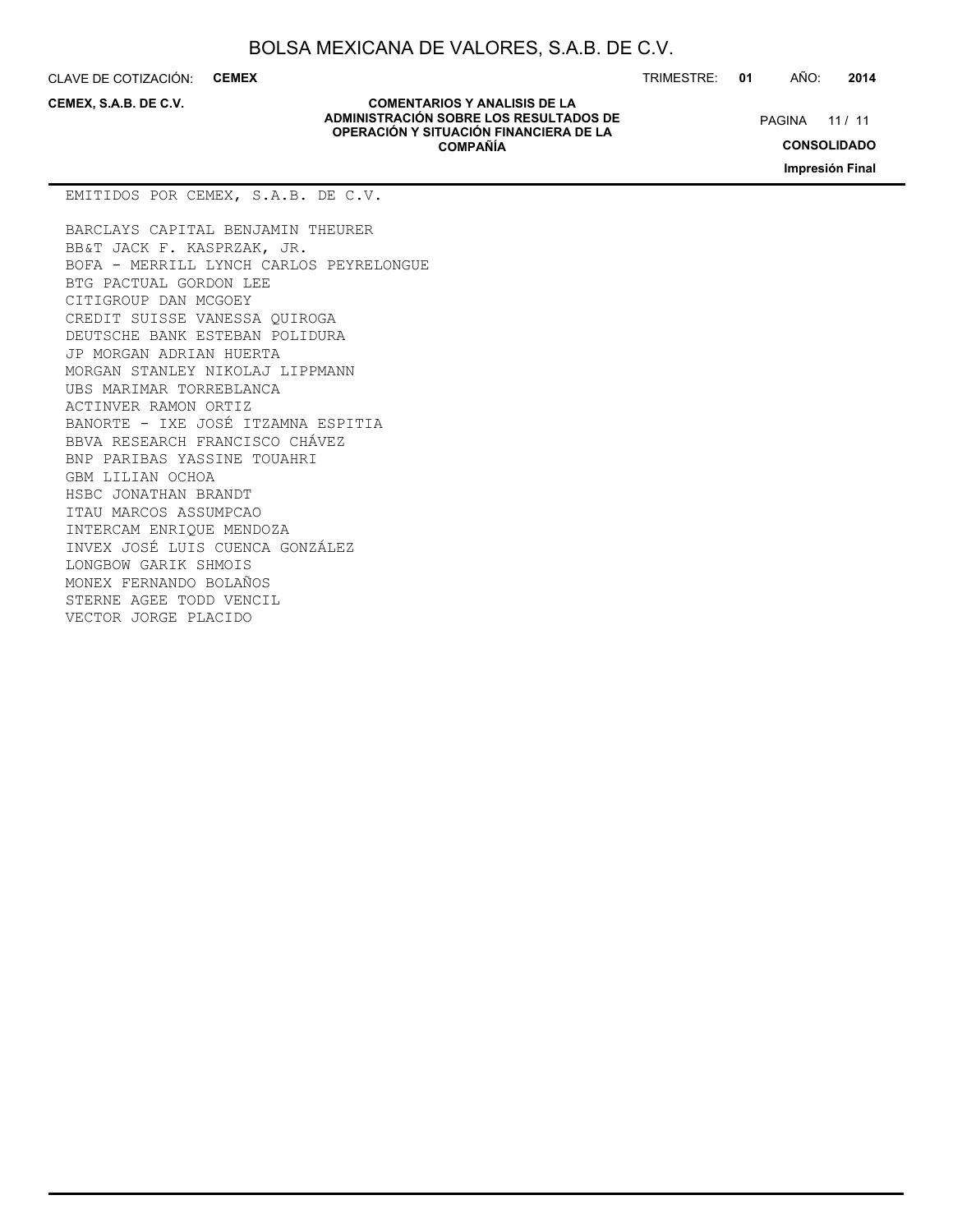EMITIDOS POR CEMEX, S.A.B. DE C.V.

BARCLAYS CAPITAL BENJAMIN THEURER
BB&T JACK F. KASPRZAK, JR.
BOFA - MERRILL LYNCH CARLOS PEYRELONGUE
BTG PACTUAL GORDON LEE
CITIGROUP DAN MCGOEY
CREDIT SUISSE VANESSA QUIROGA
DEUTSCHE BANK ESTEBAN POLIDURA
JP MORGAN ADRIAN HUERTA
MORGAN STANLEY NIKOLAJ LIPPMANN
UBS MARIMAR TORREBLANCA
ACTINVER RAMON ORTIZ
BANORTE - IXE JOSÉ ITZAMNA ESPITIA
BBVA RESEARCH FRANCISCO CHÁVEZ
BNP PARIBAS YASSINE TOUAHRI
GBM LILIAN OCHOA
HSBC JONATHAN BRANDT
ITAU MARCOS ASSUMPCAO
INTERCAM ENRIQUE MENDOZA
INVEX JOSÉ LUIS CUENCA GONZÁLEZ
LONGBOW GARIK SHMOIS
MONEX FERNANDO BOLAÑOS
STERNE AGEE TODD VENCIL
VECTOR JORGE PLACIDO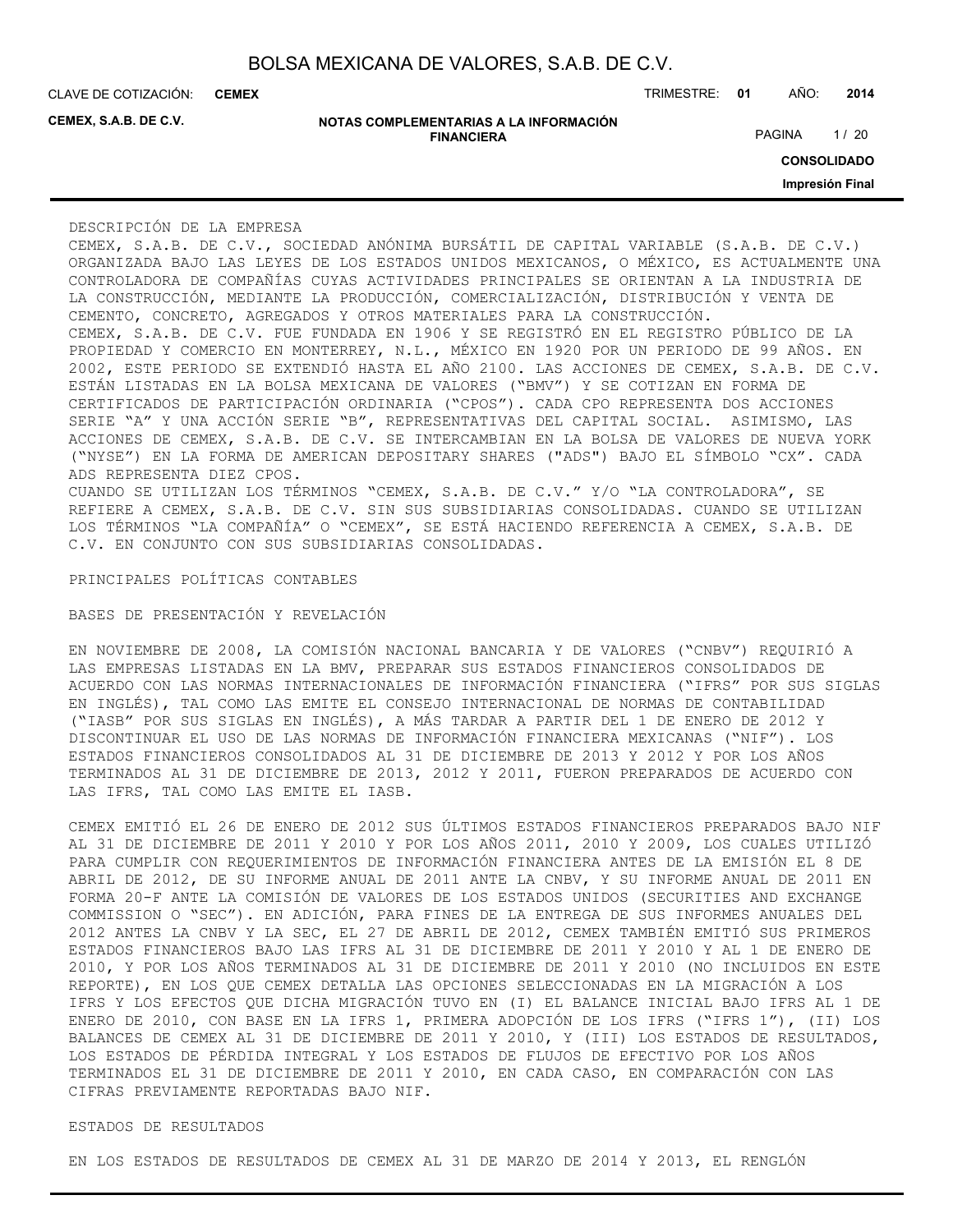## DESCRIPCIÓN DE LA EMPRESA

CEMEX, S.A.B. DE C.V., SOCIEDAD ANÓNIMA BURSÁTIL DE CAPITAL VARIABLE (S.A.B. DE C.V.) ORGANIZADA BAJO LAS LEYES DE LOS ESTADOS UNIDOS MEXICANOS, O MÉXICO, ES ACTUALMENTE UNA CONTROLADORA DE COMPAÑÍAS CUYAS ACTIVIDADES PRINCIPALES SE ORIENTAN A LA INDUSTRIA DE LA CONSTRUCCIÓN, MEDIANTE LA PRODUCCIÓN, COMERCIALIZACIÓN, DISTRIBUCIÓN Y VENTA DE CEMENTO, CONCRETO, AGREGADOS Y OTROS MATERIALES PARA LA CONSTRUCCIÓN.

CEMEX, S.A.B. DE C.V. FUE FUNDADA EN 1906 Y SE REGISTRÓ EN EL REGISTRO PÚBLICO DE LA PROPIEDAD Y COMERCIO EN MONTERREY, N.L., MÉXICO EN 1920 POR UN PERIODO DE 99 AÑOS. EN 2002, ESTE PERIODO SE EXTENDIÓ HASTA EL AÑO 2100. LAS ACCIONES DE CEMEX, S.A.B. DE C.V. ESTÁN LISTADAS EN LA BOLSA MEXICANA DE VALORES ("BMV") Y SE COTIZAN EN FORMA DE CERTIFICADOS DE PARTICIPACIÓN ORDINARIA ("CPOS"). CADA CPO REPRESENTA DOS ACCIONES SERIE "A" Y UNA ACCIÓN SERIE "B", REPRESENTATIVAS DEL CAPITAL SOCIAL. ASIMISMO, LAS ACCIONES DE CEMEX, S.A.B. DE C.V. SE INTERCAMBIAN EN LA BOLSA DE VALORES DE NUEVA YORK ("NYSE") EN LA FORMA DE AMERICAN DEPOSITARY SHARES ("ADS") BAJO EL SÍMBOLO "CX". CADA ADS REPRESENTA DIEZ CPOS.

CUANDO SE UTILIZAN LOS TÉRMINOS "CEMEX, S.A.B. DE C.V." Y/O "LA CONTROLADORA", SE REFIERE A CEMEX, S.A.B. DE C.V. SIN SUS SUBSIDIARIAS CONSOLIDADAS. CUANDO SE UTILIZAN LOS TÉRMINOS "LA COMPAÑÍA" O "CEMEX", SE ESTÁ HACIENDO REFERENCIA A CEMEX, S.A.B. DE C.V. EN CONJUNTO CON SUS SUBSIDIARIAS CONSOLIDADAS.

## PRINCIPALES POLÍTICAS CONTABLES

### BASES DE PRESENTACIÓN Y REVELACIÓN

EN NOVIEMBRE DE 2008, LA COMISIÓN NACIONAL BANCARIA Y DE VALORES ("CNBV") REQUIRIÓ A LAS EMPRESAS LISTADAS EN LA BMV, PREPARAR SUS ESTADOS FINANCIEROS CONSOLIDADOS DE ACUERDO CON LAS NORMAS INTERNACIONALES DE INFORMACIÓN FINANCIERA ("IFRS" POR SUS SIGLAS EN INGLÉS), TAL COMO LAS EMITE EL CONSEJO INTERNACIONAL DE NORMAS DE CONTABILIDAD ("IASB" POR SUS SIGLAS EN INGLÉS), A MÁS TARDAR A PARTIR DEL 1 DE ENERO DE 2012 Y DISCONTINUAR EL USO DE LAS NORMAS DE INFORMACIÓN FINANCIERA MEXICANAS ("NIF"). LOS ESTADOS FINANCIEROS CONSOLIDADOS AL 31 DE DICIEMBRE DE 2013 Y 2012 Y POR LOS AÑOS TERMINADOS AL 31 DE DICIEMBRE DE 2013, 2012 Y 2011, FUERON PREPARADOS DE ACUERDO CON LAS IFRS, TAL COMO LAS EMITE EL IASB.

CEMEX EMITIÓ EL 26 DE ENERO DE 2012 SUS ÚLTIMOS ESTADOS FINANCIEROS PREPARADOS BAJO NIF AL 31 DE DICIEMBRE DE 2011 Y 2010 Y POR LOS AÑOS 2011, 2010 Y 2009, LOS CUALES UTILIZÓ PARA CUMPLIR CON REQUERIMIENTOS DE INFORMACIÓN FINANCIERA ANTES DE LA EMISIÓN EL 8 DE ABRIL DE 2012, DE SU INFORME ANUAL DE 2011 ANTE LA CNBV, Y SU INFORME ANUAL DE 2011 EN FORMA 20-F ANTE LA COMISIÓN DE VALORES DE LOS ESTADOS UNIDOS (SECURITIES AND EXCHANGE COMMISSION O "SEC"). EN ADICIÓN, PARA FINES DE LA ENTREGA DE SUS INFORMES ANUALES DEL 2012 ANTES LA CNBV Y LA SEC, EL 27 DE ABRIL DE 2012, CEMEX TAMBIÉN EMITIÓ SUS PRIMEROS ESTADOS FINANCIEROS BAJO LAS IFRS AL 31 DE DICIEMBRE DE 2011 Y 2010 Y AL 1 DE ENERO DE 2010, Y POR LOS AÑOS TERMINADOS AL 31 DE DICIEMBRE DE 2011 Y 2010 (NO INCLUIDOS EN ESTE REPORTE), EN LOS QUE CEMEX DETALLA LAS OPCIONES SELECCIONADAS EN LA MIGRACIÓN A LOS IFRS Y LOS EFECTOS QUE DICHA MIGRACIÓN TUVO EN (I) EL BALANCE INICIAL BAJO IFRS AL 1 DE ENERO DE 2010, CON BASE EN LA IFRS 1, PRIMERA ADOPCIÓN DE LOS IFRS ("IFRS 1"), (II) LOS BALANCES DE CEMEX AL 31 DE DICIEMBRE DE 2011 Y 2010, Y (III) LOS ESTADOS DE RESULTADOS, LOS ESTADOS DE PÉRDIDA INTEGRAL Y LOS ESTADOS DE FLUJOS DE EFECTIVO POR LOS AÑOS TERMINADOS EL 31 DE DICIEMBRE DE 2011 Y 2010, EN CADA CASO, EN COMPARACIÓN CON LAS CIFRAS PREVIAMENTE REPORTADAS BAJO NIF.

### ESTADOS DE RESULTADOS

EN LOS ESTADOS DE RESULTADOS DE CEMEX AL 31 DE MARZO DE 2014 Y 2013, EL RENGLÓN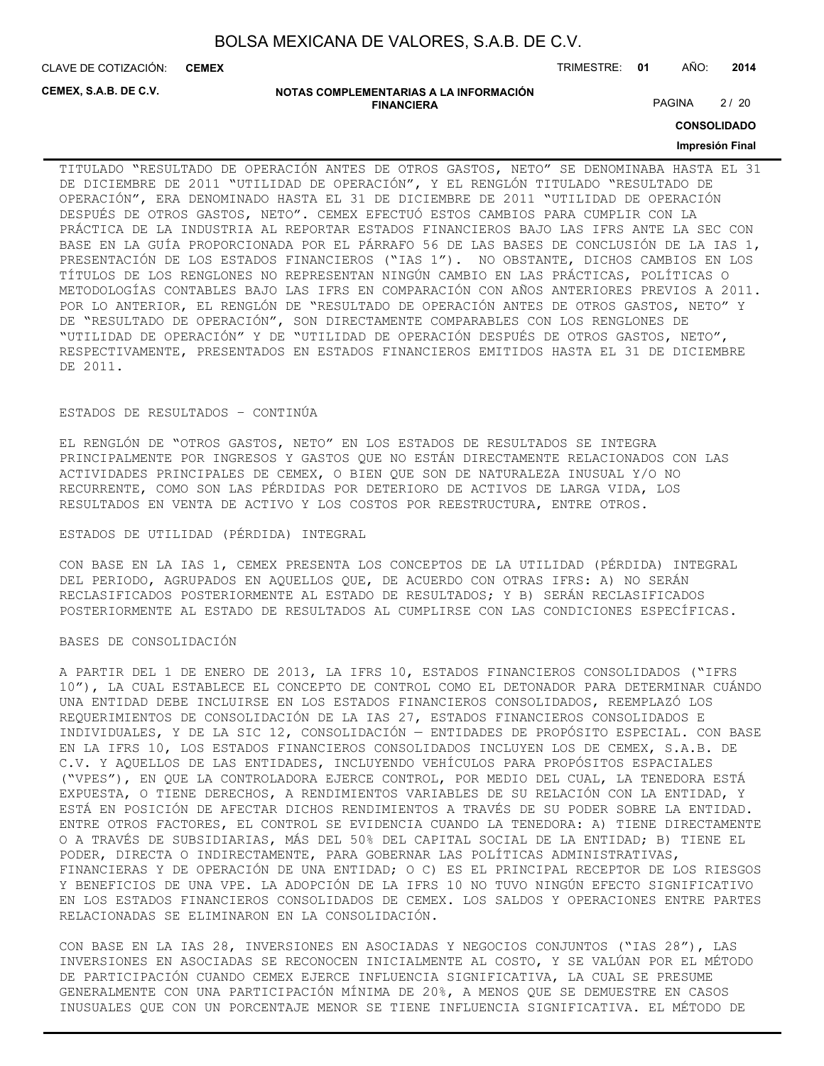TITULADO "RESULTADO DE OPERACIÓN ANTES DE OTROS GASTOS, NETO" SE DENOMINABA HASTA EL 31 DE DICIEMBRE DE 2011 "UTILIDAD DE OPERACIÓN", Y EL RENGLÓN TITULADO "RESULTADO DE OPERACIÓN", ERA DENOMINADO HASTA EL 31 DE DICIEMBRE DE 2011 "UTILIDAD DE OPERACIÓN DESPUÉS DE OTROS GASTOS, NETO". CEMEX EFECTUÓ ESTOS CAMBIOS PARA CUMPLIR CON LA PRÁCTICA DE LA INDUSTRIA AL REPORTAR ESTADOS FINANCIEROS BAJO LAS IFRS ANTE LA SEC CON BASE EN LA GUÍA PROPORCIONADA POR EL PÁRRAFO 56 DE LAS BASES DE CONCLUSIÓN DE LA IAS 1, PRESENTACIÓN DE LOS ESTADOS FINANCIEROS ("IAS 1"). NO OBSTANTE, DICHOS CAMBIOS EN LOS TÍTULOS DE LOS RENGLONES NO REPRESENTAN NINGÚN CAMBIO EN LAS PRÁCTICAS, POLÍTICAS O METODOLOGÍAS CONTABLES BAJO LAS IFRS EN COMPARACIÓN CON AÑOS ANTERIORES PREVIOS A 2011. POR LO ANTERIOR, EL RENGLÓN DE "RESULTADO DE OPERACIÓN ANTES DE OTROS GASTOS, NETO" Y DE "RESULTADO DE OPERACIÓN", SON DIRECTAMENTE COMPARABLES CON LOS RENGLONES DE "UTILIDAD DE OPERACIÓN" Y DE "UTILIDAD DE OPERACIÓN DESPUÉS DE OTROS GASTOS, NETO", RESPECTIVAMENTE, PRESENTADOS EN ESTADOS FINANCIEROS EMITIDOS HASTA EL 31 DE DICIEMBRE DE 2011.

ESTADOS DE RESULTADOS – CONTINÚA

EL RENGLÓN DE "OTROS GASTOS, NETO" EN LOS ESTADOS DE RESULTADOS SE INTEGRA PRINCIPALMENTE POR INGRESOS Y GASTOS QUE NO ESTÁN DIRECTAMENTE RELACIONADOS CON LAS ACTIVIDADES PRINCIPALES DE CEMEX, O BIEN QUE SON DE NATURALEZA INUSUAL Y/O NO RECURRENTE, COMO SON LAS PÉRDIDAS POR DETERIORO DE ACTIVOS DE LARGA VIDA, LOS RESULTADOS EN VENTA DE ACTIVO Y LOS COSTOS POR REESTRUCTURA, ENTRE OTROS.

ESTADOS DE UTILIDAD (PÉRDIDA) INTEGRAL

CON BASE EN LA IAS 1, CEMEX PRESENTA LOS CONCEPTOS DE LA UTILIDAD (PÉRDIDA) INTEGRAL DEL PERIODO, AGRUPADOS EN AQUELLOS QUE, DE ACUERDO CON OTRAS IFRS: A) NO SERÁN RECLASIFICADOS POSTERIORMENTE AL ESTADO DE RESULTADOS; Y B) SERÁN RECLASIFICADOS POSTERIORMENTE AL ESTADO DE RESULTADOS AL CUMPLIRSE CON LAS CONDICIONES ESPECÍFICAS.

BASES DE CONSOLIDACIÓN

A PARTIR DEL 1 DE ENERO DE 2013, LA IFRS 10, ESTADOS FINANCIEROS CONSOLIDADOS ("IFRS 10"), LA CUAL ESTABLECE EL CONCEPTO DE CONTROL COMO EL DETONADOR PARA DETERMINAR CUÁNDO UNA ENTIDAD DEBE INCLUIRSE EN LOS ESTADOS FINANCIEROS CONSOLIDADOS, REEMPLAZÓ LOS REQUERIMIENTOS DE CONSOLIDACIÓN DE LA IAS 27, ESTADOS FINANCIEROS CONSOLIDADOS E INDIVIDUALES, Y DE LA SIC 12, CONSOLIDACIÓN — ENTIDADES DE PROPÓSITO ESPECIAL. CON BASE EN LA IFRS 10, LOS ESTADOS FINANCIEROS CONSOLIDADOS INCLUYEN LOS DE CEMEX, S.A.B. DE C.V. Y AQUELLOS DE LAS ENTIDADES, INCLUYENDO VEHÍCULOS PARA PROPÓSITOS ESPACIALES ("VPES"), EN QUE LA CONTROLADORA EJERCE CONTROL, POR MEDIO DEL CUAL, LA TENEDORA ESTÁ EXPUESTA, O TIENE DERECHOS, A RENDIMIENTOS VARIABLES DE SU RELACIÓN CON LA ENTIDAD, Y ESTÁ EN POSICIÓN DE AFECTAR DICHOS RENDIMIENTOS A TRAVÉS DE SU PODER SOBRE LA ENTIDAD. ENTRE OTROS FACTORES, EL CONTROL SE EVIDENCIA CUANDO LA TENEDORA: A) TIENE DIRECTAMENTE O A TRAVÉS DE SUBSIDIARIAS, MÁS DEL 50% DEL CAPITAL SOCIAL DE LA ENTIDAD; B) TIENE EL PODER, DIRECTA O INDIRECTAMENTE, PARA GOBERNAR LAS POLÍTICAS ADMINISTRATIVAS, FINANCIERAS Y DE OPERACIÓN DE UNA ENTIDAD; O C) ES EL PRINCIPAL RECEPTOR DE LOS RIESGOS Y BENEFICIOS DE UNA VPE. LA ADOPCIÓN DE LA IFRS 10 NO TUVO NINGÚN EFECTO SIGNIFICATIVO EN LOS ESTADOS FINANCIEROS CONSOLIDADOS DE CEMEX. LOS SALDOS Y OPERACIONES ENTRE PARTES RELACIONADAS SE ELIMINARON EN LA CONSOLIDACIÓN.

CON BASE EN LA IAS 28, INVERSIONES EN ASOCIADAS Y NEGOCIOS CONJUNTOS ("IAS 28"), LAS INVERSIONES EN ASOCIADAS SE RECONOCEN INICIALMENTE AL COSTO, Y SE VALÚAN POR EL MÉTODO DE PARTICIPACIÓN CUANDO CEMEX EJERCE INFLUENCIA SIGNIFICATIVA, LA CUAL SE PRESUME GENERALMENTE CON UNA PARTICIPACIÓN MÍNIMA DE 20%, A MENOS QUE SE DEMUESTRE EN CASOS INUSUALES QUE CON UN PORCENTAJE MENOR SE TIENE INFLUENCIA SIGNIFICATIVA. EL MÉTODO DE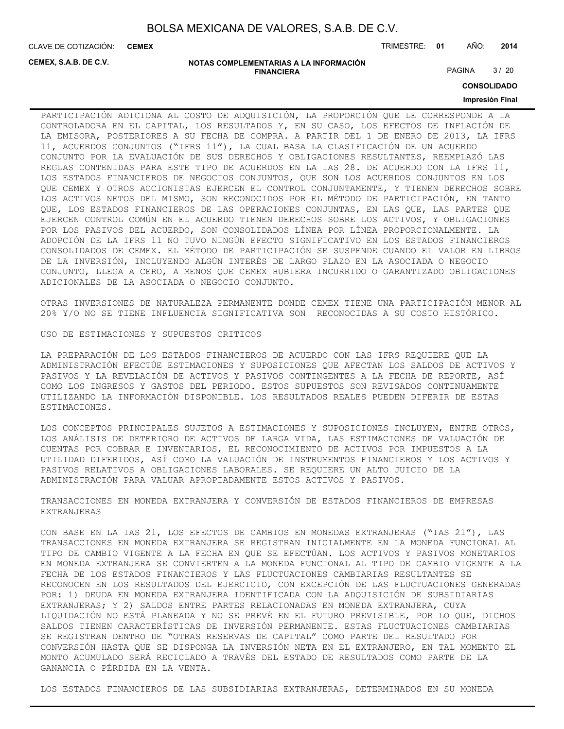PARTICIPACIÓN ADICIONA AL COSTO DE ADQUISICIÓN, LA PROPORCIÓN QUE LE CORRESPONDE A LA CONTROLADORA EN EL CAPITAL, LOS RESULTADOS Y, EN SU CASO, LOS EFECTOS DE INFLACIÓN DE LA EMISORA, POSTERIORES A SU FECHA DE COMPRA. A PARTIR DEL 1 DE ENERO DE 2013, LA IFRS 11, ACUERDOS CONJUNTOS ("IFRS 11"), LA CUAL BASA LA CLASIFICACIÓN DE UN ACUERDO CONJUNTO POR LA EVALUACIÓN DE SUS DERECHOS Y OBLIGACIONES RESULTANTES, REEMPLAZÓ LAS REGLAS CONTENIDAS PARA ESTE TIPO DE ACUERDOS EN LA IAS 28. DE ACUERDO CON LA IFRS 11, LOS ESTADOS FINANCIEROS DE NEGOCIOS CONJUNTOS, QUE SON LOS ACUERDOS CONJUNTOS EN LOS QUE CEMEX Y OTROS ACCIONISTAS EJERCEN EL CONTROL CONJUNTAMENTE, Y TIENEN DERECHOS SOBRE LOS ACTIVOS NETOS DEL MISMO, SON RECONOCIDOS POR EL MÉTODO DE PARTICIPACIÓN, EN TANTO QUE, LOS ESTADOS FINANCIEROS DE LAS OPERACIONES CONJUNTAS, EN LAS QUE, LAS PARTES QUE EJERCEN CONTROL COMÚN EN EL ACUERDO TIENEN DERECHOS SOBRE LOS ACTIVOS, Y OBLIGACIONES POR LOS PASIVOS DEL ACUERDO, SON CONSOLIDADOS LÍNEA POR LÍNEA PROPORCIONALMENTE. LA ADOPCIÓN DE LA IFRS 11 NO TUVO NINGÚN EFECTO SIGNIFICATIVO EN LOS ESTADOS FINANCIEROS CONSOLIDADOS DE CEMEX. EL MÉTODO DE PARTICIPACIÓN SE SUSPENDE CUANDO EL VALOR EN LIBROS DE LA INVERSIÓN, INCLUYENDO ALGÚN INTERÉS DE LARGO PLAZO EN LA ASOCIADA O NEGOCIO CONJUNTO, LLEGA A CERO, A MENOS QUE CEMEX HUBIERA INCURRIDO O GARANTIZADO OBLIGACIONES ADICIONALES DE LA ASOCIADA O NEGOCIO CONJUNTO.

OTRAS INVERSIONES DE NATURALEZA PERMANENTE DONDE CEMEX TIENE UNA PARTICIPACIÓN MENOR AL 20% Y/O NO SE TIENE INFLUENCIA SIGNIFICATIVA SON RECONOCIDAS A SU COSTO HISTÓRICO.

USO DE ESTIMACIONES Y SUPUESTOS CRITICOS

LA PREPARACIÓN DE LOS ESTADOS FINANCIEROS DE ACUERDO CON LAS IFRS REQUIERE QUE LA ADMINISTRACIÓN EFECTÚE ESTIMACIONES Y SUPOSICIONES QUE AFECTAN LOS SALDOS DE ACTIVOS Y PASIVOS Y LA REVELACIÓN DE ACTIVOS Y PASIVOS CONTINGENTES A LA FECHA DE REPORTE, ASÍ COMO LOS INGRESOS Y GASTOS DEL PERIODO. ESTOS SUPUESTOS SON REVISADOS CONTINUAMENTE UTILIZANDO LA INFORMACIÓN DISPONIBLE. LOS RESULTADOS REALES PUEDEN DIFERIR DE ESTAS ESTIMACIONES.

LOS CONCEPTOS PRINCIPALES SUJETOS A ESTIMACIONES Y SUPOSICIONES INCLUYEN, ENTRE OTROS, LOS ANÁLISIS DE DETERIORO DE ACTIVOS DE LARGA VIDA, LAS ESTIMACIONES DE VALUACIÓN DE CUENTAS POR COBRAR E INVENTARIOS, EL RECONOCIMIENTO DE ACTIVOS POR IMPUESTOS A LA UTILIDAD DIFERIDOS, ASÍ COMO LA VALUACIÓN DE INSTRUMENTOS FINANCIEROS Y LOS ACTIVOS Y PASIVOS RELATIVOS A OBLIGACIONES LABORALES. SE REQUIERE UN ALTO JUICIO DE LA ADMINISTRACIÓN PARA VALUAR APROPIADAMENTE ESTOS ACTIVOS Y PASIVOS.

TRANSACCIONES EN MONEDA EXTRANJERA Y CONVERSIÓN DE ESTADOS FINANCIEROS DE EMPRESAS EXTRANJERAS

CON BASE EN LA IAS 21, LOS EFECTOS DE CAMBIOS EN MONEDAS EXTRANJERAS ("IAS 21"), LAS TRANSACCIONES EN MONEDA EXTRANJERA SE REGISTRAN INICIALMENTE EN LA MONEDA FUNCIONAL AL TIPO DE CAMBIO VIGENTE A LA FECHA EN QUE SE EFECTÚAN. LOS ACTIVOS Y PASIVOS MONETARIOS EN MONEDA EXTRANJERA SE CONVIERTEN A LA MONEDA FUNCIONAL AL TIPO DE CAMBIO VIGENTE A LA FECHA DE LOS ESTADOS FINANCIEROS Y LAS FLUCTUACIONES CAMBIARIAS RESULTANTES SE RECONOCEN EN LOS RESULTADOS DEL EJERCICIO, CON EXCEPCIÓN DE LAS FLUCTUACIONES GENERADAS POR: 1) DEUDA EN MONEDA EXTRANJERA IDENTIFICADA CON LA ADQUISICIÓN DE SUBSIDIARIAS EXTRANJERAS; Y 2) SALDOS ENTRE PARTES RELACIONADAS EN MONEDA EXTRANJERA, CUYA LIQUIDACIÓN NO ESTÁ PLANEADA Y NO SE PREVÉ EN EL FUTURO PREVISIBLE, POR LO QUE, DICHOS SALDOS TIENEN CARACTERÍSTICAS DE INVERSIÓN PERMANENTE. ESTAS FLUCTUACIONES CAMBIARIAS SE REGISTRAN DENTRO DE "OTRAS RESERVAS DE CAPITAL" COMO PARTE DEL RESULTADO POR CONVERSIÓN HASTA QUE SE DISPONGA LA INVERSIÓN NETA EN EL EXTRANJERO, EN TAL MOMENTO EL MONTO ACUMULADO SERÁ RECICLADO A TRAVÉS DEL ESTADO DE RESULTADOS COMO PARTE DE LA GANANCIA O PÉRDIDA EN LA VENTA.

LOS ESTADOS FINANCIEROS DE LAS SUBSIDIARIAS EXTRANJERAS, DETERMINADOS EN SU MONEDA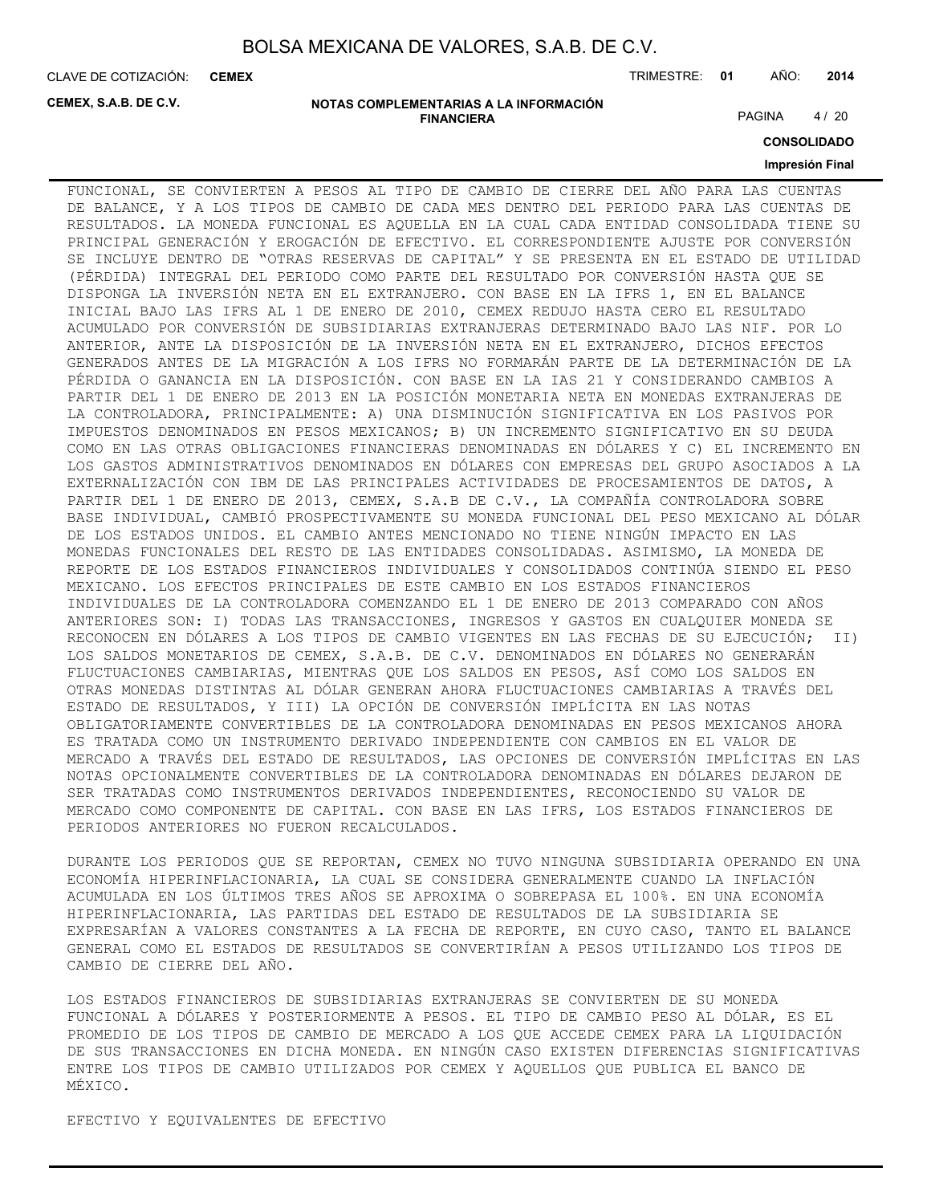FUNCIONAL, SE CONVIERTEN A PESOS AL TIPO DE CAMBIO DE CIERRE DEL AÑO PARA LAS CUENTAS DE BALANCE, Y A LOS TIPOS DE CAMBIO DE CADA MES DENTRO DEL PERIODO PARA LAS CUENTAS DE RESULTADOS. LA MONEDA FUNCIONAL ES AQUELLA EN LA CUAL CADA ENTIDAD CONSOLIDADA TIENE SU PRINCIPAL GENERACIÓN Y EROGACIÓN DE EFECTIVO. EL CORRESPONDIENTE AJUSTE POR CONVERSIÓN SE INCLUYE DENTRO DE "OTRAS RESERVAS DE CAPITAL" Y SE PRESENTA EN EL ESTADO DE UTILIDAD (PÉRDIDA) INTEGRAL DEL PERIODO COMO PARTE DEL RESULTADO POR CONVERSIÓN HASTA QUE SE DISPONGA LA INVERSIÓN NETA EN EL EXTRANJERO. CON BASE EN LA IFRS 1, EN EL BALANCE INICIAL BAJO LAS IFRS AL 1 DE ENERO DE 2010, CEMEX REDUJO HASTA CERO EL RESULTADO ACUMULADO POR CONVERSIÓN DE SUBSIDIARIAS EXTRANJERAS DETERMINADO BAJO LAS NIF. POR LO ANTERIOR, ANTE LA DISPOSICIÓN DE LA INVERSIÓN NETA EN EL EXTRANJERO, DICHOS EFECTOS GENERADOS ANTES DE LA MIGRACIÓN A LOS IFRS NO FORMARÁN PARTE DE LA DETERMINACIÓN DE LA PÉRDIDA O GANANCIA EN LA DISPOSICIÓN. CON BASE EN LA IAS 21 Y CONSIDERANDO CAMBIOS A PARTIR DEL 1 DE ENERO DE 2013 EN LA POSICIÓN MONETARIA NETA EN MONEDAS EXTRANJERAS DE LA CONTROLADORA, PRINCIPALMENTE: A) UNA DISMINUCIÓN SIGNIFICATIVA EN LOS PASIVOS POR IMPUESTOS DENOMINADOS EN PESOS MEXICANOS; B) UN INCREMENTO SIGNIFICATIVO EN SU DEUDA COMO EN LAS OTRAS OBLIGACIONES FINANCIERAS DENOMINADAS EN DÓLARES Y C) EL INCREMENTO EN LOS GASTOS ADMINISTRATIVOS DENOMINADOS EN DÓLARES CON EMPRESAS DEL GRUPO ASOCIADOS A LA EXTERNALIZACIÓN CON IBM DE LAS PRINCIPALES ACTIVIDADES DE PROCESAMIENTOS DE DATOS, A PARTIR DEL 1 DE ENERO DE 2013, CEMEX, S.A.B DE C.V., LA COMPAÑÍA CONTROLADORA SOBRE BASE INDIVIDUAL, CAMBIÓ PROSPECTIVAMENTE SU MONEDA FUNCIONAL DEL PESO MEXICANO AL DÓLAR DE LOS ESTADOS UNIDOS. EL CAMBIO ANTES MENCIONADO NO TIENE NINGÚN IMPACTO EN LAS MONEDAS FUNCIONALES DEL RESTO DE LAS ENTIDADES CONSOLIDADAS. ASIMISMO, LA MONEDA DE REPORTE DE LOS ESTADOS FINANCIEROS INDIVIDUALES Y CONSOLIDADOS CONTINÚA SIENDO EL PESO MEXICANO. LOS EFECTOS PRINCIPALES DE ESTE CAMBIO EN LOS ESTADOS FINANCIEROS INDIVIDUALES DE LA CONTROLADORA COMENZANDO EL 1 DE ENERO DE 2013 COMPARADO CON AÑOS ANTERIORES SON: I) TODAS LAS TRANSACCIONES, INGRESOS Y GASTOS EN CUALQUIER MONEDA SE RECONOCEN EN DÓLARES A LOS TIPOS DE CAMBIO VIGENTES EN LAS FECHAS DE SU EJECUCIÓN; II) LOS SALDOS MONETARIOS DE CEMEX, S.A.B. DE C.V. DENOMINADOS EN DÓLARES NO GENERARÁN FLUCTUACIONES CAMBIARIAS, MIENTRAS QUE LOS SALDOS EN PESOS, ASÍ COMO LOS SALDOS EN OTRAS MONEDAS DISTINTAS AL DÓLAR GENERAN AHORA FLUCTUACIONES CAMBIARIAS A TRAVÉS DEL ESTADO DE RESULTADOS, Y III) LA OPCIÓN DE CONVERSIÓN IMPLÍCITA EN LAS NOTAS OBLIGATORIAMENTE CONVERTIBLES DE LA CONTROLADORA DENOMINADAS EN PESOS MEXICANOS AHORA ES TRATADA COMO UN INSTRUMENTO DERIVADO INDEPENDIENTE CON CAMBIOS EN EL VALOR DE MERCADO A TRAVÉS DEL ESTADO DE RESULTADOS, LAS OPCIONES DE CONVERSIÓN IMPLÍCITAS EN LAS NOTAS OPCIONALMENTE CONVERTIBLES DE LA CONTROLADORA DENOMINADAS EN DÓLARES DEJARON DE SER TRATADAS COMO INSTRUMENTOS DERIVADOS INDEPENDIENTES, RECONOCIENDO SU VALOR DE MERCADO COMO COMPONENTE DE CAPITAL. CON BASE EN LAS IFRS, LOS ESTADOS FINANCIEROS DE PERIODOS ANTERIORES NO FUERON RECALCULADOS.

DURANTE LOS PERIODOS QUE SE REPORTAN, CEMEX NO TUVO NINGUNA SUBSIDIARIA OPERANDO EN UNA ECONOMÍA HIPERINFLACIONARIA, LA CUAL SE CONSIDERA GENERALMENTE CUANDO LA INFLACIÓN ACUMULADA EN LOS ÚLTIMOS TRES AÑOS SE APROXIMA O SOBREPASA EL 100%. EN UNA ECONOMÍA HIPERINFLACIONARIA, LAS PARTIDAS DEL ESTADO DE RESULTADOS DE LA SUBSIDIARIA SE EXPRESARÍAN A VALORES CONSTANTES A LA FECHA DE REPORTE, EN CUYO CASO, TANTO EL BALANCE GENERAL COMO EL ESTADOS DE RESULTADOS SE CONVERTIRÍAN A PESOS UTILIZANDO LOS TIPOS DE CAMBIO DE CIERRE DEL AÑO.

LOS ESTADOS FINANCIEROS DE SUBSIDIARIAS EXTRANJERAS SE CONVIERTEN DE SU MONEDA FUNCIONAL A DÓLARES Y POSTERIORMENTE A PESOS. EL TIPO DE CAMBIO PESO AL DÓLAR, ES EL PROMEDIO DE LOS TIPOS DE CAMBIO DE MERCADO A LOS QUE ACCEDE CEMEX PARA LA LIQUIDACIÓN DE SUS TRANSACCIONES EN DICHA MONEDA. EN NINGÚN CASO EXISTEN DIFERENCIAS SIGNIFICATIVAS ENTRE LOS TIPOS DE CAMBIO UTILIZADOS POR CEMEX Y AQUELLOS QUE PUBLICA EL BANCO DE MÉXICO.

EFECTIVO Y EQUIVALENTES DE EFECTIVO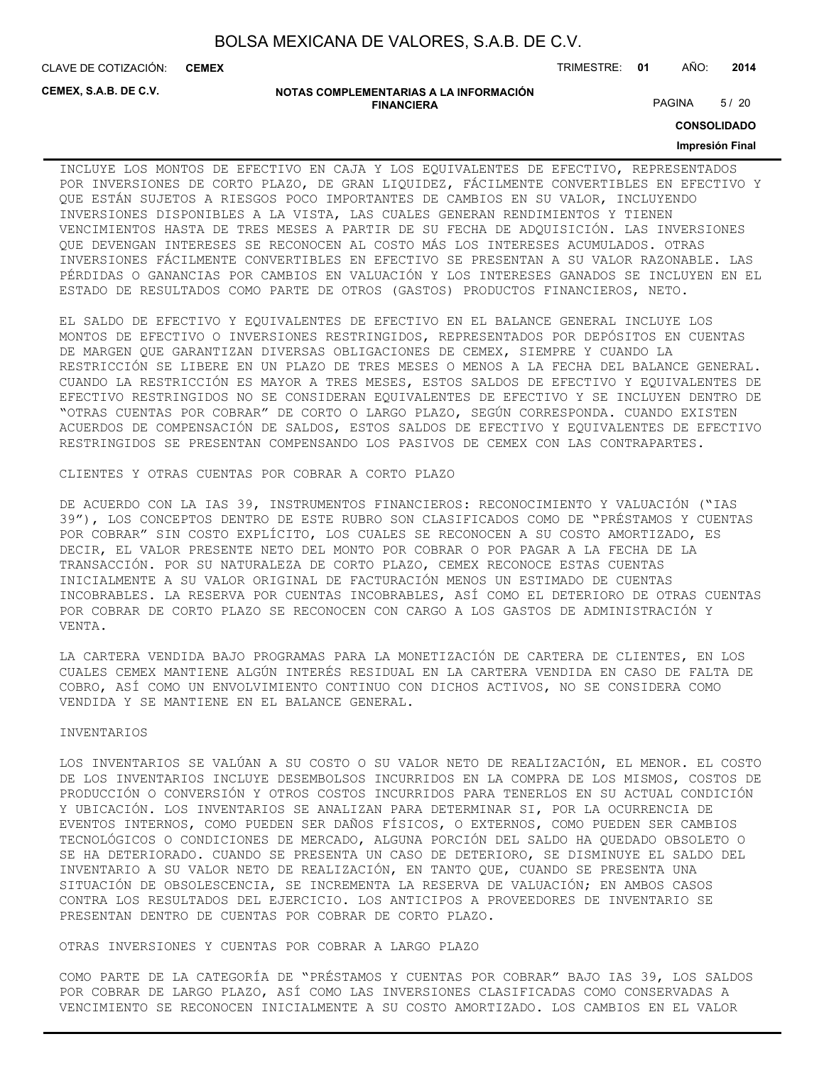INCLUYE LOS MONTOS DE EFECTIVO EN CAJA Y LOS EQUIVALENTES DE EFECTIVO, REPRESENTADOS POR INVERSIONES DE CORTO PLAZO, DE GRAN LIQUIDEZ, FÁCILMENTE CONVERTIBLES EN EFECTIVO Y QUE ESTÁN SUJETOS A RIESGOS POCO IMPORTANTES DE CAMBIOS EN SU VALOR, INCLUYENDO INVERSIONES DISPONIBLES A LA VISTA, LAS CUALES GENERAN RENDIMIENTOS Y TIENEN VENCIMIENTOS HASTA DE TRES MESES A PARTIR DE SU FECHA DE ADQUISICIÓN. LAS INVERSIONES QUE DEVENGAN INTERESES SE RECONOCEN AL COSTO MÁS LOS INTERESES ACUMULADOS. OTRAS INVERSIONES FÁCILMENTE CONVERTIBLES EN EFECTIVO SE PRESENTAN A SU VALOR RAZONABLE. LAS PÉRDIDAS O GANANCIAS POR CAMBIOS EN VALUACIÓN Y LOS INTERESES GANADOS SE INCLUYEN EN EL ESTADO DE RESULTADOS COMO PARTE DE OTROS (GASTOS) PRODUCTOS FINANCIEROS, NETO.

EL SALDO DE EFECTIVO Y EQUIVALENTES DE EFECTIVO EN EL BALANCE GENERAL INCLUYE LOS MONTOS DE EFECTIVO O INVERSIONES RESTRINGIDOS, REPRESENTADOS POR DEPÓSITOS EN CUENTAS DE MARGEN QUE GARANTIZAN DIVERSAS OBLIGACIONES DE CEMEX, SIEMPRE Y CUANDO LA RESTRICCIÓN SE LIBERE EN UN PLAZO DE TRES MESES O MENOS A LA FECHA DEL BALANCE GENERAL. CUANDO LA RESTRICCIÓN ES MAYOR A TRES MESES, ESTOS SALDOS DE EFECTIVO Y EQUIVALENTES DE EFECTIVO RESTRINGIDOS NO SE CONSIDERAN EQUIVALENTES DE EFECTIVO Y SE INCLUYEN DENTRO DE "OTRAS CUENTAS POR COBRAR" DE CORTO O LARGO PLAZO, SEGÚN CORRESPONDA. CUANDO EXISTEN ACUERDOS DE COMPENSACIÓN DE SALDOS, ESTOS SALDOS DE EFECTIVO Y EQUIVALENTES DE EFECTIVO RESTRINGIDOS SE PRESENTAN COMPENSANDO LOS PASIVOS DE CEMEX CON LAS CONTRAPARTES.

CLIENTES Y OTRAS CUENTAS POR COBRAR A CORTO PLAZO

DE ACUERDO CON LA IAS 39, INSTRUMENTOS FINANCIEROS: RECONOCIMIENTO Y VALUACIÓN ("IAS 39"), LOS CONCEPTOS DENTRO DE ESTE RUBRO SON CLASIFICADOS COMO DE "PRÉSTAMOS Y CUENTAS POR COBRAR" SIN COSTO EXPLÍCITO, LOS CUALES SE RECONOCEN A SU COSTO AMORTIZADO, ES DECIR, EL VALOR PRESENTE NETO DEL MONTO POR COBRAR O POR PAGAR A LA FECHA DE LA TRANSACCIÓN. POR SU NATURALEZA DE CORTO PLAZO, CEMEX RECONOCE ESTAS CUENTAS INICIALMENTE A SU VALOR ORIGINAL DE FACTURACIÓN MENOS UN ESTIMADO DE CUENTAS INCOBRABLES. LA RESERVA POR CUENTAS INCOBRABLES, ASÍ COMO EL DETERIORO DE OTRAS CUENTAS POR COBRAR DE CORTO PLAZO SE RECONOCEN CON CARGO A LOS GASTOS DE ADMINISTRACIÓN Y VENTA.

LA CARTERA VENDIDA BAJO PROGRAMAS PARA LA MONETIZACIÓN DE CARTERA DE CLIENTES, EN LOS CUALES CEMEX MANTIENE ALGÚN INTERÉS RESIDUAL EN LA CARTERA VENDIDA EN CASO DE FALTA DE COBRO, ASÍ COMO UN ENVOLVIMIENTO CONTINUO CON DICHOS ACTIVOS, NO SE CONSIDERA COMO VENDIDA Y SE MANTIENE EN EL BALANCE GENERAL.

INVENTARIOS

LOS INVENTARIOS SE VALÚAN A SU COSTO O SU VALOR NETO DE REALIZACIÓN, EL MENOR. EL COSTO DE LOS INVENTARIOS INCLUYE DESEMBOLSOS INCURRIDOS EN LA COMPRA DE LOS MISMOS, COSTOS DE PRODUCCIÓN O CONVERSIÓN Y OTROS COSTOS INCURRIDOS PARA TENERLOS EN SU ACTUAL CONDICIÓN Y UBICACIÓN. LOS INVENTARIOS SE ANALIZAN PARA DETERMINAR SI, POR LA OCURRENCIA DE EVENTOS INTERNOS, COMO PUEDEN SER DAÑOS FÍSICOS, O EXTERNOS, COMO PUEDEN SER CAMBIOS TECNOLÓGICOS O CONDICIONES DE MERCADO, ALGUNA PORCIÓN DEL SALDO HA QUEDADO OBSOLETO O SE HA DETERIORADO. CUANDO SE PRESENTA UN CASO DE DETERIORO, SE DISMINUYE EL SALDO DEL INVENTARIO A SU VALOR NETO DE REALIZACIÓN, EN TANTO QUE, CUANDO SE PRESENTA UNA SITUACIÓN DE OBSOLESCENCIA, SE INCREMENTA LA RESERVA DE VALUACIÓN; EN AMBOS CASOS CONTRA LOS RESULTADOS DEL EJERCICIO. LOS ANTICIPOS A PROVEEDORES DE INVENTARIO SE PRESENTAN DENTRO DE CUENTAS POR COBRAR DE CORTO PLAZO.

OTRAS INVERSIONES Y CUENTAS POR COBRAR A LARGO PLAZO

COMO PARTE DE LA CATEGORÍA DE "PRÉSTAMOS Y CUENTAS POR COBRAR" BAJO IAS 39, LOS SALDOS POR COBRAR DE LARGO PLAZO, ASÍ COMO LAS INVERSIONES CLASIFICADAS COMO CONSERVADAS A VENCIMIENTO SE RECONOCEN INICIALMENTE A SU COSTO AMORTIZADO. LOS CAMBIOS EN EL VALOR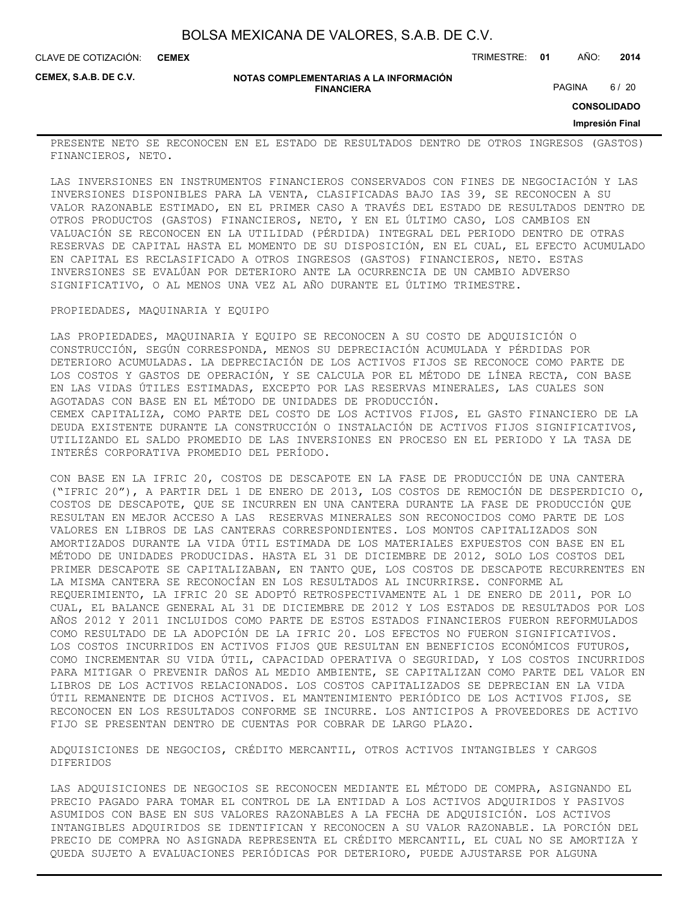PRESENTE NETO SE RECONOCEN EN EL ESTADO DE RESULTADOS DENTRO DE OTROS INGRESOS (GASTOS) FINANCIEROS, NETO.

LAS INVERSIONES EN INSTRUMENTOS FINANCIEROS CONSERVADOS CON FINES DE NEGOCIACIÓN Y LAS INVERSIONES DISPONIBLES PARA LA VENTA, CLASIFICADAS BAJO IAS 39, SE RECONOCEN A SU VALOR RAZONABLE ESTIMADO, EN EL PRIMER CASO A TRAVÉS DEL ESTADO DE RESULTADOS DENTRO DE OTROS PRODUCTOS (GASTOS) FINANCIEROS, NETO, Y EN EL ÚLTIMO CASO, LOS CAMBIOS EN VALUACIÓN SE RECONOCEN EN LA UTILIDAD (PÉRDIDA) INTEGRAL DEL PERIODO DENTRO DE OTRAS RESERVAS DE CAPITAL HASTA EL MOMENTO DE SU DISPOSICIÓN, EN EL CUAL, EL EFECTO ACUMULADO EN CAPITAL ES RECLASIFICADO A OTROS INGRESOS (GASTOS) FINANCIEROS, NETO. ESTAS INVERSIONES SE EVALÚAN POR DETERIORO ANTE LA OCURRENCIA DE UN CAMBIO ADVERSO SIGNIFICATIVO, O AL MENOS UNA VEZ AL AÑO DURANTE EL ÚLTIMO TRIMESTRE.

PROPIEDADES, MAQUINARIA Y EQUIPO

LAS PROPIEDADES, MAQUINARIA Y EQUIPO SE RECONOCEN A SU COSTO DE ADQUISICIÓN O CONSTRUCCIÓN, SEGÚN CORRESPONDA, MENOS SU DEPRECIACIÓN ACUMULADA Y PÉRDIDAS POR DETERIORO ACUMULADAS. LA DEPRECIACIÓN DE LOS ACTIVOS FIJOS SE RECONOCE COMO PARTE DE LOS COSTOS Y GASTOS DE OPERACIÓN, Y SE CALCULA POR EL MÉTODO DE LÍNEA RECTA, CON BASE EN LAS VIDAS ÚTILES ESTIMADAS, EXCEPTO POR LAS RESERVAS MINERALES, LAS CUALES SON AGOTADAS CON BASE EN EL MÉTODO DE UNIDADES DE PRODUCCIÓN.
CEMEX CAPITALIZA, COMO PARTE DEL COSTO DE LOS ACTIVOS FIJOS, EL GASTO FINANCIERO DE LA DEUDA EXISTENTE DURANTE LA CONSTRUCCIÓN O INSTALACIÓN DE ACTIVOS FIJOS SIGNIFICATIVOS, UTILIZANDO EL SALDO PROMEDIO DE LAS INVERSIONES EN PROCESO EN EL PERIODO Y LA TASA DE INTERÉS CORPORATIVA PROMEDIO DEL PERÍODO.

CON BASE EN LA IFRIC 20, COSTOS DE DESCAPOTE EN LA FASE DE PRODUCCIÓN DE UNA CANTERA ("IFRIC 20"), A PARTIR DEL 1 DE ENERO DE 2013, LOS COSTOS DE REMOCIÓN DE DESPERDICIO O, COSTOS DE DESCAPOTE, QUE SE INCURREN EN UNA CANTERA DURANTE LA FASE DE PRODUCCIÓN QUE RESULTAN EN MEJOR ACCESO A LAS RESERVAS MINERALES SON RECONOCIDOS COMO PARTE DE LOS VALORES EN LIBROS DE LAS CANTERAS CORRESPONDIENTES. LOS MONTOS CAPITALIZADOS SON AMORTIZADOS DURANTE LA VIDA ÚTIL ESTIMADA DE LOS MATERIALES EXPUESTOS CON BASE EN EL MÉTODO DE UNIDADES PRODUCIDAS. HASTA EL 31 DE DICIEMBRE DE 2012, SOLO LOS COSTOS DEL PRIMER DESCAPOTE SE CAPITALIZABAN, EN TANTO QUE, LOS COSTOS DE DESCAPOTE RECURRENTES EN LA MISMA CANTERA SE RECONOCÍAN EN LOS RESULTADOS AL INCURRIRSE. CONFORME AL REQUERIMIENTO, LA IFRIC 20 SE ADOPTÓ RETROSPECTIVAMENTE AL 1 DE ENERO DE 2011, POR LO CUAL, EL BALANCE GENERAL AL 31 DE DICIEMBRE DE 2012 Y LOS ESTADOS DE RESULTADOS POR LOS AÑOS 2012 Y 2011 INCLUIDOS COMO PARTE DE ESTOS ESTADOS FINANCIEROS FUERON REFORMULADOS COMO RESULTADO DE LA ADOPCIÓN DE LA IFRIC 20. LOS EFECTOS NO FUERON SIGNIFICATIVOS.
LOS COSTOS INCURRIDOS EN ACTIVOS FIJOS QUE RESULTAN EN BENEFICIOS ECONÓMICOS FUTUROS, COMO INCREMENTAR SU VIDA ÚTIL, CAPACIDAD OPERATIVA O SEGURIDAD, Y LOS COSTOS INCURRIDOS PARA MITIGAR O PREVENIR DAÑOS AL MEDIO AMBIENTE, SE CAPITALIZAN COMO PARTE DEL VALOR EN LIBROS DE LOS ACTIVOS RELACIONADOS. LOS COSTOS CAPITALIZADOS SE DEPRECIAN EN LA VIDA ÚTIL REMANENTE DE DICHOS ACTIVOS. EL MANTENIMIENTO PERIÓDICO DE LOS ACTIVOS FIJOS, SE RECONOCEN EN LOS RESULTADOS CONFORME SE INCURRE. LOS ANTICIPOS A PROVEEDORES DE ACTIVO FIJO SE PRESENTAN DENTRO DE CUENTAS POR COBRAR DE LARGO PLAZO.

ADQUISICIONES DE NEGOCIOS, CRÉDITO MERCANTIL, OTROS ACTIVOS INTANGIBLES Y CARGOS DIFERIDOS

LAS ADQUISICIONES DE NEGOCIOS SE RECONOCEN MEDIANTE EL MÉTODO DE COMPRA, ASIGNANDO EL PRECIO PAGADO PARA TOMAR EL CONTROL DE LA ENTIDAD A LOS ACTIVOS ADQUIRIDOS Y PASIVOS ASUMIDOS CON BASE EN SUS VALORES RAZONABLES A LA FECHA DE ADQUISICIÓN. LOS ACTIVOS INTANGIBLES ADQUIRIDOS SE IDENTIFICAN Y RECONOCEN A SU VALOR RAZONABLE. LA PORCIÓN DEL PRECIO DE COMPRA NO ASIGNADA REPRESENTA EL CRÉDITO MERCANTIL, EL CUAL NO SE AMORTIZA Y QUEDA SUJETO A EVALUACIONES PERIÓDICAS POR DETERIORO, PUEDE AJUSTARSE POR ALGUNA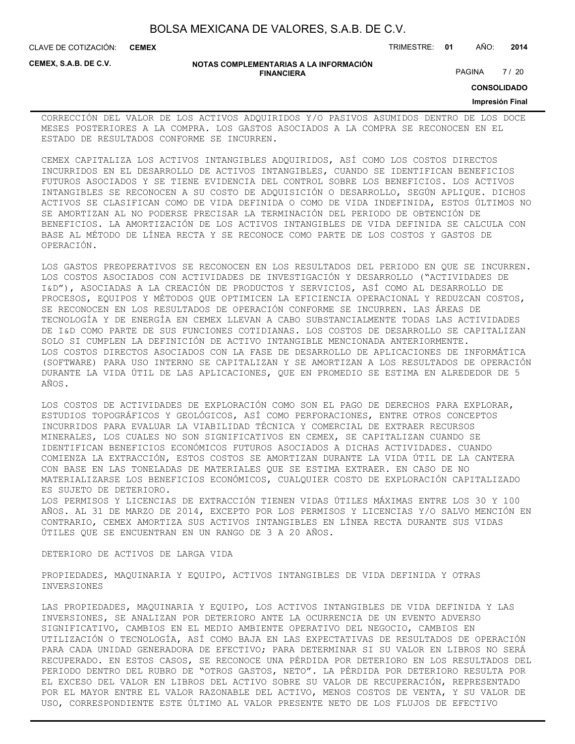CORRECCIÓN DEL VALOR DE LOS ACTIVOS ADQUIRIDOS Y/O PASIVOS ASUMIDOS DENTRO DE LOS DOCE MESES POSTERIORES A LA COMPRA. LOS GASTOS ASOCIADOS A LA COMPRA SE RECONOCEN EN EL ESTADO DE RESULTADOS CONFORME SE INCURREN.

CEMEX CAPITALIZA LOS ACTIVOS INTANGIBLES ADQUIRIDOS, ASÍ COMO LOS COSTOS DIRECTOS INCURRIDOS EN EL DESARROLLO DE ACTIVOS INTANGIBLES, CUANDO SE IDENTIFICAN BENEFICIOS FUTUROS ASOCIADOS Y SE TIENE EVIDENCIA DEL CONTROL SOBRE LOS BENEFICIOS. LOS ACTIVOS INTANGIBLES SE RECONOCEN A SU COSTO DE ADQUISICIÓN O DESARROLLO, SEGÚN APLIQUE. DICHOS ACTIVOS SE CLASIFICAN COMO DE VIDA DEFINIDA O COMO DE VIDA INDEFINIDA, ESTOS ÚLTIMOS NO SE AMORTIZAN AL NO PODERSE PRECISAR LA TERMINACIÓN DEL PERIODO DE OBTENCIÓN DE BENEFICIOS. LA AMORTIZACIÓN DE LOS ACTIVOS INTANGIBLES DE VIDA DEFINIDA SE CALCULA CON BASE AL MÉTODO DE LÍNEA RECTA Y SE RECONOCE COMO PARTE DE LOS COSTOS Y GASTOS DE OPERACIÓN.

LOS GASTOS PREOPERATIVOS SE RECONOCEN EN LOS RESULTADOS DEL PERIODO EN QUE SE INCURREN. LOS COSTOS ASOCIADOS CON ACTIVIDADES DE INVESTIGACIÓN Y DESARROLLO ("ACTIVIDADES DE I&D"), ASOCIADAS A LA CREACIÓN DE PRODUCTOS Y SERVICIOS, ASÍ COMO AL DESARROLLO DE PROCESOS, EQUIPOS Y MÉTODOS QUE OPTIMICEN LA EFICIENCIA OPERACIONAL Y REDUZCAN COSTOS, SE RECONOCEN EN LOS RESULTADOS DE OPERACIÓN CONFORME SE INCURREN. LAS ÁREAS DE TECNOLOGÍA Y DE ENERGÍA EN CEMEX LLEVAN A CABO SUBSTANCIALMENTE TODAS LAS ACTIVIDADES DE I&D COMO PARTE DE SUS FUNCIONES COTIDIANAS. LOS COSTOS DE DESARROLLO SE CAPITALIZAN SOLO SI CUMPLEN LA DEFINICIÓN DE ACTIVO INTANGIBLE MENCIONADA ANTERIORMENTE.
LOS COSTOS DIRECTOS ASOCIADOS CON LA FASE DE DESARROLLO DE APLICACIONES DE INFORMÁTICA (SOFTWARE) PARA USO INTERNO SE CAPITALIZAN Y SE AMORTIZAN A LOS RESULTADOS DE OPERACIÓN DURANTE LA VIDA ÚTIL DE LAS APLICACIONES, QUE EN PROMEDIO SE ESTIMA EN ALREDEDOR DE 5 AÑOS.

LOS COSTOS DE ACTIVIDADES DE EXPLORACIÓN COMO SON EL PAGO DE DERECHOS PARA EXPLORAR, ESTUDIOS TOPOGRÁFICOS Y GEOLÓGICOS, ASÍ COMO PERFORACIONES, ENTRE OTROS CONCEPTOS INCURRIDOS PARA EVALUAR LA VIABILIDAD TÉCNICA Y COMERCIAL DE EXTRAER RECURSOS MINERALES, LOS CUALES NO SON SIGNIFICATIVOS EN CEMEX, SE CAPITALIZAN CUANDO SE IDENTIFICAN BENEFICIOS ECONÓMICOS FUTUROS ASOCIADOS A DICHAS ACTIVIDADES. CUANDO COMIENZA LA EXTRACCIÓN, ESTOS COSTOS SE AMORTIZAN DURANTE LA VIDA ÚTIL DE LA CANTERA CON BASE EN LAS TONELADAS DE MATERIALES QUE SE ESTIMA EXTRAER. EN CASO DE NO MATERIALIZARSE LOS BENEFICIOS ECONÓMICOS, CUALQUIER COSTO DE EXPLORACIÓN CAPITALIZADO ES SUJETO DE DETERIORO.
LOS PERMISOS Y LICENCIAS DE EXTRACCIÓN TIENEN VIDAS ÚTILES MÁXIMAS ENTRE LOS 30 Y 100 AÑOS. AL 31 DE MARZO DE 2014, EXCEPTO POR LOS PERMISOS Y LICENCIAS Y/O SALVO MENCIÓN EN CONTRARIO, CEMEX AMORTIZA SUS ACTIVOS INTANGIBLES EN LÍNEA RECTA DURANTE SUS VIDAS ÚTILES QUE SE ENCUENTRAN EN UN RANGO DE 3 A 20 AÑOS.

DETERIORO DE ACTIVOS DE LARGA VIDA

PROPIEDADES, MAQUINARIA Y EQUIPO, ACTIVOS INTANGIBLES DE VIDA DEFINIDA Y OTRAS INVERSIONES

LAS PROPIEDADES, MAQUINARIA Y EQUIPO, LOS ACTIVOS INTANGIBLES DE VIDA DEFINIDA Y LAS INVERSIONES, SE ANALIZAN POR DETERIORO ANTE LA OCURRENCIA DE UN EVENTO ADVERSO SIGNIFICATIVO, CAMBIOS EN EL MEDIO AMBIENTE OPERATIVO DEL NEGOCIO, CAMBIOS EN UTILIZACIÓN O TECNOLOGÍA, ASÍ COMO BAJA EN LAS EXPECTATIVAS DE RESULTADOS DE OPERACIÓN PARA CADA UNIDAD GENERADORA DE EFECTIVO; PARA DETERMINAR SI SU VALOR EN LIBROS NO SERÁ RECUPERADO. EN ESTOS CASOS, SE RECONOCE UNA PÉRDIDA POR DETERIORO EN LOS RESULTADOS DEL PERIODO DENTRO DEL RUBRO DE "OTROS GASTOS, NETO". LA PÉRDIDA POR DETERIORO RESULTA POR EL EXCESO DEL VALOR EN LIBROS DEL ACTIVO SOBRE SU VALOR DE RECUPERACIÓN, REPRESENTADO POR EL MAYOR ENTRE EL VALOR RAZONABLE DEL ACTIVO, MENOS COSTOS DE VENTA, Y SU VALOR DE USO, CORRESPONDIENTE ESTE ÚLTIMO AL VALOR PRESENTE NETO DE LOS FLUJOS DE EFECTIVO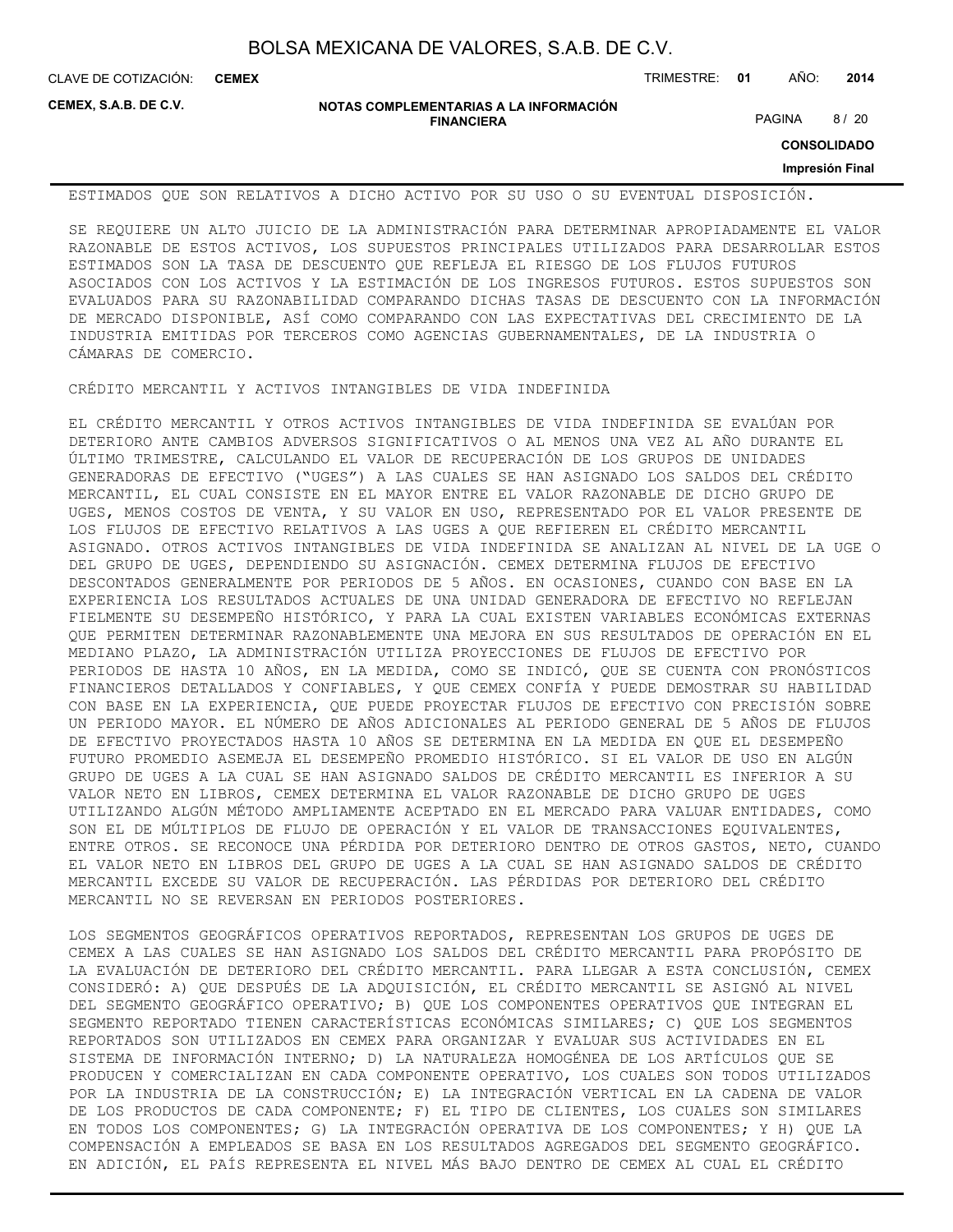ESTIMADOS QUE SON RELATIVOS A DICHO ACTIVO POR SU USO O SU EVENTUAL DISPOSICIÓN.

SE REQUIERE UN ALTO JUICIO DE LA ADMINISTRACIÓN PARA DETERMINAR APROPIADAMENTE EL VALOR RAZONABLE DE ESTOS ACTIVOS, LOS SUPUESTOS PRINCIPALES UTILIZADOS PARA DESARROLLAR ESTOS ESTIMADOS SON LA TASA DE DESCUENTO QUE REFLEJA EL RIESGO DE LOS FLUJOS FUTUROS ASOCIADOS CON LOS ACTIVOS Y LA ESTIMACIÓN DE LOS INGRESOS FUTUROS. ESTOS SUPUESTOS SON EVALUADOS PARA SU RAZONABILIDAD COMPARANDO DICHAS TASAS DE DESCUENTO CON LA INFORMACIÓN DE MERCADO DISPONIBLE, ASÍ COMO COMPARANDO CON LAS EXPECTATIVAS DEL CRECIMIENTO DE LA INDUSTRIA EMITIDAS POR TERCEROS COMO AGENCIAS GUBERNAMENTALES, DE LA INDUSTRIA O CÁMARAS DE COMERCIO.

CRÉDITO MERCANTIL Y ACTIVOS INTANGIBLES DE VIDA INDEFINIDA

EL CRÉDITO MERCANTIL Y OTROS ACTIVOS INTANGIBLES DE VIDA INDEFINIDA SE EVALÚAN POR DETERIORO ANTE CAMBIOS ADVERSOS SIGNIFICATIVOS O AL MENOS UNA VEZ AL AÑO DURANTE EL ÚLTIMO TRIMESTRE, CALCULANDO EL VALOR DE RECUPERACIÓN DE LOS GRUPOS DE UNIDADES GENERADORAS DE EFECTIVO ("UGES") A LAS CUALES SE HAN ASIGNADO LOS SALDOS DEL CRÉDITO MERCANTIL, EL CUAL CONSISTE EN EL MAYOR ENTRE EL VALOR RAZONABLE DE DICHO GRUPO DE UGES, MENOS COSTOS DE VENTA, Y SU VALOR EN USO, REPRESENTADO POR EL VALOR PRESENTE DE LOS FLUJOS DE EFECTIVO RELATIVOS A LAS UGES A QUE REFIEREN EL CRÉDITO MERCANTIL ASIGNADO. OTROS ACTIVOS INTANGIBLES DE VIDA INDEFINIDA SE ANALIZAN AL NIVEL DE LA UGE O DEL GRUPO DE UGES, DEPENDIENDO SU ASIGNACIÓN. CEMEX DETERMINA FLUJOS DE EFECTIVO DESCONTADOS GENERALMENTE POR PERIODOS DE 5 AÑOS. EN OCASIONES, CUANDO CON BASE EN LA EXPERIENCIA LOS RESULTADOS ACTUALES DE UNA UNIDAD GENERADORA DE EFECTIVO NO REFLEJAN FIELMENTE SU DESEMPEÑO HISTÓRICO, Y PARA LA CUAL EXISTEN VARIABLES ECONÓMICAS EXTERNAS QUE PERMITEN DETERMINAR RAZONABLEMENTE UNA MEJORA EN SUS RESULTADOS DE OPERACIÓN EN EL MEDIANO PLAZO, LA ADMINISTRACIÓN UTILIZA PROYECCIONES DE FLUJOS DE EFECTIVO POR PERIODOS DE HASTA 10 AÑOS, EN LA MEDIDA, COMO SE INDICÓ, QUE SE CUENTA CON PRONÓSTICOS FINANCIEROS DETALLADOS Y CONFIABLES, Y QUE CEMEX CONFÍA Y PUEDE DEMOSTRAR SU HABILIDAD CON BASE EN LA EXPERIENCIA, QUE PUEDE PROYECTAR FLUJOS DE EFECTIVO CON PRECISIÓN SOBRE UN PERIODO MAYOR. EL NÚMERO DE AÑOS ADICIONALES AL PERIODO GENERAL DE 5 AÑOS DE FLUJOS DE EFECTIVO PROYECTADOS HASTA 10 AÑOS SE DETERMINA EN LA MEDIDA EN QUE EL DESEMPEÑO FUTURO PROMEDIO ASEMEJA EL DESEMPEÑO PROMEDIO HISTÓRICO. SI EL VALOR DE USO EN ALGÚN GRUPO DE UGES A LA CUAL SE HAN ASIGNADO SALDOS DE CRÉDITO MERCANTIL ES INFERIOR A SU VALOR NETO EN LIBROS, CEMEX DETERMINA EL VALOR RAZONABLE DE DICHO GRUPO DE UGES UTILIZANDO ALGÚN MÉTODO AMPLIAMENTE ACEPTADO EN EL MERCADO PARA VALUAR ENTIDADES, COMO SON EL DE MÚLTIPLOS DE FLUJO DE OPERACIÓN Y EL VALOR DE TRANSACCIONES EQUIVALENTES, ENTRE OTROS. SE RECONOCE UNA PÉRDIDA POR DETERIORO DENTRO DE OTROS GASTOS, NETO, CUANDO EL VALOR NETO EN LIBROS DEL GRUPO DE UGES A LA CUAL SE HAN ASIGNADO SALDOS DE CRÉDITO MERCANTIL EXCEDE SU VALOR DE RECUPERACIÓN. LAS PÉRDIDAS POR DETERIORO DEL CRÉDITO MERCANTIL NO SE REVERSAN EN PERIODOS POSTERIORES.

LOS SEGMENTOS GEOGRÁFICOS OPERATIVOS REPORTADOS, REPRESENTAN LOS GRUPOS DE UGES DE CEMEX A LAS CUALES SE HAN ASIGNADO LOS SALDOS DEL CRÉDITO MERCANTIL PARA PROPÓSITO DE LA EVALUACIÓN DE DETERIORO DEL CRÉDITO MERCANTIL. PARA LLEGAR A ESTA CONCLUSIÓN, CEMEX CONSIDERÓ: A) QUE DESPUÉS DE LA ADQUISICIÓN, EL CRÉDITO MERCANTIL SE ASIGNÓ AL NIVEL DEL SEGMENTO GEOGRÁFICO OPERATIVO; B) QUE LOS COMPONENTES OPERATIVOS QUE INTEGRAN EL SEGMENTO REPORTADO TIENEN CARACTERÍSTICAS ECONÓMICAS SIMILARES; C) QUE LOS SEGMENTOS REPORTADOS SON UTILIZADOS EN CEMEX PARA ORGANIZAR Y EVALUAR SUS ACTIVIDADES EN EL SISTEMA DE INFORMACIÓN INTERNO; D) LA NATURALEZA HOMOGÉNEA DE LOS ARTÍCULOS QUE SE PRODUCEN Y COMERCIALIZAN EN CADA COMPONENTE OPERATIVO, LOS CUALES SON TODOS UTILIZADOS POR LA INDUSTRIA DE LA CONSTRUCCIÓN; E) LA INTEGRACIÓN VERTICAL EN LA CADENA DE VALOR DE LOS PRODUCTOS DE CADA COMPONENTE; F) EL TIPO DE CLIENTES, LOS CUALES SON SIMILARES EN TODOS LOS COMPONENTES; G) LA INTEGRACIÓN OPERATIVA DE LOS COMPONENTES; Y H) QUE LA COMPENSACIÓN A EMPLEADOS SE BASA EN LOS RESULTADOS AGREGADOS DEL SEGMENTO GEOGRÁFICO. EN ADICIÓN, EL PAÍS REPRESENTA EL NIVEL MÁS BAJO DENTRO DE CEMEX AL CUAL EL CRÉDITO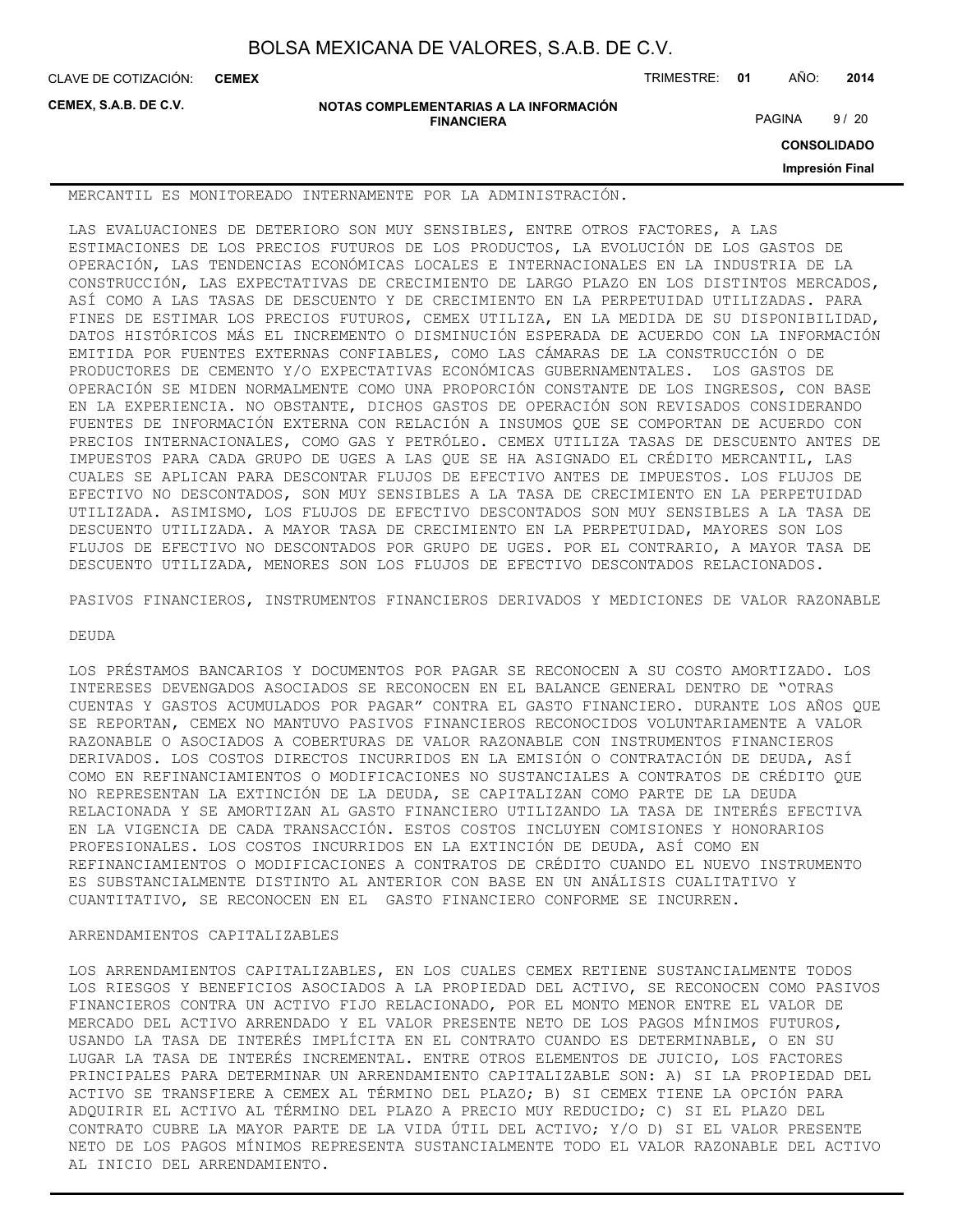MERCANTIL ES MONITOREADO INTERNAMENTE POR LA ADMINISTRACIÓN.

LAS EVALUACIONES DE DETERIORO SON MUY SENSIBLES, ENTRE OTROS FACTORES, A LAS ESTIMACIONES DE LOS PRECIOS FUTUROS DE LOS PRODUCTOS, LA EVOLUCIÓN DE LOS GASTOS DE OPERACIÓN, LAS TENDENCIAS ECONÓMICAS LOCALES E INTERNACIONALES EN LA INDUSTRIA DE LA CONSTRUCCIÓN, LAS EXPECTATIVAS DE CRECIMIENTO DE LARGO PLAZO EN LOS DISTINTOS MERCADOS, ASÍ COMO A LAS TASAS DE DESCUENTO Y DE CRECIMIENTO EN LA PERPETUIDAD UTILIZADAS. PARA FINES DE ESTIMAR LOS PRECIOS FUTUROS, CEMEX UTILIZA, EN LA MEDIDA DE SU DISPONIBILIDAD, DATOS HISTÓRICOS MÁS EL INCREMENTO O DISMINUCIÓN ESPERADA DE ACUERDO CON LA INFORMACIÓN EMITIDA POR FUENTES EXTERNAS CONFIABLES, COMO LAS CÁMARAS DE LA CONSTRUCCIÓN O DE PRODUCTORES DE CEMENTO Y/O EXPECTATIVAS ECONÓMICAS GUBERNAMENTALES. LOS GASTOS DE OPERACIÓN SE MIDEN NORMALMENTE COMO UNA PROPORCIÓN CONSTANTE DE LOS INGRESOS, CON BASE EN LA EXPERIENCIA. NO OBSTANTE, DICHOS GASTOS DE OPERACIÓN SON REVISADOS CONSIDERANDO FUENTES DE INFORMACIÓN EXTERNA CON RELACIÓN A INSUMOS QUE SE COMPORTAN DE ACUERDO CON PRECIOS INTERNACIONALES, COMO GAS Y PETRÓLEO. CEMEX UTILIZA TASAS DE DESCUENTO ANTES DE IMPUESTOS PARA CADA GRUPO DE UGES A LAS QUE SE HA ASIGNADO EL CRÉDITO MERCANTIL, LAS CUALES SE APLICAN PARA DESCONTAR FLUJOS DE EFECTIVO ANTES DE IMPUESTOS. LOS FLUJOS DE EFECTIVO NO DESCONTADOS, SON MUY SENSIBLES A LA TASA DE CRECIMIENTO EN LA PERPETUIDAD UTILIZADA. ASIMISMO, LOS FLUJOS DE EFECTIVO DESCONTADOS SON MUY SENSIBLES A LA TASA DE DESCUENTO UTILIZADA. A MAYOR TASA DE CRECIMIENTO EN LA PERPETUIDAD, MAYORES SON LOS FLUJOS DE EFECTIVO NO DESCONTADOS POR GRUPO DE UGES. POR EL CONTRARIO, A MAYOR TASA DE DESCUENTO UTILIZADA, MENORES SON LOS FLUJOS DE EFECTIVO DESCONTADOS RELACIONADOS.

PASIVOS FINANCIEROS, INSTRUMENTOS FINANCIEROS DERIVADOS Y MEDICIONES DE VALOR RAZONABLE

DEUDA

LOS PRÉSTAMOS BANCARIOS Y DOCUMENTOS POR PAGAR SE RECONOCEN A SU COSTO AMORTIZADO. LOS INTERESES DEVENGADOS ASOCIADOS SE RECONOCEN EN EL BALANCE GENERAL DENTRO DE "OTRAS CUENTAS Y GASTOS ACUMULADOS POR PAGAR" CONTRA EL GASTO FINANCIERO. DURANTE LOS AÑOS QUE SE REPORTAN, CEMEX NO MANTUVO PASIVOS FINANCIEROS RECONOCIDOS VOLUNTARIAMENTE A VALOR RAZONABLE O ASOCIADOS A COBERTURAS DE VALOR RAZONABLE CON INSTRUMENTOS FINANCIEROS DERIVADOS. LOS COSTOS DIRECTOS INCURRIDOS EN LA EMISIÓN O CONTRATACIÓN DE DEUDA, ASÍ COMO EN REFINANCIAMIENTOS O MODIFICACIONES NO SUSTANCIALES A CONTRATOS DE CRÉDITO QUE NO REPRESENTAN LA EXTINCIÓN DE LA DEUDA, SE CAPITALIZAN COMO PARTE DE LA DEUDA RELACIONADA Y SE AMORTIZAN AL GASTO FINANCIERO UTILIZANDO LA TASA DE INTERÉS EFECTIVA EN LA VIGENCIA DE CADA TRANSACCIÓN. ESTOS COSTOS INCLUYEN COMISIONES Y HONORARIOS PROFESIONALES. LOS COSTOS INCURRIDOS EN LA EXTINCIÓN DE DEUDA, ASÍ COMO EN REFINANCIAMIENTOS O MODIFICACIONES A CONTRATOS DE CRÉDITO CUANDO EL NUEVO INSTRUMENTO ES SUBSTANCIALMENTE DISTINTO AL ANTERIOR CON BASE EN UN ANÁLISIS CUALITATIVO Y CUANTITATIVO, SE RECONOCEN EN EL GASTO FINANCIERO CONFORME SE INCURREN.

ARRENDAMIENTOS CAPITALIZABLES

LOS ARRENDAMIENTOS CAPITALIZABLES, EN LOS CUALES CEMEX RETIENE SUSTANCIALMENTE TODOS LOS RIESGOS Y BENEFICIOS ASOCIADOS A LA PROPIEDAD DEL ACTIVO, SE RECONOCEN COMO PASIVOS FINANCIEROS CONTRA UN ACTIVO FIJO RELACIONADO, POR EL MONTO MENOR ENTRE EL VALOR DE MERCADO DEL ACTIVO ARRENDADO Y EL VALOR PRESENTE NETO DE LOS PAGOS MÍNIMOS FUTUROS, USANDO LA TASA DE INTERÉS IMPLÍCITA EN EL CONTRATO CUANDO ES DETERMINABLE, O EN SU LUGAR LA TASA DE INTERÉS INCREMENTAL. ENTRE OTROS ELEMENTOS DE JUICIO, LOS FACTORES PRINCIPALES PARA DETERMINAR UN ARRENDAMIENTO CAPITALIZABLE SON: A) SI LA PROPIEDAD DEL ACTIVO SE TRANSFIERE A CEMEX AL TÉRMINO DEL PLAZO; B) SI CEMEX TIENE LA OPCIÓN PARA ADQUIRIR EL ACTIVO AL TÉRMINO DEL PLAZO A PRECIO MUY REDUCIDO; C) SI EL PLAZO DEL CONTRATO CUBRE LA MAYOR PARTE DE LA VIDA ÚTIL DEL ACTIVO; Y/O D) SI EL VALOR PRESENTE NETO DE LOS PAGOS MÍNIMOS REPRESENTA SUSTANCIALMENTE TODO EL VALOR RAZONABLE DEL ACTIVO AL INICIO DEL ARRENDAMIENTO.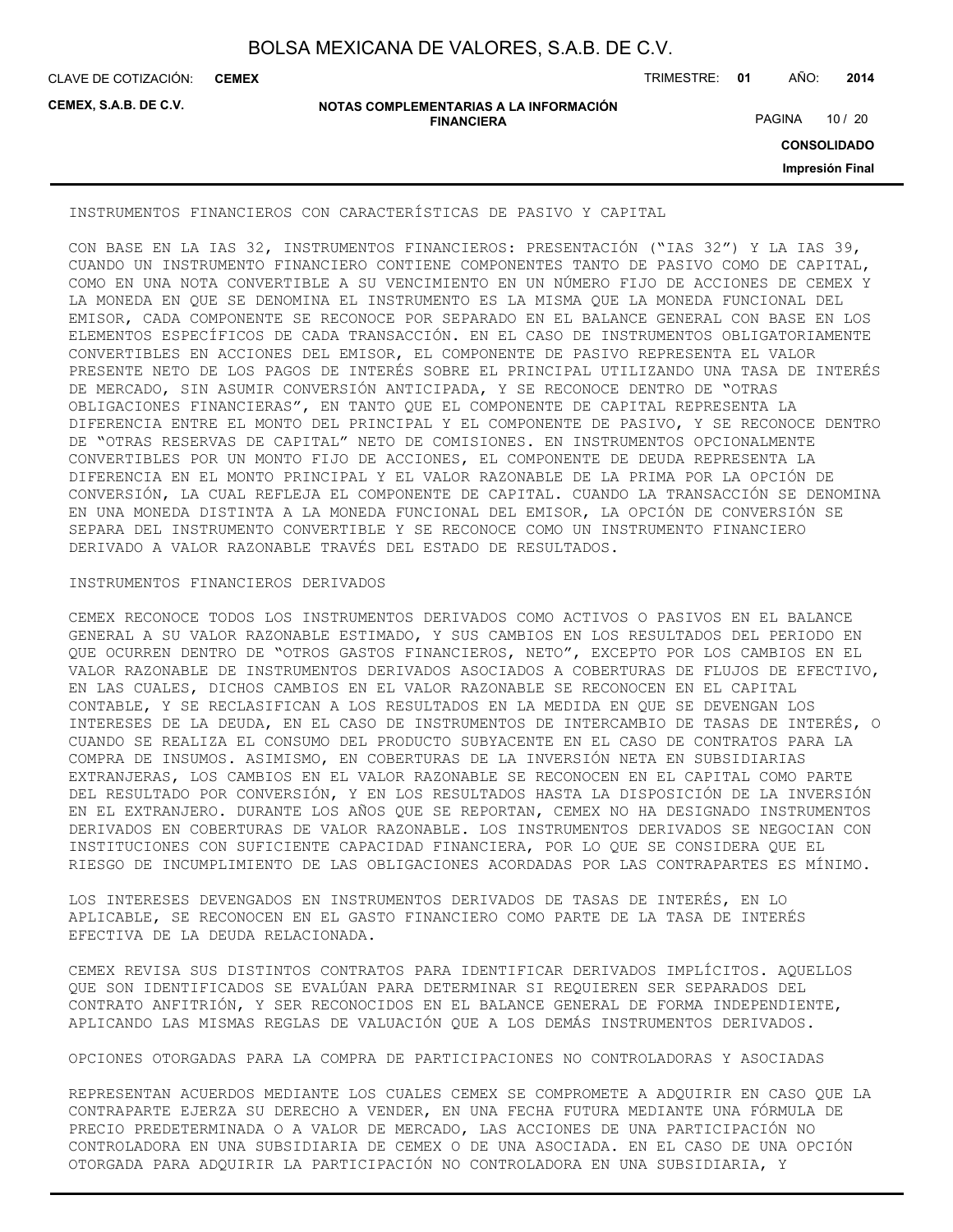INSTRUMENTOS FINANCIEROS CON CARACTERÍSTICAS DE PASIVO Y CAPITAL

CON BASE EN LA IAS 32, INSTRUMENTOS FINANCIEROS: PRESENTACIÓN ("IAS 32") Y LA IAS 39, CUANDO UN INSTRUMENTO FINANCIERO CONTIENE COMPONENTES TANTO DE PASIVO COMO DE CAPITAL, COMO EN UNA NOTA CONVERTIBLE A SU VENCIMIENTO EN UN NÚMERO FIJO DE ACCIONES DE CEMEX Y LA MONEDA EN QUE SE DENOMINA EL INSTRUMENTO ES LA MISMA QUE LA MONEDA FUNCIONAL DEL EMISOR, CADA COMPONENTE SE RECONOCE POR SEPARADO EN EL BALANCE GENERAL CON BASE EN LOS ELEMENTOS ESPECÍFICOS DE CADA TRANSACCIÓN. EN EL CASO DE INSTRUMENTOS OBLIGATORIAMENTE CONVERTIBLES EN ACCIONES DEL EMISOR, EL COMPONENTE DE PASIVO REPRESENTA EL VALOR PRESENTE NETO DE LOS PAGOS DE INTERÉS SOBRE EL PRINCIPAL UTILIZANDO UNA TASA DE INTERÉS DE MERCADO, SIN ASUMIR CONVERSIÓN ANTICIPADA, Y SE RECONOCE DENTRO DE "OTRAS OBLIGACIONES FINANCIERAS", EN TANTO QUE EL COMPONENTE DE CAPITAL REPRESENTA LA DIFERENCIA ENTRE EL MONTO DEL PRINCIPAL Y EL COMPONENTE DE PASIVO, Y SE RECONOCE DENTRO DE "OTRAS RESERVAS DE CAPITAL" NETO DE COMISIONES. EN INSTRUMENTOS OPCIONALMENTE CONVERTIBLES POR UN MONTO FIJO DE ACCIONES, EL COMPONENTE DE DEUDA REPRESENTA LA DIFERENCIA EN EL MONTO PRINCIPAL Y EL VALOR RAZONABLE DE LA PRIMA POR LA OPCIÓN DE CONVERSIÓN, LA CUAL REFLEJA EL COMPONENTE DE CAPITAL. CUANDO LA TRANSACCIÓN SE DENOMINA EN UNA MONEDA DISTINTA A LA MONEDA FUNCIONAL DEL EMISOR, LA OPCIÓN DE CONVERSIÓN SE SEPARA DEL INSTRUMENTO CONVERTIBLE Y SE RECONOCE COMO UN INSTRUMENTO FINANCIERO DERIVADO A VALOR RAZONABLE TRAVÉS DEL ESTADO DE RESULTADOS.

INSTRUMENTOS FINANCIEROS DERIVADOS

CEMEX RECONOCE TODOS LOS INSTRUMENTOS DERIVADOS COMO ACTIVOS O PASIVOS EN EL BALANCE GENERAL A SU VALOR RAZONABLE ESTIMADO, Y SUS CAMBIOS EN LOS RESULTADOS DEL PERIODO EN QUE OCURREN DENTRO DE "OTROS GASTOS FINANCIEROS, NETO", EXCEPTO POR LOS CAMBIOS EN EL VALOR RAZONABLE DE INSTRUMENTOS DERIVADOS ASOCIADOS A COBERTURAS DE FLUJOS DE EFECTIVO, EN LAS CUALES, DICHOS CAMBIOS EN EL VALOR RAZONABLE SE RECONOCEN EN EL CAPITAL CONTABLE, Y SE RECLASIFICAN A LOS RESULTADOS EN LA MEDIDA EN QUE SE DEVENGAN LOS INTERESES DE LA DEUDA, EN EL CASO DE INSTRUMENTOS DE INTERCAMBIO DE TASAS DE INTERÉS, O CUANDO SE REALIZA EL CONSUMO DEL PRODUCTO SUBYACENTE EN EL CASO DE CONTRATOS PARA LA COMPRA DE INSUMOS. ASIMISMO, EN COBERTURAS DE LA INVERSIÓN NETA EN SUBSIDIARIAS EXTRANJERAS, LOS CAMBIOS EN EL VALOR RAZONABLE SE RECONOCEN EN EL CAPITAL COMO PARTE DEL RESULTADO POR CONVERSIÓN, Y EN LOS RESULTADOS HASTA LA DISPOSICIÓN DE LA INVERSIÓN EN EL EXTRANJERO. DURANTE LOS AÑOS QUE SE REPORTAN, CEMEX NO HA DESIGNADO INSTRUMENTOS DERIVADOS EN COBERTURAS DE VALOR RAZONABLE. LOS INSTRUMENTOS DERIVADOS SE NEGOCIAN CON INSTITUCIONES CON SUFICIENTE CAPACIDAD FINANCIERA, POR LO QUE SE CONSIDERA QUE EL RIESGO DE INCUMPLIMIENTO DE LAS OBLIGACIONES ACORDADAS POR LAS CONTRAPARTES ES MÍNIMO.

LOS INTERESES DEVENGADOS EN INSTRUMENTOS DERIVADOS DE TASAS DE INTERÉS, EN LO APLICABLE, SE RECONOCEN EN EL GASTO FINANCIERO COMO PARTE DE LA TASA DE INTERÉS EFECTIVA DE LA DEUDA RELACIONADA.

CEMEX REVISA SUS DISTINTOS CONTRATOS PARA IDENTIFICAR DERIVADOS IMPLÍCITOS. AQUELLOS QUE SON IDENTIFICADOS SE EVALÚAN PARA DETERMINAR SI REQUIEREN SER SEPARADOS DEL CONTRATO ANFITRIÓN, Y SER RECONOCIDOS EN EL BALANCE GENERAL DE FORMA INDEPENDIENTE, APLICANDO LAS MISMAS REGLAS DE VALUACIÓN QUE A LOS DEMÁS INSTRUMENTOS DERIVADOS.

OPCIONES OTORGADAS PARA LA COMPRA DE PARTICIPACIONES NO CONTROLADORAS Y ASOCIADAS

REPRESENTAN ACUERDOS MEDIANTE LOS CUALES CEMEX SE COMPROMETE A ADQUIRIR EN CASO QUE LA CONTRAPARTE EJERZA SU DERECHO A VENDER, EN UNA FECHA FUTURA MEDIANTE UNA FÓRMULA DE PRECIO PREDETERMINADA O A VALOR DE MERCADO, LAS ACCIONES DE UNA PARTICIPACIÓN NO CONTROLADORA EN UNA SUBSIDIARIA DE CEMEX O DE UNA ASOCIADA. EN EL CASO DE UNA OPCIÓN OTORGADA PARA ADQUIRIR LA PARTICIPACIÓN NO CONTROLADORA EN UNA SUBSIDIARIA, Y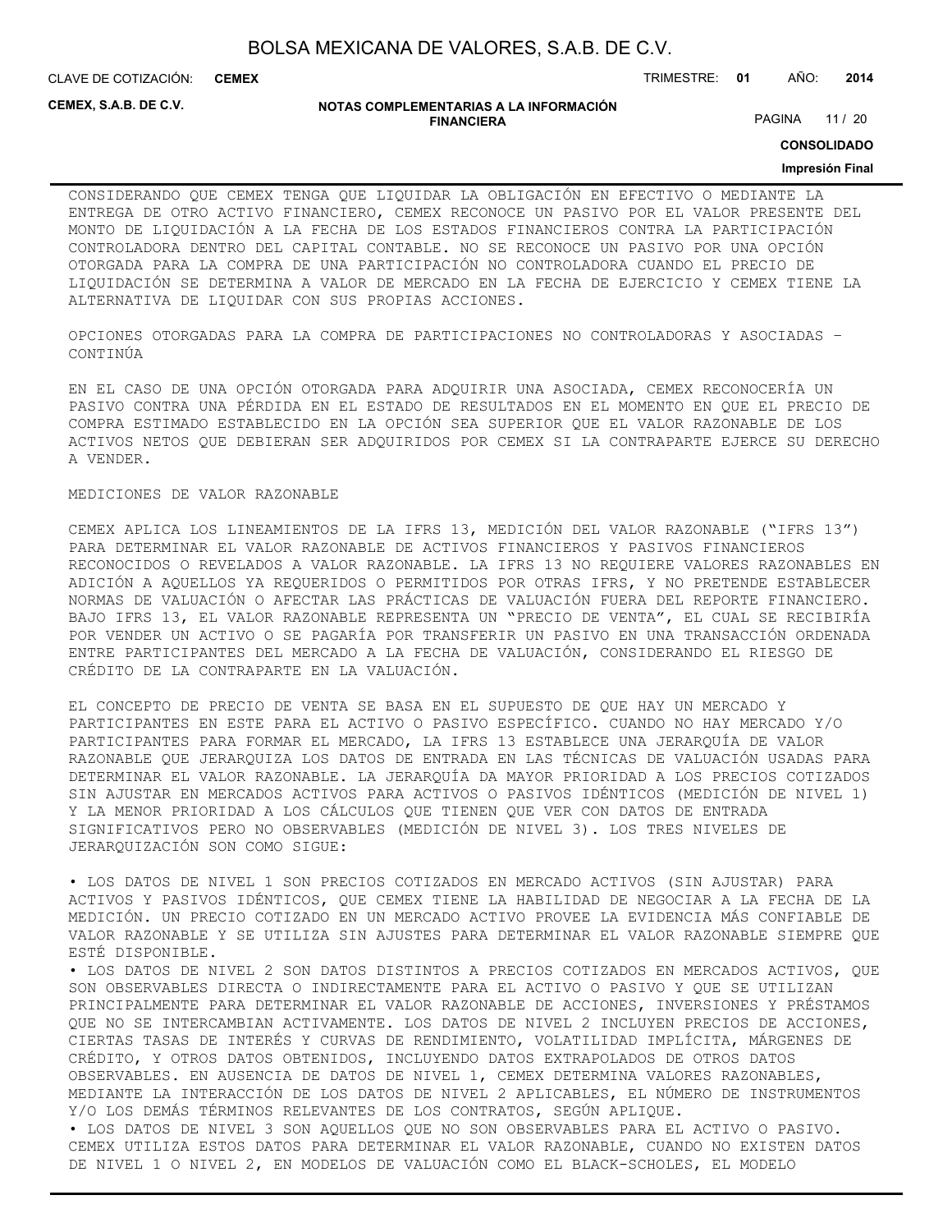CONSIDERANDO QUE CEMEX TENGA QUE LIQUIDAR LA OBLIGACIÓN EN EFECTIVO O MEDIANTE LA ENTREGA DE OTRO ACTIVO FINANCIERO, CEMEX RECONOCE UN PASIVO POR EL VALOR PRESENTE DEL MONTO DE LIQUIDACIÓN A LA FECHA DE LOS ESTADOS FINANCIEROS CONTRA LA PARTICIPACIÓN CONTROLADORA DENTRO DEL CAPITAL CONTABLE. NO SE RECONOCE UN PASIVO POR UNA OPCIÓN OTORGADA PARA LA COMPRA DE UNA PARTICIPACIÓN NO CONTROLADORA CUANDO EL PRECIO DE LIQUIDACIÓN SE DETERMINA A VALOR DE MERCADO EN LA FECHA DE EJERCICIO Y CEMEX TIENE LA ALTERNATIVA DE LIQUIDAR CON SUS PROPIAS ACCIONES.

OPCIONES OTORGADAS PARA LA COMPRA DE PARTICIPACIONES NO CONTROLADORAS Y ASOCIADAS – CONTINÚA

EN EL CASO DE UNA OPCIÓN OTORGADA PARA ADQUIRIR UNA ASOCIADA, CEMEX RECONOCERÍA UN PASIVO CONTRA UNA PÉRDIDA EN EL ESTADO DE RESULTADOS EN EL MOMENTO EN QUE EL PRECIO DE COMPRA ESTIMADO ESTABLECIDO EN LA OPCIÓN SEA SUPERIOR QUE EL VALOR RAZONABLE DE LOS ACTIVOS NETOS QUE DEBIERAN SER ADQUIRIDOS POR CEMEX SI LA CONTRAPARTE EJERCE SU DERECHO A VENDER.

MEDICIONES DE VALOR RAZONABLE

CEMEX APLICA LOS LINEAMIENTOS DE LA IFRS 13, MEDICIÓN DEL VALOR RAZONABLE ("IFRS 13") PARA DETERMINAR EL VALOR RAZONABLE DE ACTIVOS FINANCIEROS Y PASIVOS FINANCIEROS RECONOCIDOS O REVELADOS A VALOR RAZONABLE. LA IFRS 13 NO REQUIERE VALORES RAZONABLES EN ADICIÓN A AQUELLOS YA REQUERIDOS O PERMITIDOS POR OTRAS IFRS, Y NO PRETENDE ESTABLECER NORMAS DE VALUACIÓN O AFECTAR LAS PRÁCTICAS DE VALUACIÓN FUERA DEL REPORTE FINANCIERO. BAJO IFRS 13, EL VALOR RAZONABLE REPRESENTA UN "PRECIO DE VENTA", EL CUAL SE RECIBIRÍA POR VENDER UN ACTIVO O SE PAGARÍA POR TRANSFERIR UN PASIVO EN UNA TRANSACCIÓN ORDENADA ENTRE PARTICIPANTES DEL MERCADO A LA FECHA DE VALUACIÓN, CONSIDERANDO EL RIESGO DE CRÉDITO DE LA CONTRAPARTE EN LA VALUACIÓN.

EL CONCEPTO DE PRECIO DE VENTA SE BASA EN EL SUPUESTO DE QUE HAY UN MERCADO Y PARTICIPANTES EN ESTE PARA EL ACTIVO O PASIVO ESPECÍFICO. CUANDO NO HAY MERCADO Y/O PARTICIPANTES PARA FORMAR EL MERCADO, LA IFRS 13 ESTABLECE UNA JERARQUÍA DE VALOR RAZONABLE QUE JERARQUIZA LOS DATOS DE ENTRADA EN LAS TÉCNICAS DE VALUACIÓN USADAS PARA DETERMINAR EL VALOR RAZONABLE. LA JERARQUÍA DA MAYOR PRIORIDAD A LOS PRECIOS COTIZADOS SIN AJUSTAR EN MERCADOS ACTIVOS PARA ACTIVOS O PASIVOS IDÉNTICOS (MEDICIÓN DE NIVEL 1) Y LA MENOR PRIORIDAD A LOS CÁLCULOS QUE TIENEN QUE VER CON DATOS DE ENTRADA SIGNIFICATIVOS PERO NO OBSERVABLES (MEDICIÓN DE NIVEL 3). LOS TRES NIVELES DE JERARQUIZACIÓN SON COMO SIGUE:

- LOS DATOS DE NIVEL 1 SON PRECIOS COTIZADOS EN MERCADO ACTIVOS (SIN AJUSTAR) PARA ACTIVOS Y PASIVOS IDÉNTICOS, QUE CEMEX TIENE LA HABILIDAD DE NEGOCIAR A LA FECHA DE LA MEDICIÓN. UN PRECIO COTIZADO EN UN MERCADO ACTIVO PROVEE LA EVIDENCIA MÁS CONFIABLE DE VALOR RAZONABLE Y SE UTILIZA SIN AJUSTES PARA DETERMINAR EL VALOR RAZONABLE SIEMPRE QUE ESTÉ DISPONIBLE.
- LOS DATOS DE NIVEL 2 SON DATOS DISTINTOS A PRECIOS COTIZADOS EN MERCADOS ACTIVOS, QUE SON OBSERVABLES DIRECTA O INDIRECTAMENTE PARA EL ACTIVO O PASIVO Y QUE SE UTILIZAN PRINCIPALMENTE PARA DETERMINAR EL VALOR RAZONABLE DE ACCIONES, INVERSIONES Y PRÉSTAMOS QUE NO SE INTERCAMBIAN ACTIVAMENTE. LOS DATOS DE NIVEL 2 INCLUYEN PRECIOS DE ACCIONES, CIERTAS TASAS DE INTERÉS Y CURVAS DE RENDIMIENTO, VOLATILIDAD IMPLÍCITA, MÁRGENES DE CRÉDITO, Y OTROS DATOS OBTENIDOS, INCLUYENDO DATOS EXTRAPOLADOS DE OTROS DATOS OBSERVABLES. EN AUSENCIA DE DATOS DE NIVEL 1, CEMEX DETERMINA VALORES RAZONABLES, MEDIANTE LA INTERACCIÓN DE LOS DATOS DE NIVEL 2 APLICABLES, EL NÚMERO DE INSTRUMENTOS Y/O LOS DEMÁS TÉRMINOS RELEVANTES DE LOS CONTRATOS, SEGÚN APLIQUE.
- LOS DATOS DE NIVEL 3 SON AQUELLOS QUE NO SON OBSERVABLES PARA EL ACTIVO O PASIVO. CEMEX UTILIZA ESTOS DATOS PARA DETERMINAR EL VALOR RAZONABLE, CUANDO NO EXISTEN DATOS DE NIVEL 1 O NIVEL 2, EN MODELOS DE VALUACIÓN COMO EL BLACK-SCHOLES, EL MODELO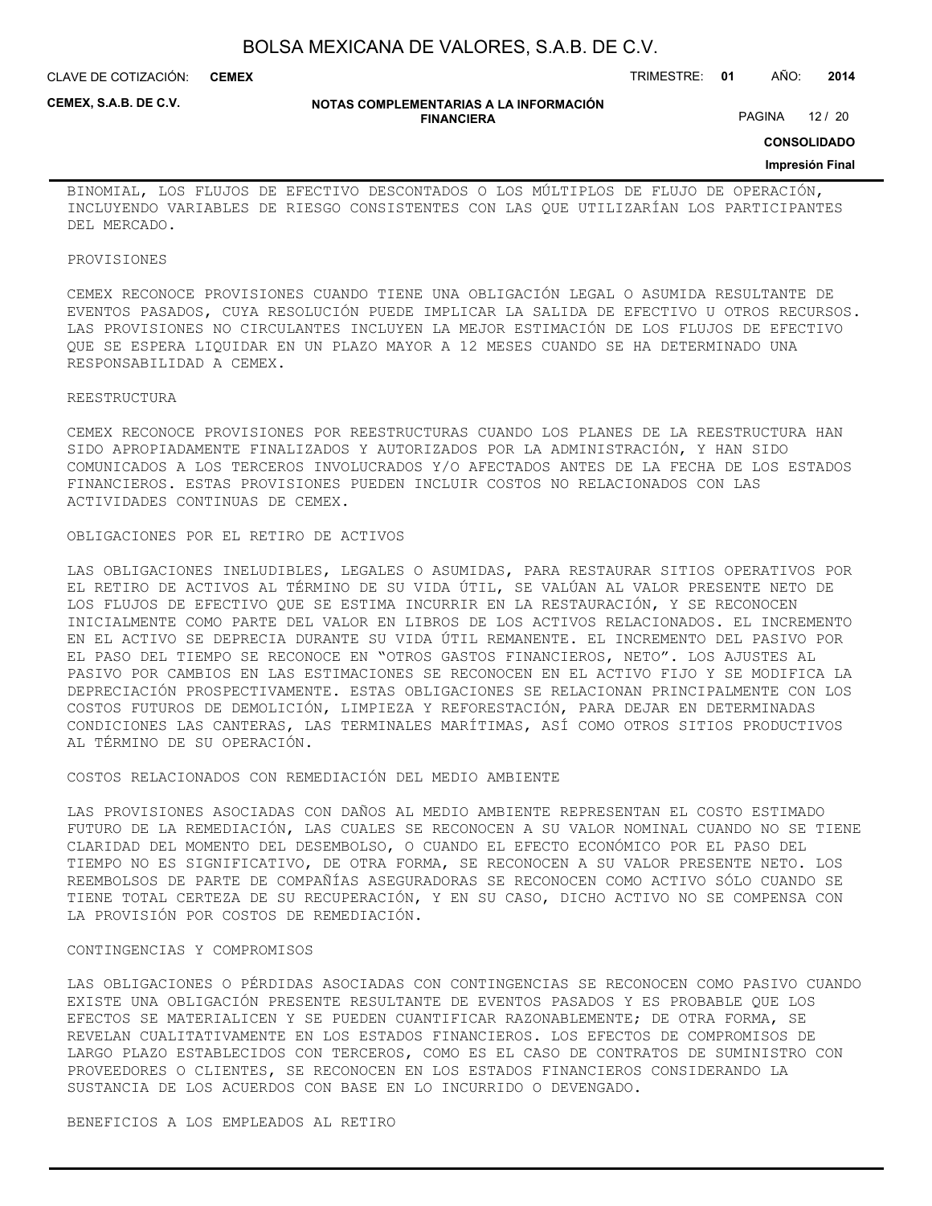BINOMIAL, LOS FLUJOS DE EFECTIVO DESCONTADOS O LOS MÚLTIPLOS DE FLUJO DE OPERACIÓN, INCLUYENDO VARIABLES DE RIESGO CONSISTENTES CON LAS QUE UTILIZARÍAN LOS PARTICIPANTES DEL MERCADO.

PROVISIONES

CEMEX RECONOCE PROVISIONES CUANDO TIENE UNA OBLIGACIÓN LEGAL O ASUMIDA RESULTANTE DE EVENTOS PASADOS, CUYA RESOLUCIÓN PUEDE IMPLICAR LA SALIDA DE EFECTIVO U OTROS RECURSOS. LAS PROVISIONES NO CIRCULANTES INCLUYEN LA MEJOR ESTIMACIÓN DE LOS FLUJOS DE EFECTIVO QUE SE ESPERA LIQUIDAR EN UN PLAZO MAYOR A 12 MESES CUANDO SE HA DETERMINADO UNA RESPONSABILIDAD A CEMEX.

REESTRUCTURA

CEMEX RECONOCE PROVISIONES POR REESTRUCTURAS CUANDO LOS PLANES DE LA REESTRUCTURA HAN SIDO APROPIADAMENTE FINALIZADOS Y AUTORIZADOS POR LA ADMINISTRACIÓN, Y HAN SIDO COMUNICADOS A LOS TERCEROS INVOLUCRADOS Y/O AFECTADOS ANTES DE LA FECHA DE LOS ESTADOS FINANCIEROS. ESTAS PROVISIONES PUEDEN INCLUIR COSTOS NO RELACIONADOS CON LAS ACTIVIDADES CONTINUAS DE CEMEX.

OBLIGACIONES POR EL RETIRO DE ACTIVOS

LAS OBLIGACIONES INELUDIBLES, LEGALES O ASUMIDAS, PARA RESTAURAR SITIOS OPERATIVOS POR EL RETIRO DE ACTIVOS AL TÉRMINO DE SU VIDA ÚTIL, SE VALÚAN AL VALOR PRESENTE NETO DE LOS FLUJOS DE EFECTIVO QUE SE ESTIMA INCURRIR EN LA RESTAURACIÓN, Y SE RECONOCEN INICIALMENTE COMO PARTE DEL VALOR EN LIBROS DE LOS ACTIVOS RELACIONADOS. EL INCREMENTO EN EL ACTIVO SE DEPRECIA DURANTE SU VIDA ÚTIL REMANENTE. EL INCREMENTO DEL PASIVO POR EL PASO DEL TIEMPO SE RECONOCE EN "OTROS GASTOS FINANCIEROS, NETO". LOS AJUSTES AL PASIVO POR CAMBIOS EN LAS ESTIMACIONES SE RECONOCEN EN EL ACTIVO FIJO Y SE MODIFICA LA DEPRECIACIÓN PROSPECTIVAMENTE. ESTAS OBLIGACIONES SE RELACIONAN PRINCIPALMENTE CON LOS COSTOS FUTUROS DE DEMOLICIÓN, LIMPIEZA Y REFORESTACIÓN, PARA DEJAR EN DETERMINADAS CONDICIONES LAS CANTERAS, LAS TERMINALES MARÍTIMAS, ASÍ COMO OTROS SITIOS PRODUCTIVOS AL TÉRMINO DE SU OPERACIÓN.

COSTOS RELACIONADOS CON REMEDIACIÓN DEL MEDIO AMBIENTE

LAS PROVISIONES ASOCIADAS CON DAÑOS AL MEDIO AMBIENTE REPRESENTAN EL COSTO ESTIMADO FUTURO DE LA REMEDIACIÓN, LAS CUALES SE RECONOCEN A SU VALOR NOMINAL CUANDO NO SE TIENE CLARIDAD DEL MOMENTO DEL DESEMBOLSO, O CUANDO EL EFECTO ECONÓMICO POR EL PASO DEL TIEMPO NO ES SIGNIFICATIVO, DE OTRA FORMA, SE RECONOCEN A SU VALOR PRESENTE NETO. LOS REEMBOLSOS DE PARTE DE COMPAÑÍAS ASEGURADORAS SE RECONOCEN COMO ACTIVO SÓLO CUANDO SE TIENE TOTAL CERTEZA DE SU RECUPERACIÓN, Y EN SU CASO, DICHO ACTIVO NO SE COMPENSA CON LA PROVISIÓN POR COSTOS DE REMEDIACIÓN.

CONTINGENCIAS Y COMPROMISOS

LAS OBLIGACIONES O PÉRDIDAS ASOCIADAS CON CONTINGENCIAS SE RECONOCEN COMO PASIVO CUANDO EXISTE UNA OBLIGACIÓN PRESENTE RESULTANTE DE EVENTOS PASADOS Y ES PROBABLE QUE LOS EFECTOS SE MATERIALICEN Y SE PUEDEN CUANTIFICAR RAZONABLEMENTE; DE OTRA FORMA, SE REVELAN CUALITATIVAMENTE EN LOS ESTADOS FINANCIEROS. LOS EFECTOS DE COMPROMISOS DE LARGO PLAZO ESTABLECIDOS CON TERCEROS, COMO ES EL CASO DE CONTRATOS DE SUMINISTRO CON PROVEEDORES O CLIENTES, SE RECONOCEN EN LOS ESTADOS FINANCIEROS CONSIDERANDO LA SUSTANCIA DE LOS ACUERDOS CON BASE EN LO INCURRIDO O DEVENGADO.

BENEFICIOS A LOS EMPLEADOS AL RETIRO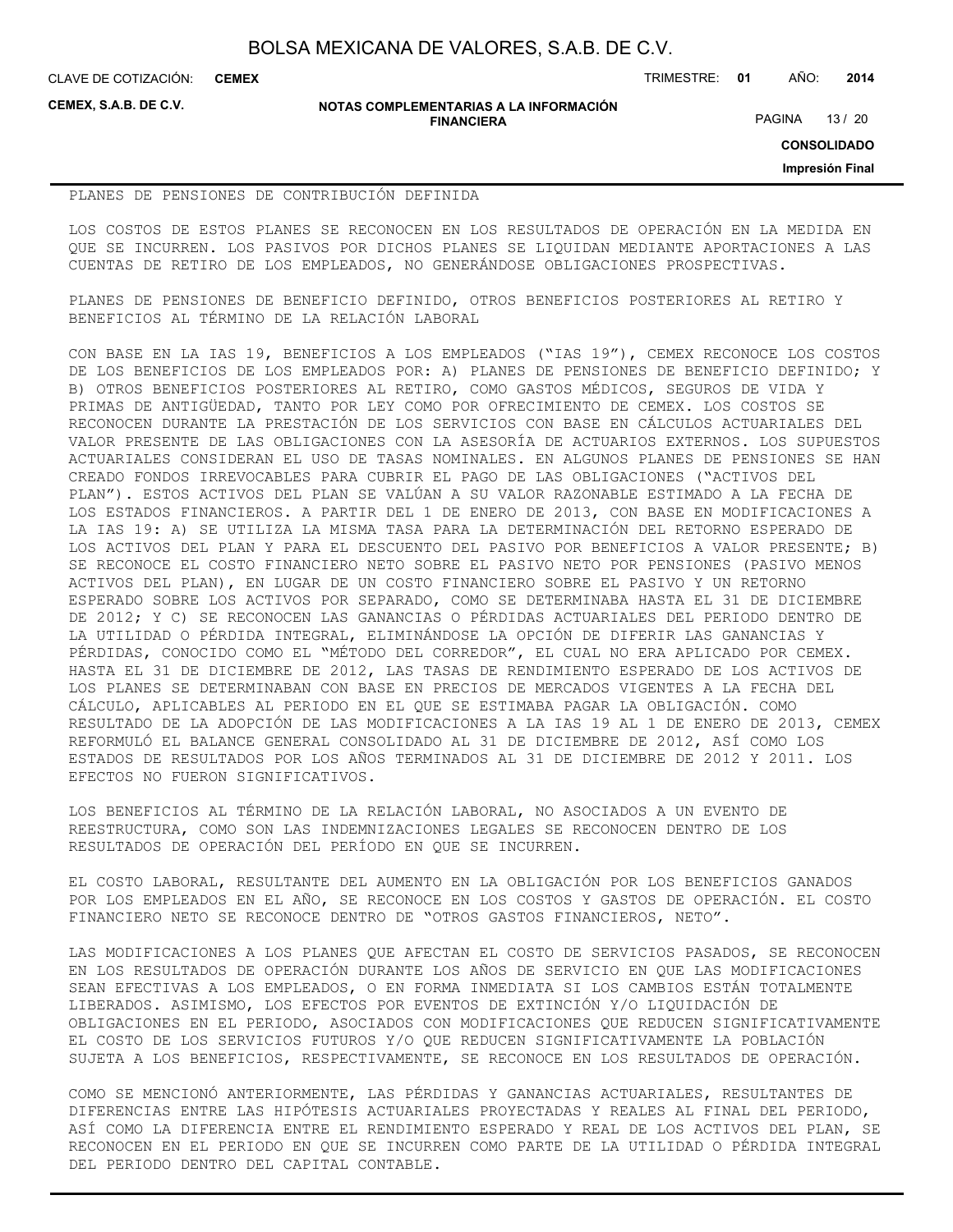PLANES DE PENSIONES DE CONTRIBUCIÓN DEFINIDA

LOS COSTOS DE ESTOS PLANES SE RECONOCEN EN LOS RESULTADOS DE OPERACIÓN EN LA MEDIDA EN QUE SE INCURREN. LOS PASIVOS POR DICHOS PLANES SE LIQUIDAN MEDIANTE APORTACIONES A LAS CUENTAS DE RETIRO DE LOS EMPLEADOS, NO GENERÁNDOSE OBLIGACIONES PROSPECTIVAS.

PLANES DE PENSIONES DE BENEFICIO DEFINIDO, OTROS BENEFICIOS POSTERIORES AL RETIRO Y BENEFICIOS AL TÉRMINO DE LA RELACIÓN LABORAL

CON BASE EN LA IAS 19, BENEFICIOS A LOS EMPLEADOS ("IAS 19"), CEMEX RECONOCE LOS COSTOS DE LOS BENEFICIOS DE LOS EMPLEADOS POR: A) PLANES DE PENSIONES DE BENEFICIO DEFINIDO; Y B) OTROS BENEFICIOS POSTERIORES AL RETIRO, COMO GASTOS MÉDICOS, SEGUROS DE VIDA Y PRIMAS DE ANTIGÜEDAD, TANTO POR LEY COMO POR OFRECIMIENTO DE CEMEX. LOS COSTOS SE RECONOCEN DURANTE LA PRESTACIÓN DE LOS SERVICIOS CON BASE EN CÁLCULOS ACTUARIALES DEL VALOR PRESENTE DE LAS OBLIGACIONES CON LA ASESORÍA DE ACTUARIOS EXTERNOS. LOS SUPUESTOS ACTUARIALES CONSIDERAN EL USO DE TASAS NOMINALES. EN ALGUNOS PLANES DE PENSIONES SE HAN CREADO FONDOS IRREVOCABLES PARA CUBRIR EL PAGO DE LAS OBLIGACIONES ("ACTIVOS DEL PLAN"). ESTOS ACTIVOS DEL PLAN SE VALÚAN A SU VALOR RAZONABLE ESTIMADO A LA FECHA DE LOS ESTADOS FINANCIEROS. A PARTIR DEL 1 DE ENERO DE 2013, CON BASE EN MODIFICACIONES A LA IAS 19: A) SE UTILIZA LA MISMA TASA PARA LA DETERMINACIÓN DEL RETORNO ESPERADO DE LOS ACTIVOS DEL PLAN Y PARA EL DESCUENTO DEL PASIVO POR BENEFICIOS A VALOR PRESENTE; B) SE RECONOCE EL COSTO FINANCIERO NETO SOBRE EL PASIVO NETO POR PENSIONES (PASIVO MENOS ACTIVOS DEL PLAN), EN LUGAR DE UN COSTO FINANCIERO SOBRE EL PASIVO Y UN RETORNO ESPERADO SOBRE LOS ACTIVOS POR SEPARADO, COMO SE DETERMINABA HASTA EL 31 DE DICIEMBRE DE 2012; Y C) SE RECONOCEN LAS GANANCIAS O PÉRDIDAS ACTUARIALES DEL PERIODO DENTRO DE LA UTILIDAD O PÉRDIDA INTEGRAL, ELIMINÁNDOSE LA OPCIÓN DE DIFERIR LAS GANANCIAS Y PÉRDIDAS, CONOCIDO COMO EL "MÉTODO DEL CORREDOR", EL CUAL NO ERA APLICADO POR CEMEX. HASTA EL 31 DE DICIEMBRE DE 2012, LAS TASAS DE RENDIMIENTO ESPERADO DE LOS ACTIVOS DE LOS PLANES SE DETERMINABAN CON BASE EN PRECIOS DE MERCADOS VIGENTES A LA FECHA DEL CÁLCULO, APLICABLES AL PERIODO EN EL QUE SE ESTIMABA PAGAR LA OBLIGACIÓN. COMO RESULTADO DE LA ADOPCIÓN DE LAS MODIFICACIONES A LA IAS 19 AL 1 DE ENERO DE 2013, CEMEX REFORMULÓ EL BALANCE GENERAL CONSOLIDADO AL 31 DE DICIEMBRE DE 2012, ASÍ COMO LOS ESTADOS DE RESULTADOS POR LOS AÑOS TERMINADOS AL 31 DE DICIEMBRE DE 2012 Y 2011. LOS EFECTOS NO FUERON SIGNIFICATIVOS.

LOS BENEFICIOS AL TÉRMINO DE LA RELACIÓN LABORAL, NO ASOCIADOS A UN EVENTO DE REESTRUCTURA, COMO SON LAS INDEMNIZACIONES LEGALES SE RECONOCEN DENTRO DE LOS RESULTADOS DE OPERACIÓN DEL PERÍODO EN QUE SE INCURREN.

EL COSTO LABORAL, RESULTANTE DEL AUMENTO EN LA OBLIGACIÓN POR LOS BENEFICIOS GANADOS POR LOS EMPLEADOS EN EL AÑO, SE RECONOCE EN LOS COSTOS Y GASTOS DE OPERACIÓN. EL COSTO FINANCIERO NETO SE RECONOCE DENTRO DE "OTROS GASTOS FINANCIEROS, NETO".

LAS MODIFICACIONES A LOS PLANES QUE AFECTAN EL COSTO DE SERVICIOS PASADOS, SE RECONOCEN EN LOS RESULTADOS DE OPERACIÓN DURANTE LOS AÑOS DE SERVICIO EN QUE LAS MODIFICACIONES SEAN EFECTIVAS A LOS EMPLEADOS, O EN FORMA INMEDIATA SI LOS CAMBIOS ESTÁN TOTALMENTE LIBERADOS. ASIMISMO, LOS EFECTOS POR EVENTOS DE EXTINCIÓN Y/O LIQUIDACIÓN DE OBLIGACIONES EN EL PERIODO, ASOCIADOS CON MODIFICACIONES QUE REDUCEN SIGNIFICATIVAMENTE EL COSTO DE LOS SERVICIOS FUTUROS Y/O QUE REDUCEN SIGNIFICATIVAMENTE LA POBLACIÓN SUJETA A LOS BENEFICIOS, RESPECTIVAMENTE, SE RECONOCE EN LOS RESULTADOS DE OPERACIÓN.

COMO SE MENCIONÓ ANTERIORMENTE, LAS PÉRDIDAS Y GANANCIAS ACTUARIALES, RESULTANTES DE DIFERENCIAS ENTRE LAS HIPÓTESIS ACTUARIALES PROYECTADAS Y REALES AL FINAL DEL PERIODO, ASÍ COMO LA DIFERENCIA ENTRE EL RENDIMIENTO ESPERADO Y REAL DE LOS ACTIVOS DEL PLAN, SE RECONOCEN EN EL PERIODO EN QUE SE INCURREN COMO PARTE DE LA UTILIDAD O PÉRDIDA INTEGRAL DEL PERIODO DENTRO DEL CAPITAL CONTABLE.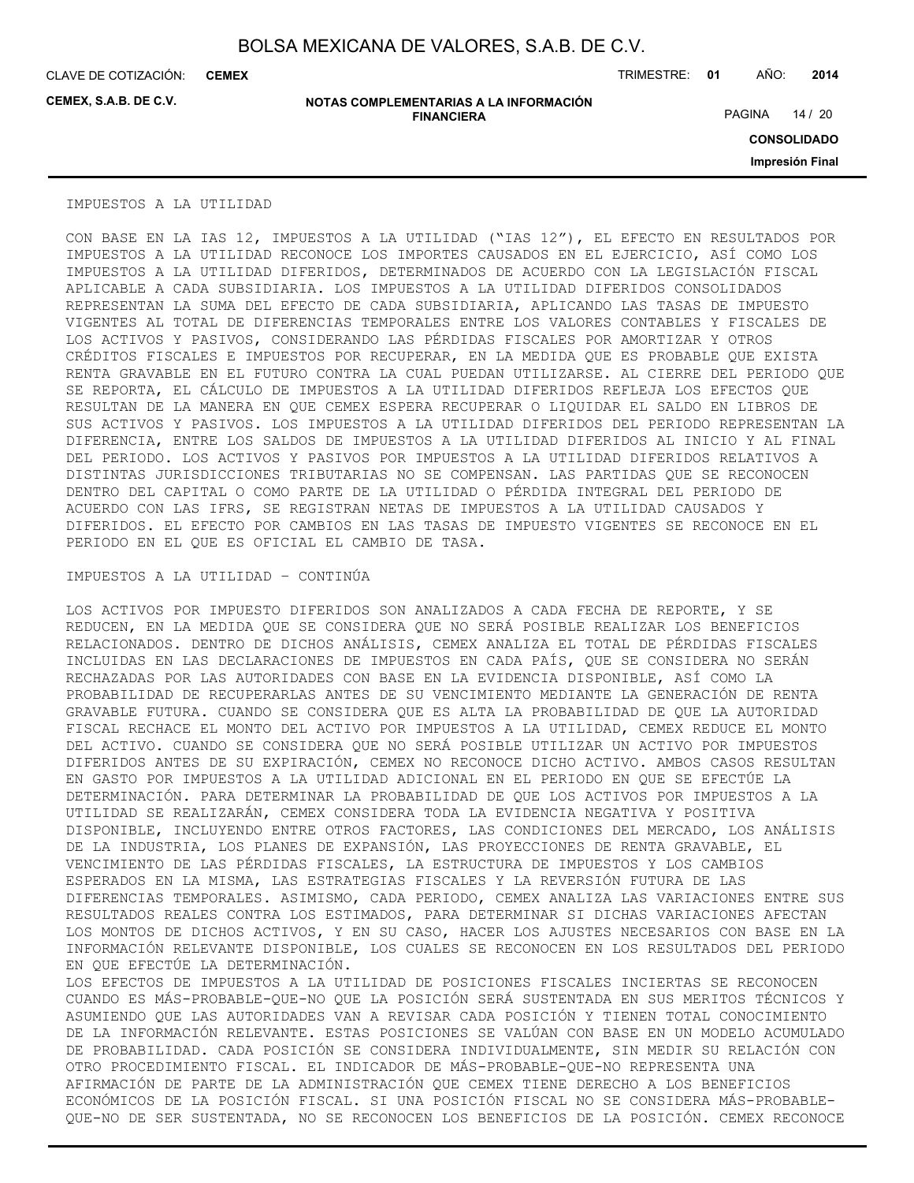## IMPUESTOS A LA UTILIDAD

CON BASE EN LA IAS 12, IMPUESTOS A LA UTILIDAD ("IAS 12"), EL EFECTO EN RESULTADOS POR IMPUESTOS A LA UTILIDAD RECONOCE LOS IMPORTES CAUSADOS EN EL EJERCICIO, ASÍ COMO LOS IMPUESTOS A LA UTILIDAD DIFERIDOS, DETERMINADOS DE ACUERDO CON LA LEGISLACIÓN FISCAL APLICABLE A CADA SUBSIDIARIA. LOS IMPUESTOS A LA UTILIDAD DIFERIDOS CONSOLIDADOS REPRESENTAN LA SUMA DEL EFECTO DE CADA SUBSIDIARIA, APLICANDO LAS TASAS DE IMPUESTO VIGENTES AL TOTAL DE DIFERENCIAS TEMPORALES ENTRE LOS VALORES CONTABLES Y FISCALES DE LOS ACTIVOS Y PASIVOS, CONSIDERANDO LAS PÉRDIDAS FISCALES POR AMORTIZAR Y OTROS CRÉDITOS FISCALES E IMPUESTOS POR RECUPERAR, EN LA MEDIDA QUE ES PROBABLE QUE EXISTA RENTA GRAVABLE EN EL FUTURO CONTRA LA CUAL PUEDAN UTILIZARSE. AL CIERRE DEL PERIODO QUE SE REPORTA, EL CÁLCULO DE IMPUESTOS A LA UTILIDAD DIFERIDOS REFLEJA LOS EFECTOS QUE RESULTAN DE LA MANERA EN QUE CEMEX ESPERA RECUPERAR O LIQUIDAR EL SALDO EN LIBROS DE SUS ACTIVOS Y PASIVOS. LOS IMPUESTOS A LA UTILIDAD DIFERIDOS DEL PERIODO REPRESENTAN LA DIFERENCIA, ENTRE LOS SALDOS DE IMPUESTOS A LA UTILIDAD DIFERIDOS AL INICIO Y AL FINAL DEL PERIODO. LOS ACTIVOS Y PASIVOS POR IMPUESTOS A LA UTILIDAD DIFERIDOS RELATIVOS A DISTINTAS JURISDICCIONES TRIBUTARIAS NO SE COMPENSAN. LAS PARTIDAS QUE SE RECONOCEN DENTRO DEL CAPITAL O COMO PARTE DE LA UTILIDAD O PÉRDIDA INTEGRAL DEL PERIODO DE ACUERDO CON LAS IFRS, SE REGISTRAN NETAS DE IMPUESTOS A LA UTILIDAD CAUSADOS Y DIFERIDOS. EL EFECTO POR CAMBIOS EN LAS TASAS DE IMPUESTO VIGENTES SE RECONOCE EN EL PERIODO EN EL QUE ES OFICIAL EL CAMBIO DE TASA.

## IMPUESTOS A LA UTILIDAD – CONTINÚA

LOS ACTIVOS POR IMPUESTO DIFERIDOS SON ANALIZADOS A CADA FECHA DE REPORTE, Y SE REDUCEN, EN LA MEDIDA QUE SE CONSIDERA QUE NO SERÁ POSIBLE REALIZAR LOS BENEFICIOS RELACIONADOS. DENTRO DE DICHOS ANÁLISIS, CEMEX ANALIZA EL TOTAL DE PÉRDIDAS FISCALES INCLUIDAS EN LAS DECLARACIONES DE IMPUESTOS EN CADA PAÍS, QUE SE CONSIDERA NO SERÁN RECHAZADAS POR LAS AUTORIDADES CON BASE EN LA EVIDENCIA DISPONIBLE, ASÍ COMO LA PROBABILIDAD DE RECUPERARLAS ANTES DE SU VENCIMIENTO MEDIANTE LA GENERACIÓN DE RENTA GRAVABLE FUTURA. CUANDO SE CONSIDERA QUE ES ALTA LA PROBABILIDAD DE QUE LA AUTORIDAD FISCAL RECHACE EL MONTO DEL ACTIVO POR IMPUESTOS A LA UTILIDAD, CEMEX REDUCE EL MONTO DEL ACTIVO. CUANDO SE CONSIDERA QUE NO SERÁ POSIBLE UTILIZAR UN ACTIVO POR IMPUESTOS DIFERIDOS ANTES DE SU EXPIRACIÓN, CEMEX NO RECONOCE DICHO ACTIVO. AMBOS CASOS RESULTAN EN GASTO POR IMPUESTOS A LA UTILIDAD ADICIONAL EN EL PERIODO EN QUE SE EFECTÚE LA DETERMINACIÓN. PARA DETERMINAR LA PROBABILIDAD DE QUE LOS ACTIVOS POR IMPUESTOS A LA UTILIDAD SE REALIZARÁN, CEMEX CONSIDERA TODA LA EVIDENCIA NEGATIVA Y POSITIVA DISPONIBLE, INCLUYENDO ENTRE OTROS FACTORES, LAS CONDICIONES DEL MERCADO, LOS ANÁLISIS DE LA INDUSTRIA, LOS PLANES DE EXPANSIÓN, LAS PROYECCIONES DE RENTA GRAVABLE, EL VENCIMIENTO DE LAS PÉRDIDAS FISCALES, LA ESTRUCTURA DE IMPUESTOS Y LOS CAMBIOS ESPERADOS EN LA MISMA, LAS ESTRATEGIAS FISCALES Y LA REVERSIÓN FUTURA DE LAS DIFERENCIAS TEMPORALES. ASIMISMO, CADA PERIODO, CEMEX ANALIZA LAS VARIACIONES ENTRE SUS RESULTADOS REALES CONTRA LOS ESTIMADOS, PARA DETERMINAR SI DICHAS VARIACIONES AFECTAN LOS MONTOS DE DICHOS ACTIVOS, Y EN SU CASO, HACER LOS AJUSTES NECESARIOS CON BASE EN LA INFORMACIÓN RELEVANTE DISPONIBLE, LOS CUALES SE RECONOCEN EN LOS RESULTADOS DEL PERIODO EN QUE EFECTÚE LA DETERMINACIÓN.

LOS EFECTOS DE IMPUESTOS A LA UTILIDAD DE POSICIONES FISCALES INCIERTAS SE RECONOCEN CUANDO ES MÁS-PROBABLE-QUE-NO QUE LA POSICIÓN SERÁ SUSTENTADA EN SUS MERITOS TÉCNICOS Y ASUMIENDO QUE LAS AUTORIDADES VAN A REVISAR CADA POSICIÓN Y TIENEN TOTAL CONOCIMIENTO DE LA INFORMACIÓN RELEVANTE. ESTAS POSICIONES SE VALÚAN CON BASE EN UN MODELO ACUMULADO DE PROBABILIDAD. CADA POSICIÓN SE CONSIDERA INDIVIDUALMENTE, SIN MEDIR SU RELACIÓN CON OTRO PROCEDIMIENTO FISCAL. EL INDICADOR DE MÁS-PROBABLE-QUE-NO REPRESENTA UNA AFIRMACIÓN DE PARTE DE LA ADMINISTRACIÓN QUE CEMEX TIENE DERECHO A LOS BENEFICIOS ECONÓMICOS DE LA POSICIÓN FISCAL. SI UNA POSICIÓN FISCAL NO SE CONSIDERA MÁS-PROBABLE-QUE-NO DE SER SUSTENTADA, NO SE RECONOCEN LOS BENEFICIOS DE LA POSICIÓN. CEMEX RECONOCE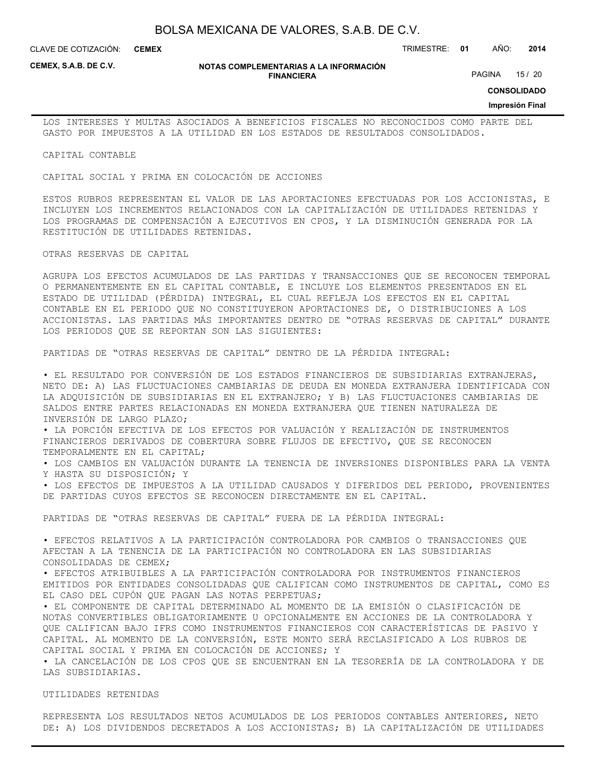LOS INTERESES Y MULTAS ASOCIADOS A BENEFICIOS FISCALES NO RECONOCIDOS COMO PARTE DEL GASTO POR IMPUESTOS A LA UTILIDAD EN LOS ESTADOS DE RESULTADOS CONSOLIDADOS.

CAPITAL CONTABLE

CAPITAL SOCIAL Y PRIMA EN COLOCACIÓN DE ACCIONES

ESTOS RUBROS REPRESENTAN EL VALOR DE LAS APORTACIONES EFECTUADAS POR LOS ACCIONISTAS, E INCLUYEN LOS INCREMENTOS RELACIONADOS CON LA CAPITALIZACIÓN DE UTILIDADES RETENIDAS Y LOS PROGRAMAS DE COMPENSACIÓN A EJECUTIVOS EN CPOS, Y LA DISMINUCIÓN GENERADA POR LA RESTITUCIÓN DE UTILIDADES RETENIDAS.

OTRAS RESERVAS DE CAPITAL

AGRUPA LOS EFECTOS ACUMULADOS DE LAS PARTIDAS Y TRANSACCIONES QUE SE RECONOCEN TEMPORAL O PERMANENTEMENTE EN EL CAPITAL CONTABLE, E INCLUYE LOS ELEMENTOS PRESENTADOS EN EL ESTADO DE UTILIDAD (PÉRDIDA) INTEGRAL, EL CUAL REFLEJA LOS EFECTOS EN EL CAPITAL CONTABLE EN EL PERIODO QUE NO CONSTITUYERON APORTACIONES DE, O DISTRIBUCIONES A LOS ACCIONISTAS. LAS PARTIDAS MÁS IMPORTANTES DENTRO DE "OTRAS RESERVAS DE CAPITAL" DURANTE LOS PERIODOS QUE SE REPORTAN SON LAS SIGUIENTES:

PARTIDAS DE "OTRAS RESERVAS DE CAPITAL" DENTRO DE LA PÉRDIDA INTEGRAL:

- EL RESULTADO POR CONVERSIÓN DE LOS ESTADOS FINANCIEROS DE SUBSIDIARIAS EXTRANJERAS, NETO DE: A) LAS FLUCTUACIONES CAMBIARIAS DE DEUDA EN MONEDA EXTRANJERA IDENTIFICADA CON LA ADQUISICIÓN DE SUBSIDIARIAS EN EL EXTRANJERO; Y B) LAS FLUCTUACIONES CAMBIARIAS DE SALDOS ENTRE PARTES RELACIONADAS EN MONEDA EXTRANJERA QUE TIENEN NATURALEZA DE INVERSIÓN DE LARGO PLAZO;
- LA PORCIÓN EFECTIVA DE LOS EFECTOS POR VALUACIÓN Y REALIZACIÓN DE INSTRUMENTOS FINANCIEROS DERIVADOS DE COBERTURA SOBRE FLUJOS DE EFECTIVO, QUE SE RECONOCEN TEMPORALMENTE EN EL CAPITAL;
- LOS CAMBIOS EN VALUACIÓN DURANTE LA TENENCIA DE INVERSIONES DISPONIBLES PARA LA VENTA Y HASTA SU DISPOSICIÓN; Y
- LOS EFECTOS DE IMPUESTOS A LA UTILIDAD CAUSADOS Y DIFERIDOS DEL PERIODO, PROVENIENTES DE PARTIDAS CUYOS EFECTOS SE RECONOCEN DIRECTAMENTE EN EL CAPITAL.

PARTIDAS DE "OTRAS RESERVAS DE CAPITAL" FUERA DE LA PÉRDIDA INTEGRAL:

- EFECTOS RELATIVOS A LA PARTICIPACIÓN CONTROLADORA POR CAMBIOS O TRANSACCIONES QUE AFECTAN A LA TENENCIA DE LA PARTICIPACIÓN NO CONTROLADORA EN LAS SUBSIDIARIAS CONSOLIDADAS DE CEMEX;
- EFECTOS ATRIBUIBLES A LA PARTICIPACIÓN CONTROLADORA POR INSTRUMENTOS FINANCIEROS EMITIDOS POR ENTIDADES CONSOLIDADAS QUE CALIFICAN COMO INSTRUMENTOS DE CAPITAL, COMO ES EL CASO DEL CUPÓN QUE PAGAN LAS NOTAS PERPETUAS;
- EL COMPONENTE DE CAPITAL DETERMINADO AL MOMENTO DE LA EMISIÓN O CLASIFICACIÓN DE NOTAS CONVERTIBLES OBLIGATORIAMENTE U OPCIONALMENTE EN ACCIONES DE LA CONTROLADORA Y QUE CALIFICAN BAJO IFRS COMO INSTRUMENTOS FINANCIEROS CON CARACTERÍSTICAS DE PASIVO Y CAPITAL. AL MOMENTO DE LA CONVERSIÓN, ESTE MONTO SERÁ RECLASIFICADO A LOS RUBROS DE CAPITAL SOCIAL Y PRIMA EN COLOCACIÓN DE ACCIONES; Y
- LA CANCELACIÓN DE LOS CPOS QUE SE ENCUENTRAN EN LA TESORERÍA DE LA CONTROLADORA Y DE LAS SUBSIDIARIAS.

UTILIDADES RETENIDAS

REPRESENTA LOS RESULTADOS NETOS ACUMULADOS DE LOS PERIODOS CONTABLES ANTERIORES, NETO DE: A) LOS DIVIDENDOS DECRETADOS A LOS ACCIONISTAS; B) LA CAPITALIZACIÓN DE UTILIDADES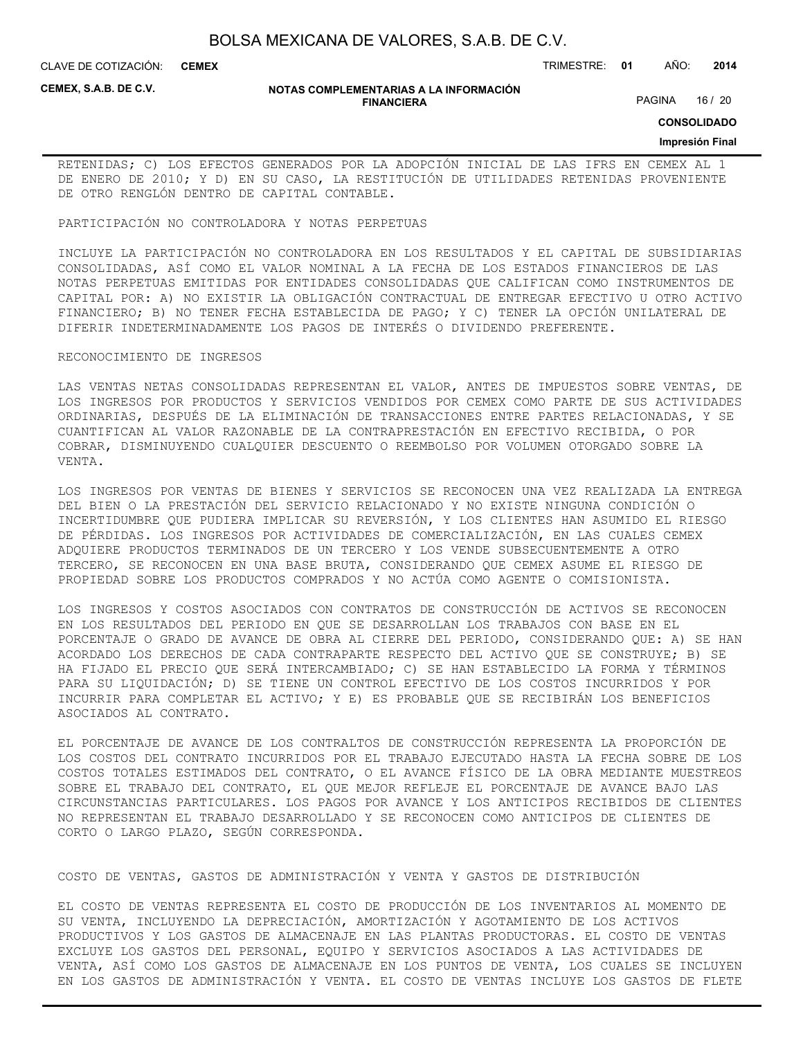RETENIDAS; C) LOS EFECTOS GENERADOS POR LA ADOPCIÓN INICIAL DE LAS IFRS EN CEMEX AL 1 DE ENERO DE 2010; Y D) EN SU CASO, LA RESTITUCIÓN DE UTILIDADES RETENIDAS PROVENIENTE DE OTRO RENGLÓN DENTRO DE CAPITAL CONTABLE.

PARTICIPACIÓN NO CONTROLADORA Y NOTAS PERPETUAS

INCLUYE LA PARTICIPACIÓN NO CONTROLADORA EN LOS RESULTADOS Y EL CAPITAL DE SUBSIDIARIAS CONSOLIDADAS, ASÍ COMO EL VALOR NOMINAL A LA FECHA DE LOS ESTADOS FINANCIEROS DE LAS NOTAS PERPETUAS EMITIDAS POR ENTIDADES CONSOLIDADAS QUE CALIFICAN COMO INSTRUMENTOS DE CAPITAL POR: A) NO EXISTIR LA OBLIGACIÓN CONTRACTUAL DE ENTREGAR EFECTIVO U OTRO ACTIVO FINANCIERO; B) NO TENER FECHA ESTABLECIDA DE PAGO; Y C) TENER LA OPCIÓN UNILATERAL DE DIFERIR INDETERMINADAMENTE LOS PAGOS DE INTERÉS O DIVIDENDO PREFERENTE.

RECONOCIMIENTO DE INGRESOS

LAS VENTAS NETAS CONSOLIDADAS REPRESENTAN EL VALOR, ANTES DE IMPUESTOS SOBRE VENTAS, DE LOS INGRESOS POR PRODUCTOS Y SERVICIOS VENDIDOS POR CEMEX COMO PARTE DE SUS ACTIVIDADES ORDINARIAS, DESPUÉS DE LA ELIMINACIÓN DE TRANSACCIONES ENTRE PARTES RELACIONADAS, Y SE CUANTIFICAN AL VALOR RAZONABLE DE LA CONTRAPRESTACIÓN EN EFECTIVO RECIBIDA, O POR COBRAR, DISMINUYENDO CUALQUIER DESCUENTO O REEMBOLSO POR VOLUMEN OTORGADO SOBRE LA VENTA.

LOS INGRESOS POR VENTAS DE BIENES Y SERVICIOS SE RECONOCEN UNA VEZ REALIZADA LA ENTREGA DEL BIEN O LA PRESTACIÓN DEL SERVICIO RELACIONADO Y NO EXISTE NINGUNA CONDICIÓN O INCERTIDUMBRE QUE PUDIERA IMPLICAR SU REVERSIÓN, Y LOS CLIENTES HAN ASUMIDO EL RIESGO DE PÉRDIDAS. LOS INGRESOS POR ACTIVIDADES DE COMERCIALIZACIÓN, EN LAS CUALES CEMEX ADQUIERE PRODUCTOS TERMINADOS DE UN TERCERO Y LOS VENDE SUBSECUENTEMENTE A OTRO TERCERO, SE RECONOCEN EN UNA BASE BRUTA, CONSIDERANDO QUE CEMEX ASUME EL RIESGO DE PROPIEDAD SOBRE LOS PRODUCTOS COMPRADOS Y NO ACTÚA COMO AGENTE O COMISIONISTA.

LOS INGRESOS Y COSTOS ASOCIADOS CON CONTRATOS DE CONSTRUCCIÓN DE ACTIVOS SE RECONOCEN EN LOS RESULTADOS DEL PERIODO EN QUE SE DESARROLLAN LOS TRABAJOS CON BASE EN EL PORCENTAJE O GRADO DE AVANCE DE OBRA AL CIERRE DEL PERIODO, CONSIDERANDO QUE: A) SE HAN ACORDADO LOS DERECHOS DE CADA CONTRAPARTE RESPECTO DEL ACTIVO QUE SE CONSTRUYE; B) SE HA FIJADO EL PRECIO QUE SERÁ INTERCAMBIADO; C) SE HAN ESTABLECIDO LA FORMA Y TÉRMINOS PARA SU LIQUIDACIÓN; D) SE TIENE UN CONTROL EFECTIVO DE LOS COSTOS INCURRIDOS Y POR INCURRIR PARA COMPLETAR EL ACTIVO; Y E) ES PROBABLE QUE SE RECIBIRÁN LOS BENEFICIOS ASOCIADOS AL CONTRATO.

EL PORCENTAJE DE AVANCE DE LOS CONTRALTOS DE CONSTRUCCIÓN REPRESENTA LA PROPORCIÓN DE LOS COSTOS DEL CONTRATO INCURRIDOS POR EL TRABAJO EJECUTADO HASTA LA FECHA SOBRE DE LOS COSTOS TOTALES ESTIMADOS DEL CONTRATO, O EL AVANCE FÍSICO DE LA OBRA MEDIANTE MUESTREOS SOBRE EL TRABAJO DEL CONTRATO, EL QUE MEJOR REFLEJE EL PORCENTAJE DE AVANCE BAJO LAS CIRCUNSTANCIAS PARTICULARES. LOS PAGOS POR AVANCE Y LOS ANTICIPOS RECIBIDOS DE CLIENTES NO REPRESENTAN EL TRABAJO DESARROLLADO Y SE RECONOCEN COMO ANTICIPOS DE CLIENTES DE CORTO O LARGO PLAZO, SEGÚN CORRESPONDA.

COSTO DE VENTAS, GASTOS DE ADMINISTRACIÓN Y VENTA Y GASTOS DE DISTRIBUCIÓN

EL COSTO DE VENTAS REPRESENTA EL COSTO DE PRODUCCIÓN DE LOS INVENTARIOS AL MOMENTO DE SU VENTA, INCLUYENDO LA DEPRECIACIÓN, AMORTIZACIÓN Y AGOTAMIENTO DE LOS ACTIVOS PRODUCTIVOS Y LOS GASTOS DE ALMACENAJE EN LAS PLANTAS PRODUCTORAS. EL COSTO DE VENTAS EXCLUYE LOS GASTOS DEL PERSONAL, EQUIPO Y SERVICIOS ASOCIADOS A LAS ACTIVIDADES DE VENTA, ASÍ COMO LOS GASTOS DE ALMACENAJE EN LOS PUNTOS DE VENTA, LOS CUALES SE INCLUYEN EN LOS GASTOS DE ADMINISTRACIÓN Y VENTA. EL COSTO DE VENTAS INCLUYE LOS GASTOS DE FLETE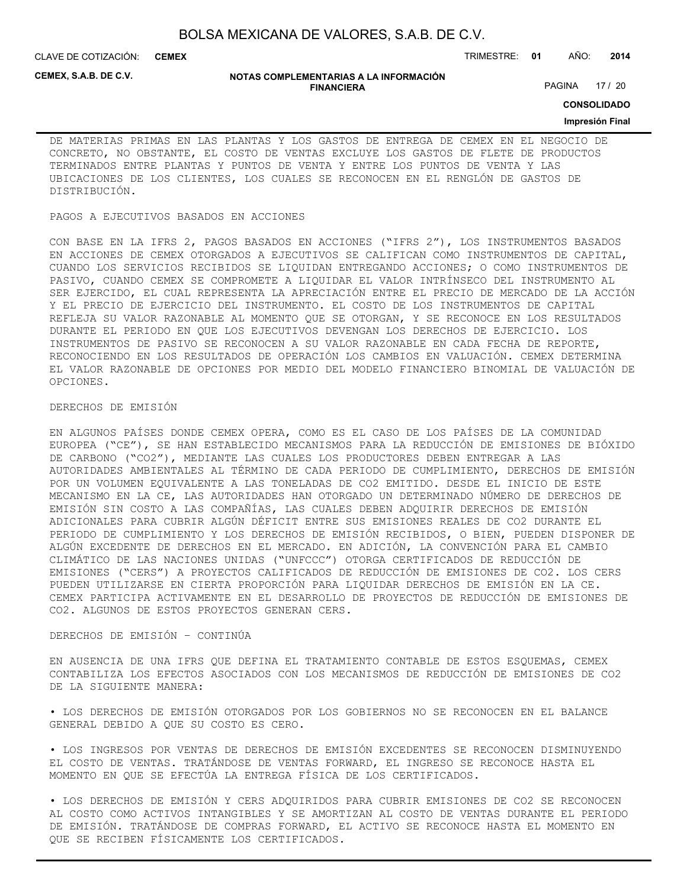DE MATERIAS PRIMAS EN LAS PLANTAS Y LOS GASTOS DE ENTREGA DE CEMEX EN EL NEGOCIO DE CONCRETO, NO OBSTANTE, EL COSTO DE VENTAS EXCLUYE LOS GASTOS DE FLETE DE PRODUCTOS TERMINADOS ENTRE PLANTAS Y PUNTOS DE VENTA Y ENTRE LOS PUNTOS DE VENTA Y LAS UBICACIONES DE LOS CLIENTES, LOS CUALES SE RECONOCEN EN EL RENGLÓN DE GASTOS DE DISTRIBUCIÓN.

PAGOS A EJECUTIVOS BASADOS EN ACCIONES

CON BASE EN LA IFRS 2, PAGOS BASADOS EN ACCIONES ("IFRS 2"), LOS INSTRUMENTOS BASADOS EN ACCIONES DE CEMEX OTORGADOS A EJECUTIVOS SE CALIFICAN COMO INSTRUMENTOS DE CAPITAL, CUANDO LOS SERVICIOS RECIBIDOS SE LIQUIDAN ENTREGANDO ACCIONES; O COMO INSTRUMENTOS DE PASIVO, CUANDO CEMEX SE COMPROMETE A LIQUIDAR EL VALOR INTRÍNSECO DEL INSTRUMENTO AL SER EJERCIDO, EL CUAL REPRESENTA LA APRECIACIÓN ENTRE EL PRECIO DE MERCADO DE LA ACCIÓN Y EL PRECIO DE EJERCICIO DEL INSTRUMENTO. EL COSTO DE LOS INSTRUMENTOS DE CAPITAL REFLEJA SU VALOR RAZONABLE AL MOMENTO QUE SE OTORGAN, Y SE RECONOCE EN LOS RESULTADOS DURANTE EL PERIODO EN QUE LOS EJECUTIVOS DEVENGAN LOS DERECHOS DE EJERCICIO. LOS INSTRUMENTOS DE PASIVO SE RECONOCEN A SU VALOR RAZONABLE EN CADA FECHA DE REPORTE, RECONOCIENDO EN LOS RESULTADOS DE OPERACIÓN LOS CAMBIOS EN VALUACIÓN. CEMEX DETERMINA EL VALOR RAZONABLE DE OPCIONES POR MEDIO DEL MODELO FINANCIERO BINOMIAL DE VALUACIÓN DE OPCIONES.

DERECHOS DE EMISIÓN

EN ALGUNOS PAÍSES DONDE CEMEX OPERA, COMO ES EL CASO DE LOS PAÍSES DE LA COMUNIDAD EUROPEA ("CE"), SE HAN ESTABLECIDO MECANISMOS PARA LA REDUCCIÓN DE EMISIONES DE BIÓXIDO DE CARBONO ("$CO_2$"), MEDIANTE LAS CUALES LOS PRODUCTORES DEBEN ENTREGAR A LAS AUTORIDADES AMBIENTALES AL TÉRMINO DE CADA PERIODO DE CUMPLIMIENTO, DERECHOS DE EMISIÓN POR UN VOLUMEN EQUIVALENTE A LAS TONELADAS DE $CO_2$ EMITIDO. DESDE EL INICIO DE ESTE MECANISMO EN LA CE, LAS AUTORIDADES HAN OTORGADO UN DETERMINADO NÚMERO DE DERECHOS DE EMISIÓN SIN COSTO A LAS COMPAÑÍAS, LAS CUALES DEBEN ADQUIRIR DERECHOS DE EMISIÓN ADICIONALES PARA CUBRIR ALGÚN DÉFICIT ENTRE SUS EMISIONES REALES DE $CO_2$ DURANTE EL PERIODO DE CUMPLIMIENTO Y LOS DERECHOS DE EMISIÓN RECIBIDOS, O BIEN, PUEDEN DISPONER DE ALGÚN EXCEDENTE DE DERECHOS EN EL MERCADO. EN ADICIÓN, LA CONVENCIÓN PARA EL CAMBIO CLIMÁTICO DE LAS NACIONES UNIDAS ("UNFCCC") OTORGA CERTIFICADOS DE REDUCCIÓN DE EMISIONES ("CERS") A PROYECTOS CALIFICADOS DE REDUCCIÓN DE EMISIONES DE $CO_2$. LOS CERS PUEDEN UTILIZARSE EN CIERTA PROPORCIÓN PARA LIQUIDAR DERECHOS DE EMISIÓN EN LA CE. CEMEX PARTICIPA ACTIVAMENTE EN EL DESARROLLO DE PROYECTOS DE REDUCCIÓN DE EMISIONES DE $CO_2$. ALGUNOS DE ESTOS PROYECTOS GENERAN CERS.

DERECHOS DE EMISIÓN – CONTINÚA

EN AUSENCIA DE UNA IFRS QUE DEFINA EL TRATAMIENTO CONTABLE DE ESTOS ESQUEMAS, CEMEX CONTABILIZA LOS EFECTOS ASOCIADOS CON LOS MECANISMOS DE REDUCCIÓN DE EMISIONES DE $CO_2$ DE LA SIGUIENTE MANERA:

• LOS DERECHOS DE EMISIÓN OTORGADOS POR LOS GOBIERNOS NO SE RECONOCEN EN EL BALANCE GENERAL DEBIDO A QUE SU COSTO ES CERO.

• LOS INGRESOS POR VENTAS DE DERECHOS DE EMISIÓN EXCEDENTES SE RECONOCEN DISMINUYENDO EL COSTO DE VENTAS. TRATÁNDOSE DE VENTAS FORWARD, EL INGRESO SE RECONOCE HASTA EL MOMENTO EN QUE SE EFECTÚA LA ENTREGA FÍSICA DE LOS CERTIFICADOS.

• LOS DERECHOS DE EMISIÓN Y CERS ADQUIRIDOS PARA CUBRIR EMISIONES DE $CO_2$ SE RECONOCEN AL COSTO COMO ACTIVOS INTANGIBLES Y SE AMORTIZAN AL COSTO DE VENTAS DURANTE EL PERIODO DE EMISIÓN. TRATÁNDOSE DE COMPRAS FORWARD, EL ACTIVO SE RECONOCE HASTA EL MOMENTO EN QUE SE RECIBEN FÍSICAMENTE LOS CERTIFICADOS.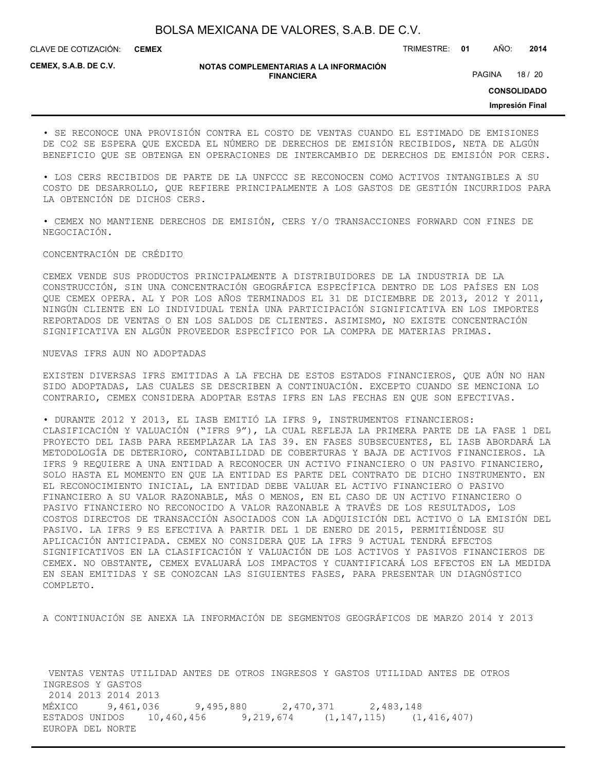• SE RECONOCE UNA PROVISIÓN CONTRA EL COSTO DE VENTAS CUANDO EL ESTIMADO DE EMISIONES DE $CO_2$ SE ESPERA QUE EXCEDA EL NÚMERO DE DERECHOS DE EMISIÓN RECIBIDOS, NETA DE ALGÚN BENEFICIO QUE SE OBTENGA EN OPERACIONES DE INTERCAMBIO DE DERECHOS DE EMISIÓN POR CERS.

• LOS CERS RECIBIDOS DE PARTE DE LA UNFCCC SE RECONOCEN COMO ACTIVOS INTANGIBLES A SU COSTO DE DESARROLLO, QUE REFIERE PRINCIPALMENTE A LOS GASTOS DE GESTIÓN INCURRIDOS PARA LA OBTENCIÓN DE DICHOS CERS.

• CEMEX NO MANTIENE DERECHOS DE EMISIÓN, CERS Y/O TRANSACCIONES FORWARD CON FINES DE NEGOCIACIÓN.

CONCENTRACIÓN DE CRÉDITO

CEMEX VENDE SUS PRODUCTOS PRINCIPALMENTE A DISTRIBUIDORES DE LA INDUSTRIA DE LA CONSTRUCCIÓN, SIN UNA CONCENTRACIÓN GEOGRÁFICA ESPECÍFICA DENTRO DE LOS PAÍSES EN LOS QUE CEMEX OPERA. AL Y POR LOS AÑOS TERMINADOS EL 31 DE DICIEMBRE DE 2013, 2012 Y 2011, NINGÚN CLIENTE EN LO INDIVIDUAL TENÍA UNA PARTICIPACIÓN SIGNIFICATIVA EN LOS IMPORTES REPORTADOS DE VENTAS O EN LOS SALDOS DE CLIENTES. ASIMISMO, NO EXISTE CONCENTRACIÓN SIGNIFICATIVA EN ALGÚN PROVEEDOR ESPECÍFICO POR LA COMPRA DE MATERIAS PRIMAS.

NUEVAS IFRS AUN NO ADOPTADAS

EXISTEN DIVERSAS IFRS EMITIDAS A LA FECHA DE ESTOS ESTADOS FINANCIEROS, QUE AÚN NO HAN SIDO ADOPTADAS, LAS CUALES SE DESCRIBEN A CONTINUACIÓN. EXCEPTO CUANDO SE MENCIONA LO CONTRARIO, CEMEX CONSIDERA ADOPTAR ESTAS IFRS EN LAS FECHAS EN QUE SON EFECTIVAS.

• DURANTE 2012 Y 2013, EL IASB EMITIÓ LA IFRS 9, INSTRUMENTOS FINANCIEROS: CLASIFICACIÓN Y VALUACIÓN ("IFRS 9"), LA CUAL REFLEJA LA PRIMERA PARTE DE LA FASE 1 DEL PROYECTO DEL IASB PARA REEMPLAZAR LA IAS 39. EN FASES SUBSECUENTES, EL IASB ABORDARÁ LA METODOLOGÍA DE DETERIORO, CONTABILIDAD DE COBERTURAS Y BAJA DE ACTIVOS FINANCIEROS. LA IFRS 9 REQUIERE A UNA ENTIDAD A RECONOCER UN ACTIVO FINANCIERO O UN PASIVO FINANCIERO, SOLO HASTA EL MOMENTO EN QUE LA ENTIDAD ES PARTE DEL CONTRATO DE DICHO INSTRUMENTO. EN EL RECONOCIMIENTO INICIAL, LA ENTIDAD DEBE VALUAR EL ACTIVO FINANCIERO O PASIVO FINANCIERO A SU VALOR RAZONABLE, MÁS O MENOS, EN EL CASO DE UN ACTIVO FINANCIERO O PASIVO FINANCIERO NO RECONOCIDO A VALOR RAZONABLE A TRAVÉS DE LOS RESULTADOS, LOS COSTOS DIRECTOS DE TRANSACCIÓN ASOCIADOS CON LA ADQUISICIÓN DEL ACTIVO O LA EMISIÓN DEL PASIVO. LA IFRS 9 ES EFECTIVA A PARTIR DEL 1 DE ENERO DE 2015, PERMITIÉNDOSE SU APLICACIÓN ANTICIPADA. CEMEX NO CONSIDERA QUE LA IFRS 9 ACTUAL TENDRÁ EFECTOS SIGNIFICATIVOS EN LA CLASIFICACIÓN Y VALUACIÓN DE LOS ACTIVOS Y PASIVOS FINANCIEROS DE CEMEX. NO OBSTANTE, CEMEX EVALUARÁ LOS IMPACTOS Y CUANTIFICARÁ LOS EFECTOS EN LA MEDIDA EN SEAN EMITIDAS Y SE CONOZCAN LAS SIGUIENTES FASES, PARA PRESENTAR UN DIAGNÓSTICO COMPLETO.

A CONTINUACIÓN SE ANEXA LA INFORMACIÓN DE SEGMENTOS GEOGRÁFICOS DE MARZO 2014 Y 2013

| | VENTAS | VENTAS | UTILIDAD ANTES DE OTROS INGRESOS Y GASTOS | UTILIDAD ANTES DE OTROS INGRESOS Y GASTOS |
|---|---|---|---|---|
| | 2014 | 2013 | 2014 | 2013 |
| MÉXICO | 9,461,036 | 9,495,880 | 2,470,371 | 2,483,148 |
| ESTADOS UNIDOS | 10,460,456 | 9,219,674 | (1,147,115) | (1,416,407) |
| EUROPA DEL NORTE | | | | |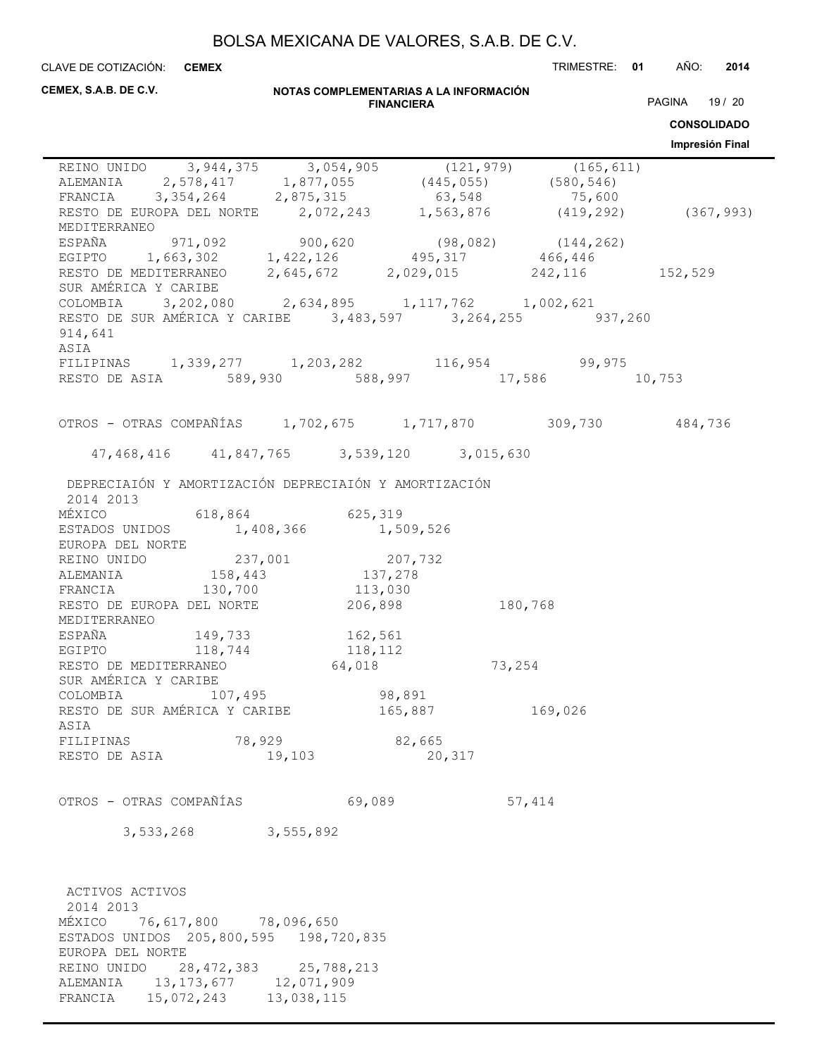| | | | | |
|---|---|---|---|---|
| REINO UNIDO | 3,944,375 | 3,054,905 | (121,979) | (165,611) |
| ALEMANIA | 2,578,417 | 1,877,055 | (445,055) | (580,546) |
| FRANCIA | 3,354,264 | 2,875,315 | 63,548 | 75,600 |
| RESTO DE EUROPA DEL NORTE | 2,072,243 | 1,563,876 | (419,292) | (367,993) |
| MEDITERRANEO | | | | |
| ESPAÑA | 971,092 | 900,620 | (98,082) | (144,262) |
| EGIPTO | 1,663,302 | 1,422,126 | 495,317 | 466,446 |
| RESTO DE MEDITERRANEO | 2,645,672 | 2,029,015 | 242,116 | 152,529 |
| SUR AMÉRICA Y CARIBE | | | | |
| COLOMBIA | 3,202,080 | 2,634,895 | 1,117,762 | 1,002,621 |
| RESTO DE SUR AMÉRICA Y CARIBE | 3,483,597 | 3,264,255 | 937,260 | 914,641 |
| ASIA | | | | |
| FILIPINAS | 1,339,277 | 1,203,282 | 116,954 | 99,975 |
| RESTO DE ASIA | 589,930 | 588,997 | 17,586 | 10,753 |
| OTROS - OTRAS COMPAÑÍAS | 1,702,675 | 1,717,870 | 309,730 | 484,736 |
| | 47,468,416 | 41,847,765 | 3,539,120 | 3,015,630 |

| | DEPRECIAIÓN Y AMORTIZACIÓN 2014 | DEPRECIAIÓN Y AMORTIZACIÓN 2013 |
|---|---|---|
| MÉXICO | 618,864 | 625,319 |
| ESTADOS UNIDOS | 1,408,366 | 1,509,526 |
| EUROPA DEL NORTE | | |
| REINO UNIDO | 237,001 | 207,732 |
| ALEMANIA | 158,443 | 137,278 |
| FRANCIA | 130,700 | 113,030 |
| RESTO DE EUROPA DEL NORTE | 206,898 | 180,768 |
| MEDITERRANEO | | |
| ESPAÑA | 149,733 | 162,561 |
| EGIPTO | 118,744 | 118,112 |
| RESTO DE MEDITERRANEO | 64,018 | 73,254 |
| SUR AMÉRICA Y CARIBE | | |
| COLOMBIA | 107,495 | 98,891 |
| RESTO DE SUR AMÉRICA Y CARIBE | 165,887 | 169,026 |
| ASIA | | |
| FILIPINAS | 78,929 | 82,665 |
| RESTO DE ASIA | 19,103 | 20,317 |
| OTROS - OTRAS COMPAÑÍAS | 69,089 | 57,414 |
| | 3,533,268 | 3,555,892 |

| | ACTIVOS 2014 | ACTIVOS 2013 |
|---|---|---|
| MÉXICO | 76,617,800 | 78,096,650 |
| ESTADOS UNIDOS | 205,800,595 | 198,720,835 |
| EUROPA DEL NORTE | | |
| REINO UNIDO | 28,472,383 | 25,788,213 |
| ALEMANIA | 13,173,677 | 12,071,909 |
| FRANCIA | 15,072,243 | 13,038,115 |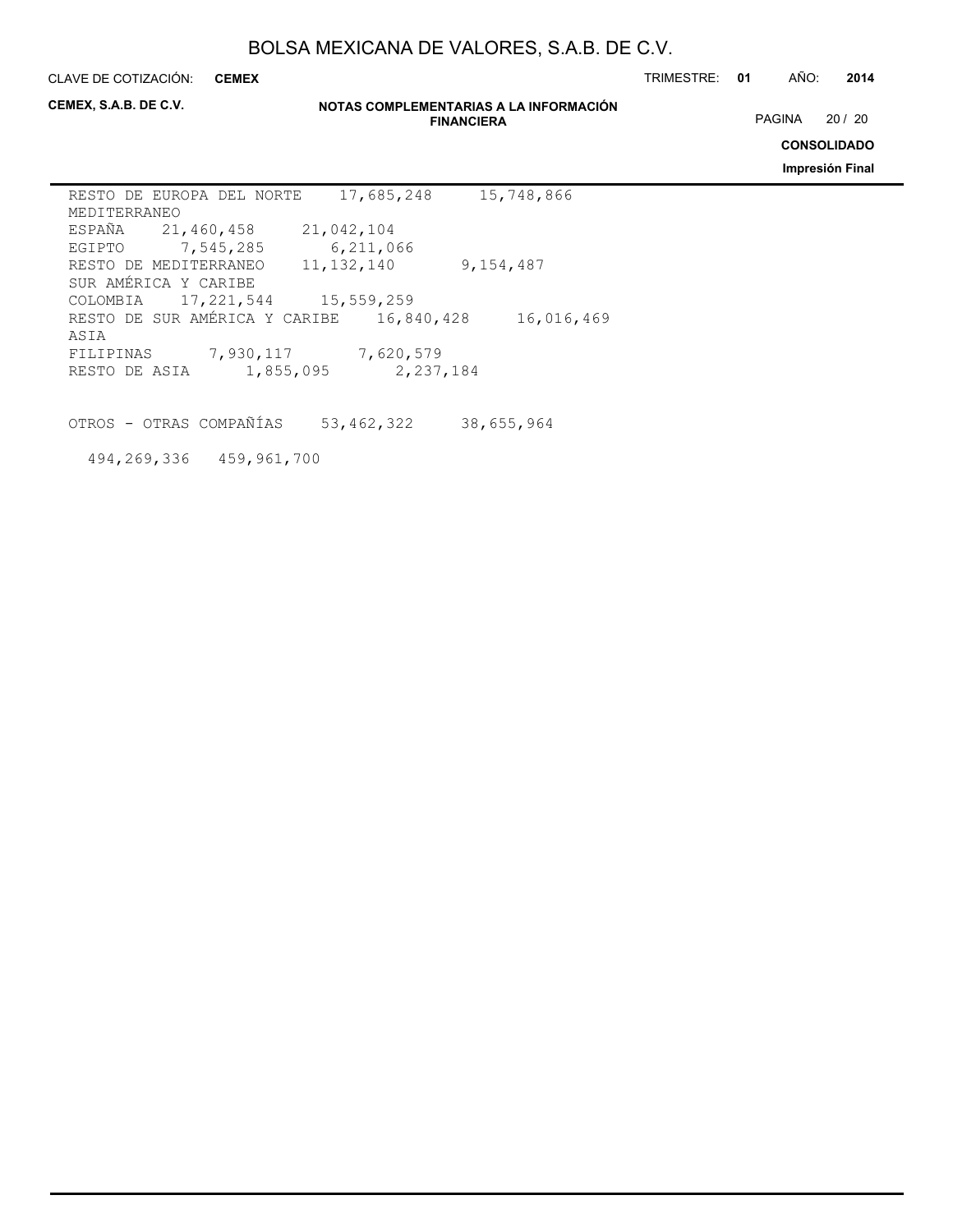| | | |
|---|---|---|
| RESTO DE EUROPA DEL NORTE | 17,685,248 | 15,748,866 |
| MEDITERRANEO | | |
| ESPAÑA | 21,460,458 | 21,042,104 |
| EGIPTO | 7,545,285 | 6,211,066 |
| RESTO DE MEDITERRANEO | 11,132,140 | 9,154,487 |
| SUR AMÉRICA Y CARIBE | | |
| COLOMBIA | 17,221,544 | 15,559,259 |
| RESTO DE SUR AMÉRICA Y CARIBE | 16,840,428 | 16,016,469 |
| ASIA | | |
| FILIPINAS | 7,930,117 | 7,620,579 |
| RESTO DE ASIA | 1,855,095 | 2,237,184 |
| | | |
| OTROS - OTRAS COMPAÑÍAS | 53,462,322 | 38,655,964 |
| | 494,269,336 | 459,961,700 |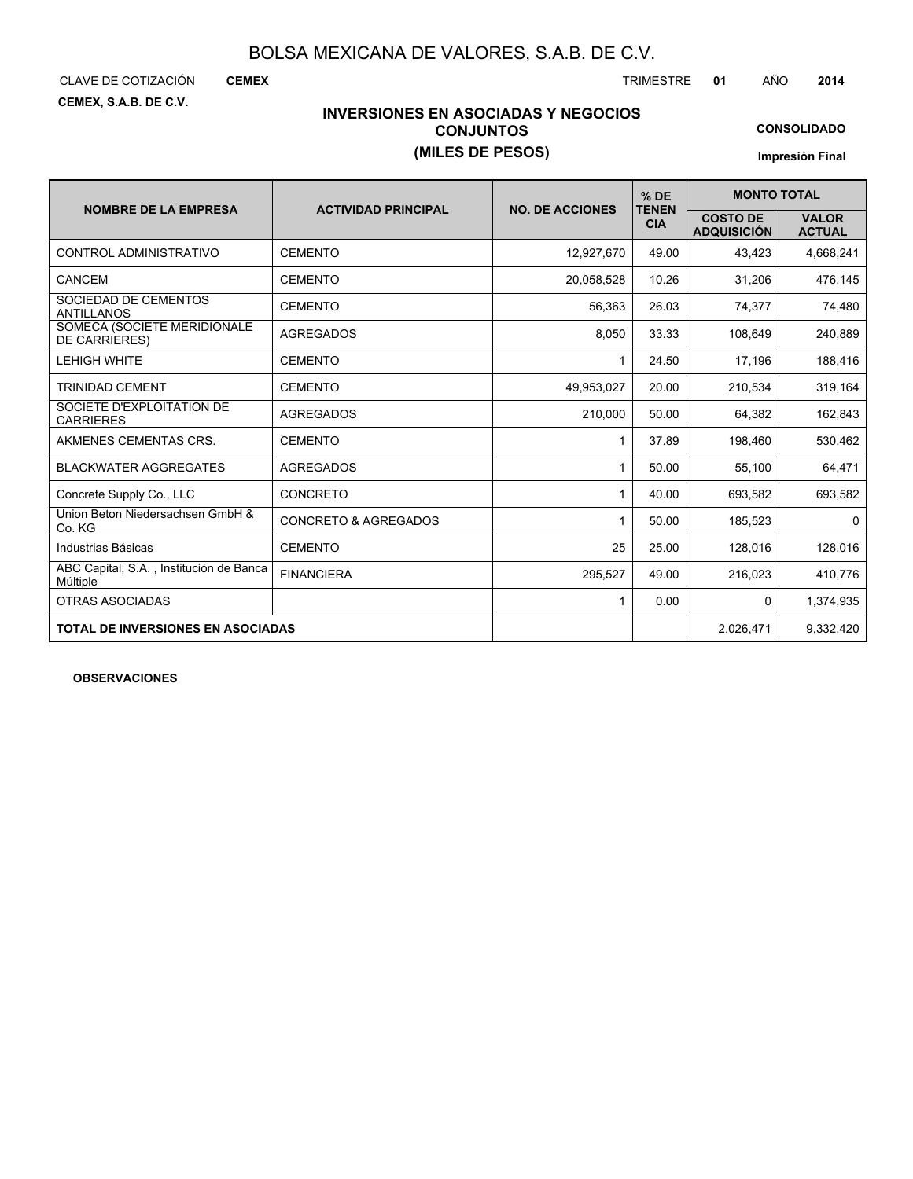BOLSA MEXICANA DE VALORES, S.A.B. DE C.V.

CLAVE DE COTIZACIÓN **CEMEX** TRIMESTRE **01** AÑO **2014**

**CEMEX, S.A.B. DE C.V.**

## INVERSIONES EN ASOCIADAS Y NEGOCIOS CONJUNTOS
## (MILES DE PESOS)

**CONSOLIDADO**

**Impresión Final**

| NOMBRE DE LA EMPRESA | ACTIVIDAD PRINCIPAL | NO. DE ACCIONES | % DE TENENCIA | MONTO TOTAL | |
|---|---|---|---|---|---|
| | | | | COSTO DE ADQUISICIÓN | VALOR ACTUAL |
| CONTROL ADMINISTRATIVO | CEMENTO | 12,927,670 | 49.00 | 43,423 | 4,668,241 |
| CANCEM | CEMENTO | 20,058,528 | 10.26 | 31,206 | 476,145 |
| SOCIEDAD DE CEMENTOS ANTILLANOS | CEMENTO | 56,363 | 26.03 | 74,377 | 74,480 |
| SOMECA (SOCIETE MERIDIONALE DE CARRIERES) | AGREGADOS | 8,050 | 33.33 | 108,649 | 240,889 |
| LEHIGH WHITE | CEMENTO | 1 | 24.50 | 17,196 | 188,416 |
| TRINIDAD CEMENT | CEMENTO | 49,953,027 | 20.00 | 210,534 | 319,164 |
| SOCIETE D'EXPLOITATION DE CARRIERES | AGREGADOS | 210,000 | 50.00 | 64,382 | 162,843 |
| AKMENES CEMENTAS CRS. | CEMENTO | 1 | 37.89 | 198,460 | 530,462 |
| BLACKWATER AGGREGATES | AGREGADOS | 1 | 50.00 | 55,100 | 64,471 |
| Concrete Supply Co., LLC | CONCRETO | 1 | 40.00 | 693,582 | 693,582 |
| Union Beton Niedersachsen GmbH & Co. KG | CONCRETO & AGREGADOS | 1 | 50.00 | 185,523 | 0 |
| Industrias Básicas | CEMENTO | 25 | 25.00 | 128,016 | 128,016 |
| ABC Capital, S.A. , Institución de Banca Múltiple | FINANCIERA | 295,527 | 49.00 | 216,023 | 410,776 |
| OTRAS ASOCIADAS | | 1 | 0.00 | 0 | 1,374,935 |
| **TOTAL DE INVERSIONES EN ASOCIADAS** | | | | 2,026,471 | 9,332,420 |

**OBSERVACIONES**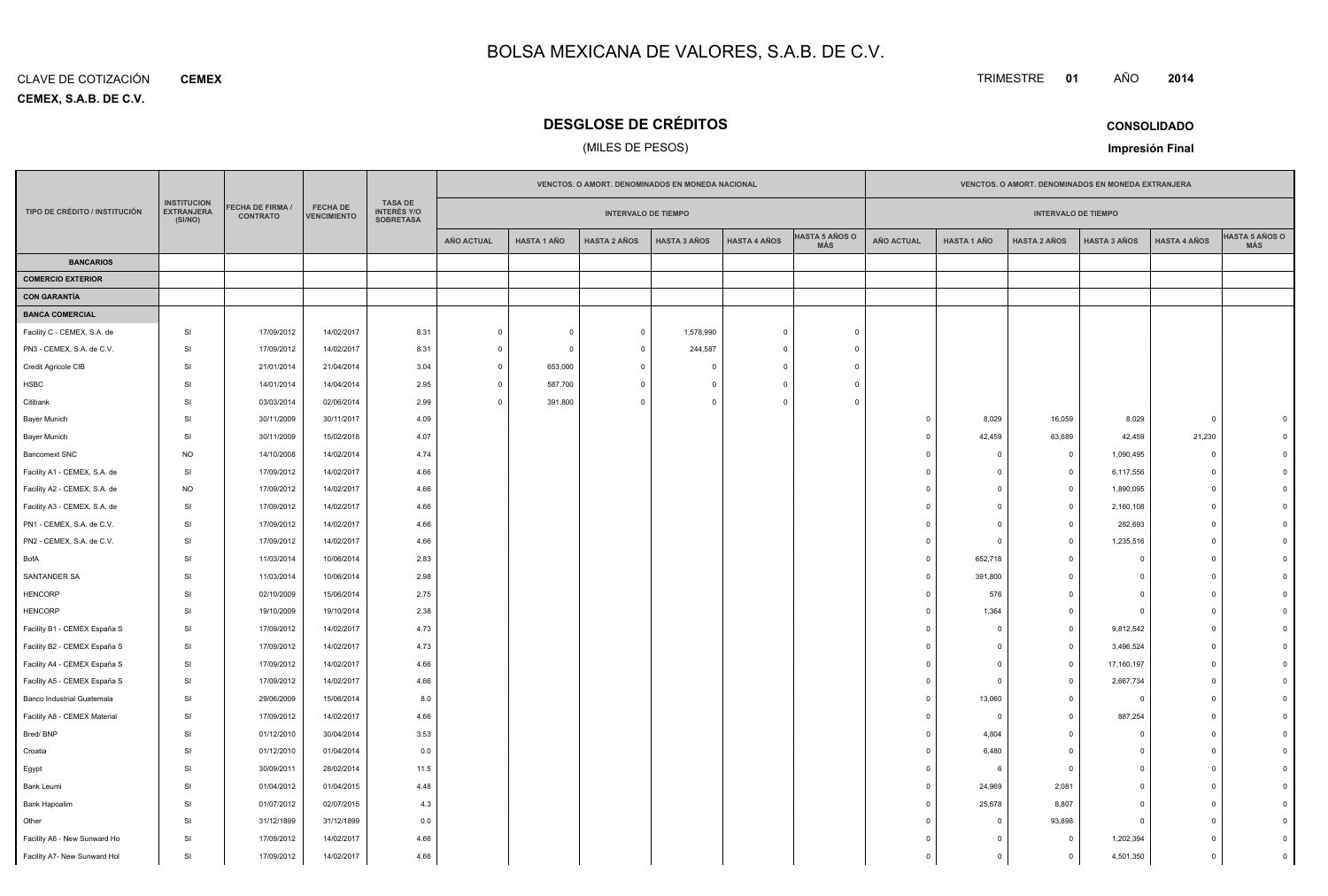# BOLSA MEXICANA DE VALORES, S.A.B. DE C.V.

CLAVE DE COTIZACIÓN **CEMEX**

**CEMEX, S.A.B. DE C.V.**

TRIMESTRE **01** AÑO **2014**

## DESGLOSE DE CRÉDITOS

(MILES DE PESOS)

**CONSOLIDADO**

**Impresión Final**

| TIPO DE CRÉDITO / INSTITUCIÓN | INSTITUCION EXTRANJERA (SI/NO) | FECHA DE FIRMA / CONTRATO | FECHA DE VENCIMIENTO | TASA DE INTERÉS Y/O SOBRETASA | VENCTOS. O AMORT. DENOMINADOS EN MONEDA NACIONAL - INTERVALO DE TIEMPO | | | | | | VENCTOS. O AMORT. DENOMINADOS EN MONEDA EXTRANJERA - INTERVALO DE TIEMPO | | | | | |
|---|---|---|---|---|---|---|---|---|---|---|---|---|---|---|---|---|
| | | | | | AÑO ACTUAL | HASTA 1 AÑO | HASTA 2 AÑOS | HASTA 3 AÑOS | HASTA 4 AÑOS | HASTA 5 AÑOS O MÁS | AÑO ACTUAL | HASTA 1 AÑO | HASTA 2 AÑOS | HASTA 3 AÑOS | HASTA 4 AÑOS | HASTA 5 AÑOS O MÁS |
| **BANCARIOS** | | | | | | | | | | | | | | | | |
| **COMERCIO EXTERIOR** | | | | | | | | | | | | | | | | |
| **CON GARANTÍA** | | | | | | | | | | | | | | | | |
| **BANCA COMERCIAL** | | | | | | | | | | | | | | | | |
| Facility C - CEMEX, S.A. de | SI | 17/09/2012 | 14/02/2017 | 8.31 | 0 | 0 | 0 | 1,578,990 | 0 | 0 | | | | | | |
| PN3 - CEMEX, S.A. de C.V. | SI | 17/09/2012 | 14/02/2017 | 8.31 | 0 | 0 | 0 | 244,587 | 0 | 0 | | | | | | |
| Credit Agricole CIB | SI | 21/01/2014 | 21/04/2014 | 3.04 | 0 | 653,000 | 0 | 0 | 0 | 0 | | | | | | |
| HSBC | SI | 14/01/2014 | 14/04/2014 | 2.95 | 0 | 587,700 | 0 | 0 | 0 | 0 | | | | | | |
| Citibank | SI | 03/03/2014 | 02/06/2014 | 2.99 | 0 | 391,800 | 0 | 0 | 0 | 0 | | | | | | |
| Bayer Munich | SI | 30/11/2009 | 30/11/2017 | 4.09 | | | | | | | 0 | 8,029 | 16,059 | 8,029 | 0 | 0 |
| Bayer Munich | SI | 30/11/2009 | 15/02/2018 | 4.07 | | | | | | | 0 | 42,459 | 63,689 | 42,459 | 21,230 | 0 |
| Bancomext SNC | NO | 14/10/2008 | 14/02/2014 | 4.74 | | | | | | | 0 | 0 | 0 | 1,090,495 | 0 | 0 |
| Facility A1 - CEMEX, S.A. de | SI | 17/09/2012 | 14/02/2017 | 4.66 | | | | | | | 0 | 0 | 0 | 6,117,556 | 0 | 0 |
| Facility A2 - CEMEX, S.A. de | NO | 17/09/2012 | 14/02/2017 | 4.66 | | | | | | | 0 | 0 | 0 | 1,890,095 | 0 | 0 |
| Facility A3 - CEMEX, S.A. de | SI | 17/09/2012 | 14/02/2017 | 4.66 | | | | | | | 0 | 0 | 0 | 2,160,108 | 0 | 0 |
| PN1 - CEMEX, S.A. de C.V. | SI | 17/09/2012 | 14/02/2017 | 4.66 | | | | | | | 0 | 0 | 0 | 282,693 | 0 | 0 |
| PN2 - CEMEX, S.A. de C.V. | SI | 17/09/2012 | 14/02/2017 | 4.66 | | | | | | | 0 | 0 | 0 | 1,235,516 | 0 | 0 |
| BofA | SI | 11/03/2014 | 10/06/2014 | 2.83 | | | | | | | 0 | 652,718 | 0 | 0 | 0 | 0 |
| SANTANDER SA | SI | 11/03/2014 | 10/06/2014 | 2.98 | | | | | | | 0 | 391,800 | 0 | 0 | 0 | 0 |
| HENCORP | SI | 02/10/2009 | 15/06/2014 | 2.75 | | | | | | | 0 | 576 | 0 | 0 | 0 | 0 |
| HENCORP | SI | 19/10/2009 | 19/10/2014 | 2.38 | | | | | | | 0 | 1,364 | 0 | 0 | 0 | 0 |
| Facility B1 - CEMEX España S | SI | 17/09/2012 | 14/02/2017 | 4.73 | | | | | | | 0 | 0 | 0 | 9,812,542 | 0 | 0 |
| Facility B2 - CEMEX España S | SI | 17/09/2012 | 14/02/2017 | 4.73 | | | | | | | 0 | 0 | 0 | 3,496,524 | 0 | 0 |
| Facility A4 - CEMEX España S | SI | 17/09/2012 | 14/02/2017 | 4.66 | | | | | | | 0 | 0 | 0 | 17,160,197 | 0 | 0 |
| Facility A5 - CEMEX España S | SI | 17/09/2012 | 14/02/2017 | 4.66 | | | | | | | 0 | 0 | 0 | 2,667,734 | 0 | 0 |
| Banco Industrial Guatemala | SI | 29/06/2009 | 15/06/2014 | 8.0 | | | | | | | 0 | 13,060 | 0 | 0 | 0 | 0 |
| Facility A8 - CEMEX Material | SI | 17/09/2012 | 14/02/2017 | 4.66 | | | | | | | 0 | 0 | 0 | 887,254 | 0 | 0 |
| Bred/ BNP | SI | 01/12/2010 | 30/04/2014 | 3.53 | | | | | | | 0 | 4,804 | 0 | 0 | 0 | 0 |
| Croatia | SI | 01/12/2010 | 01/04/2014 | 0.0 | | | | | | | 0 | 6,480 | 0 | 0 | 0 | 0 |
| Egypt | SI | 30/09/2011 | 28/02/2014 | 11.5 | | | | | | | 0 | 6 | 0 | 0 | 0 | 0 |
| Bank Leumi | SI | 01/04/2012 | 01/04/2015 | 4.48 | | | | | | | 0 | 24,969 | 2,081 | 0 | 0 | 0 |
| Bank Hapoalim | SI | 01/07/2012 | 02/07/2015 | 4.3 | | | | | | | 0 | 25,678 | 8,807 | 0 | 0 | 0 |
| Other | SI | 31/12/1899 | 31/12/1899 | 0.0 | | | | | | | 0 | 0 | 93,898 | 0 | 0 | 0 |
| Facility A6 - New Sunward Ho | SI | 17/09/2012 | 14/02/2017 | 4.66 | | | | | | | 0 | 0 | 0 | 1,202,394 | 0 | 0 |
| Facility A7- New Sunward Hol | SI | 17/09/2012 | 14/02/2017 | 4.66 | | | | | | | 0 | 0 | 0 | 4,501,350 | 0 | 0 |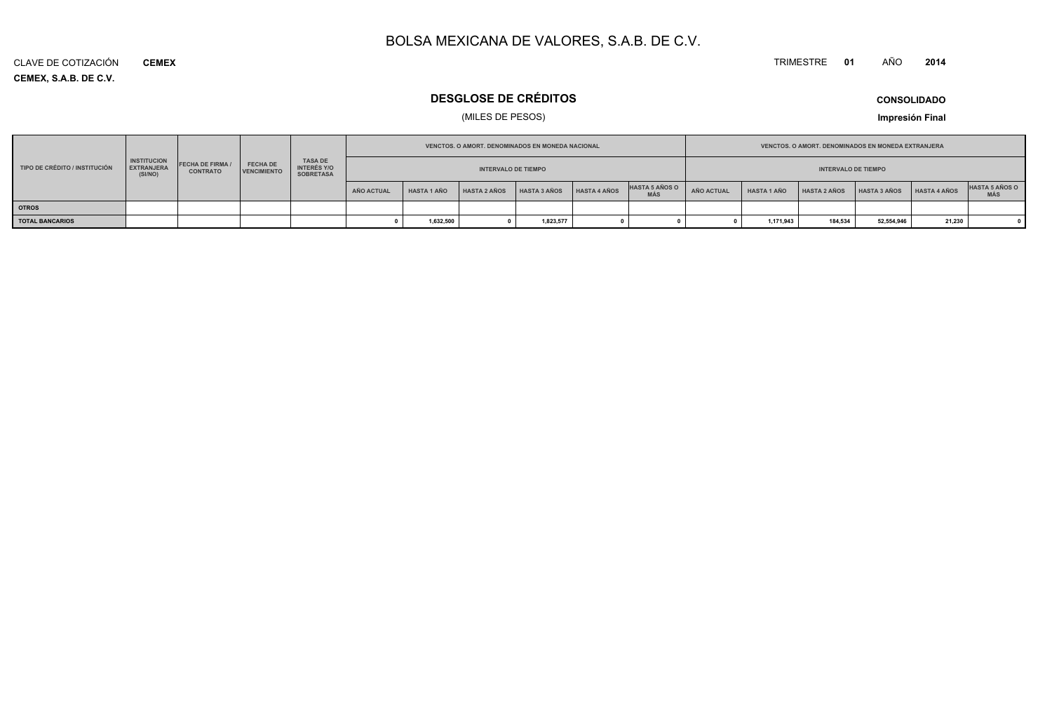# BOLSA MEXICANA DE VALORES, S.A.B. DE C.V.

CLAVE DE COTIZACIÓN **CEMEX**

TRIMESTRE **01** AÑO **2014**

**CEMEX, S.A.B. DE C.V.**

## DESGLOSE DE CRÉDITOS

(MILES DE PESOS)

**CONSOLIDADO**

**Impresión Final**

| TIPO DE CRÉDITO / INSTITUCIÓN | INSTITUCION EXTRANJERA (SI/NO) | FECHA DE FIRMA / CONTRATO | FECHA DE VENCIMIENTO | TASA DE INTERÉS Y/O SOBRETASA | VENCTOS. O AMORT. DENOMINADOS EN MONEDA NACIONAL | | | | | | VENCTOS. O AMORT. DENOMINADOS EN MONEDA EXTRANJERA | | | | | |
|---|---|---|---|---|---|---|---|---|---|---|---|---|---|---|---|---|
| | | | | | INTERVALO DE TIEMPO | | | | | | INTERVALO DE TIEMPO | | | | | |
| | | | | | AÑO ACTUAL | HASTA 1 AÑO | HASTA 2 AÑOS | HASTA 3 AÑOS | HASTA 4 AÑOS | HASTA 5 AÑOS O MÁS | AÑO ACTUAL | HASTA 1 AÑO | HASTA 2 AÑOS | HASTA 3 AÑOS | HASTA 4 AÑOS | HASTA 5 AÑOS O MÁS |
| **OTROS** | | | | | | | | | | | | | | | | |
| **TOTAL BANCARIOS** | | | | | 0 | 1,632,500 | 0 | 1,823,577 | 0 | 0 | 0 | 1,171,943 | 184,534 | 52,554,946 | 21,230 | 0 |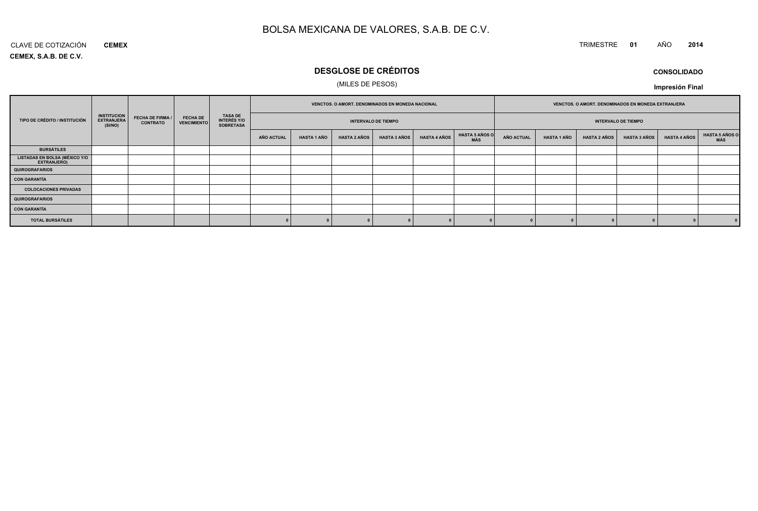# BOLSA MEXICANA DE VALORES, S.A.B. DE C.V.

CLAVE DE COTIZACIÓN **CEMEX**

**CEMEX, S.A.B. DE C.V.**

TRIMESTRE **01** AÑO **2014**

## DESGLOSE DE CRÉDITOS

(MILES DE PESOS)

**CONSOLIDADO**

**Impresión Final**

| TIPO DE CRÉDITO / INSTITUCIÓN | INSTITUCION EXTRANJERA (SI/NO) | FECHA DE FIRMA / CONTRATO | FECHA DE VENCIMIENTO | TASA DE INTERÉS Y/O SOBRETASA | VENCTOS. O AMORT. DENOMINADOS EN MONEDA NACIONAL | | | | | | VENCTOS. O AMORT. DENOMINADOS EN MONEDA EXTRANJERA | | | | | |
|---|---|---|---|---|---|---|---|---|---|---|---|---|---|---|---|---|
| | | | | | INTERVALO DE TIEMPO | | | | | | INTERVALO DE TIEMPO | | | | | |
| | | | | | AÑO ACTUAL | HASTA 1 AÑO | HASTA 2 AÑOS | HASTA 3 AÑOS | HASTA 4 AÑOS | HASTA 5 AÑOS O MÁS | AÑO ACTUAL | HASTA 1 AÑO | HASTA 2 AÑOS | HASTA 3 AÑOS | HASTA 4 AÑOS | HASTA 5 AÑOS O MÁS |
| **BURSÁTILES** | | | | | | | | | | | | | | | | |
| **LISTADAS EN BOLSA (MÉXICO Y/O EXTRANJERO)** | | | | | | | | | | | | | | | | |
| **QUIROGRAFARIOS** | | | | | | | | | | | | | | | | |
| **CON GARANTÍA** | | | | | | | | | | | | | | | | |
| **COLOCACIONES PRIVADAS** | | | | | | | | | | | | | | | | |
| **QUIROGRAFARIOS** | | | | | | | | | | | | | | | | |
| **CON GARANTÍA** | | | | | | | | | | | | | | | | |
| **TOTAL BURSÁTILES** | | | | | 0 | 0 | 0 | 0 | 0 | 0 | 0 | 0 | 0 | 0 | 0 | 0 |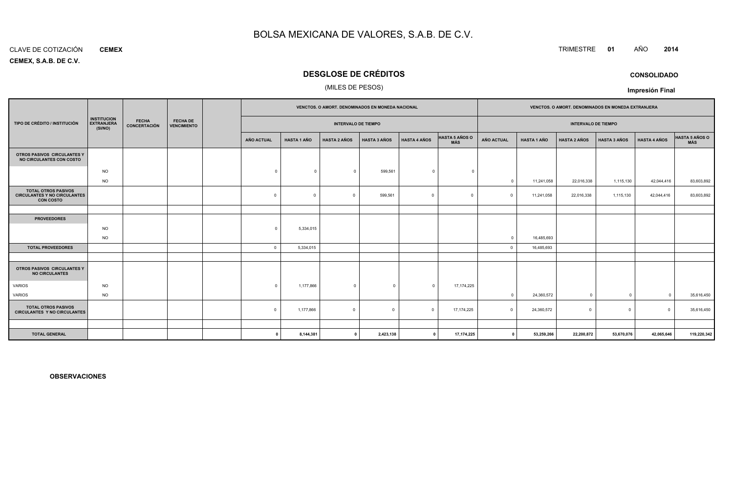# BOLSA MEXICANA DE VALORES, S.A.B. DE C.V.

CLAVE DE COTIZACIÓN **CEMEX**

**CEMEX, S.A.B. DE C.V.**

TRIMESTRE **01** AÑO **2014**

## DESGLOSE DE CRÉDITOS

(MILES DE PESOS)

**CONSOLIDADO**

**Impresión Final**

| TIPO DE CRÉDITO / INSTITUCIÓN | INSTITUCION EXTRANJERA (SI/NO) | FECHA CONCERTACIÓN | FECHA DE VENCIMIENTO | | VENCTOS. O AMORT. DENOMINADOS EN MONEDA NACIONAL | | | | | | VENCTOS. O AMORT. DENOMINADOS EN MONEDA EXTRANJERA | | | | | |
|---|---|---|---|---|---|---|---|---|---|---|---|---|---|---|---|---|
| | | | | | INTERVALO DE TIEMPO | | | | | | INTERVALO DE TIEMPO | | | | | |
| | | | | | AÑO ACTUAL | HASTA 1 AÑO | HASTA 2 AÑOS | HASTA 3 AÑOS | HASTA 4 AÑOS | HASTA 5 AÑOS O MÁS | AÑO ACTUAL | HASTA 1 AÑO | HASTA 2 AÑOS | HASTA 3 AÑOS | HASTA 4 AÑOS | HASTA 5 AÑOS O MÁS |
| **OTROS PASIVOS CIRCULANTES Y NO CIRCULANTES CON COSTO** | | | | | | | | | | | | | | | | |
| | NO | | | | 0 | 0 | 0 | 599,561 | 0 | 0 | | | | | | |
| | NO | | | | | | | | | | 0 | 11,241,058 | 22,016,338 | 1,115,130 | 42,044,416 | 83,603,892 |
| **TOTAL OTROS PASIVOS CIRCULANTES Y NO CIRCULANTES CON COSTO** | | | | | 0 | 0 | 0 | 599,561 | 0 | 0 | 0 | 11,241,058 | 22,016,338 | 1,115,130 | 42,044,416 | 83,603,892 |
| | | | | | | | | | | | | | | | | |
| **PROVEEDORES** | | | | | | | | | | | | | | | | |
| | NO | | | | 0 | 5,334,015 | | | | | | | | | | |
| | NO | | | | | | | | | | 0 | 16,485,693 | | | | |
| **TOTAL PROVEEDORES** | | | | | 0 | 5,334,015 | | | | | 0 | 16,485,693 | | | | |
| | | | | | | | | | | | | | | | | |
| **OTROS PASIVOS CIRCULANTES Y NO CIRCULANTES** | | | | | | | | | | | | | | | | |
| VARIOS | NO | | | | 0 | 1,177,866 | 0 | 0 | 0 | 17,174,225 | | | | | | |
| VARIOS | NO | | | | | | | | | | 0 | 24,360,572 | 0 | 0 | 0 | 35,616,450 |
| **TOTAL OTROS PASIVOS CIRCULANTES Y NO CIRCULANTES** | | | | | 0 | 1,177,866 | 0 | 0 | 0 | 17,174,225 | 0 | 24,360,572 | 0 | 0 | 0 | 35,616,450 |
| | | | | | | | | | | | | | | | | |
| **TOTAL GENERAL** | | | | | **0** | **8,144,381** | **0** | **2,423,138** | **0** | **17,174,225** | **0** | **53,259,266** | **22,200,872** | **53,670,076** | **42,065,646** | **119,220,342** |

**OBSERVACIONES**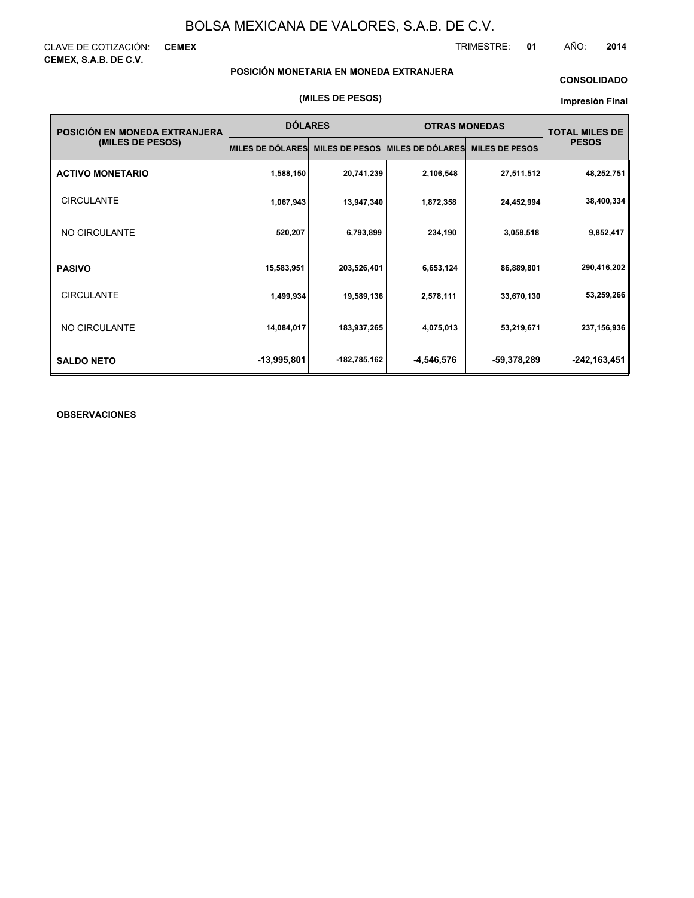# BOLSA MEXICANA DE VALORES, S.A.B. DE C.V.

CLAVE DE COTIZACIÓN: **CEMEX**

TRIMESTRE: **01** AÑO: **2014**

**CEMEX, S.A.B. DE C.V.**

**POSICIÓN MONETARIA EN MONEDA EXTRANJERA**

**CONSOLIDADO**

**(MILES DE PESOS)**

**Impresión Final**

| POSICIÓN EN MONEDA EXTRANJERA (MILES DE PESOS) | DÓLARES | | OTRAS MONEDAS | | TOTAL MILES DE PESOS |
|---|---|---|---|---|---|
| | MILES DE DÓLARES | MILES DE PESOS | MILES DE DÓLARES | MILES DE PESOS | |
| **ACTIVO MONETARIO** | 1,588,150 | 20,741,239 | 2,106,548 | 27,511,512 | 48,252,751 |
| CIRCULANTE | 1,067,943 | 13,947,340 | 1,872,358 | 24,452,994 | 38,400,334 |
| NO CIRCULANTE | 520,207 | 6,793,899 | 234,190 | 3,058,518 | 9,852,417 |
| **PASIVO** | 15,583,951 | 203,526,401 | 6,653,124 | 86,889,801 | 290,416,202 |
| CIRCULANTE | 1,499,934 | 19,589,136 | 2,578,111 | 33,670,130 | 53,259,266 |
| NO CIRCULANTE | 14,084,017 | 183,937,265 | 4,075,013 | 53,219,671 | 237,156,936 |
| **SALDO NETO** | -13,995,801 | -182,785,162 | -4,546,576 | -59,378,289 | -242,163,451 |

**OBSERVACIONES**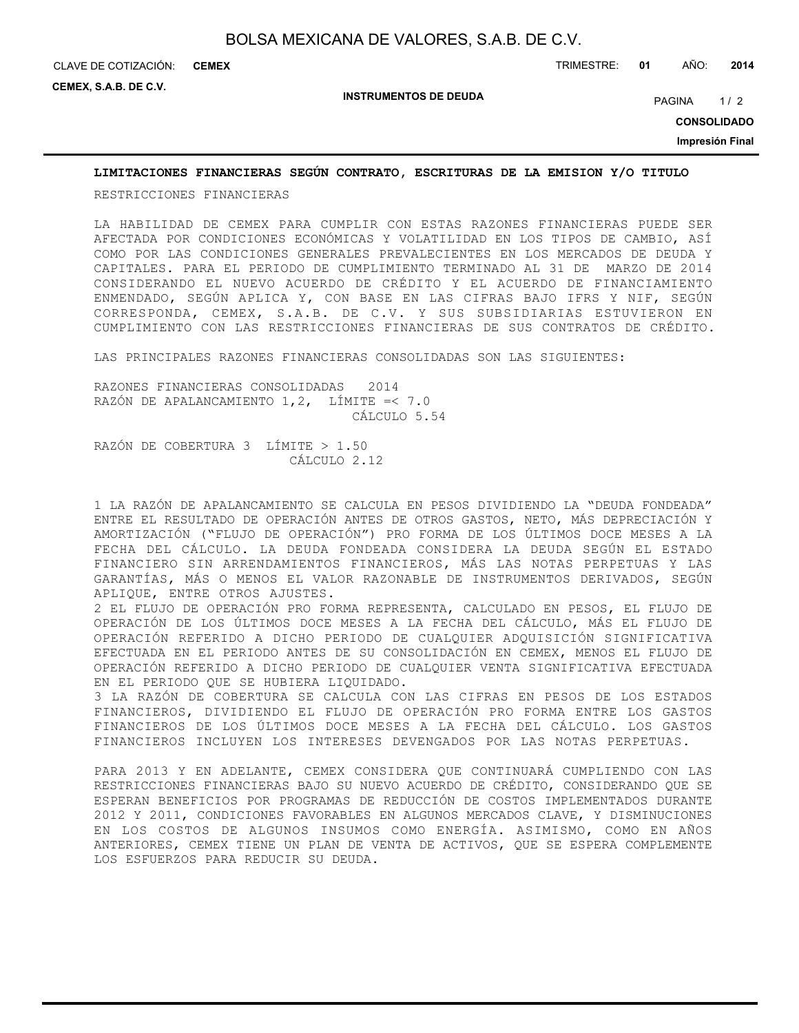## LIMITACIONES FINANCIERAS SEGÚN CONTRATO, ESCRITURAS DE LA EMISION Y/O TITULO

RESTRICCIONES FINANCIERAS

LA HABILIDAD DE CEMEX PARA CUMPLIR CON ESTAS RAZONES FINANCIERAS PUEDE SER AFECTADA POR CONDICIONES ECONÓMICAS Y VOLATILIDAD EN LOS TIPOS DE CAMBIO, ASÍ COMO POR LAS CONDICIONES GENERALES PREVALECIENTES EN LOS MERCADOS DE DEUDA Y CAPITALES. PARA EL PERIODO DE CUMPLIMIENTO TERMINADO AL 31 DE MARZO DE 2014 CONSIDERANDO EL NUEVO ACUERDO DE CRÉDITO Y EL ACUERDO DE FINANCIAMIENTO ENMENDADO, SEGÚN APLICA Y, CON BASE EN LAS CIFRAS BAJO IFRS Y NIF, SEGÚN CORRESPONDA, CEMEX, S.A.B. DE C.V. Y SUS SUBSIDIARIAS ESTUVIERON EN CUMPLIMIENTO CON LAS RESTRICCIONES FINANCIERAS DE SUS CONTRATOS DE CRÉDITO.

LAS PRINCIPALES RAZONES FINANCIERAS CONSOLIDADAS SON LAS SIGUIENTES:

| RAZONES FINANCIERAS CONSOLIDADAS | 2014 |
|---|---|
| RAZÓN DE APALANCAMIENTO 1,2, LÍMITE =< 7.0 | |
| CÁLCULO | 5.54 |
| RAZÓN DE COBERTURA 3 LÍMITE > 1.50 | |
| CÁLCULO | 2.12 |

1 LA RAZÓN DE APALANCAMIENTO SE CALCULA EN PESOS DIVIDIENDO LA "DEUDA FONDEADA" ENTRE EL RESULTADO DE OPERACIÓN ANTES DE OTROS GASTOS, NETO, MÁS DEPRECIACIÓN Y AMORTIZACIÓN ("FLUJO DE OPERACIÓN") PRO FORMA DE LOS ÚLTIMOS DOCE MESES A LA FECHA DEL CÁLCULO. LA DEUDA FONDEADA CONSIDERA LA DEUDA SEGÚN EL ESTADO FINANCIERO SIN ARRENDAMIENTOS FINANCIEROS, MÁS LAS NOTAS PERPETUAS Y LAS GARANTÍAS, MÁS O MENOS EL VALOR RAZONABLE DE INSTRUMENTOS DERIVADOS, SEGÚN APLIQUE, ENTRE OTROS AJUSTES.

2 EL FLUJO DE OPERACIÓN PRO FORMA REPRESENTA, CALCULADO EN PESOS, EL FLUJO DE OPERACIÓN DE LOS ÚLTIMOS DOCE MESES A LA FECHA DEL CÁLCULO, MÁS EL FLUJO DE OPERACIÓN REFERIDO A DICHO PERIODO DE CUALQUIER ADQUISICIÓN SIGNIFICATIVA EFECTUADA EN EL PERIODO ANTES DE SU CONSOLIDACIÓN EN CEMEX, MENOS EL FLUJO DE OPERACIÓN REFERIDO A DICHO PERIODO DE CUALQUIER VENTA SIGNIFICATIVA EFECTUADA EN EL PERIODO QUE SE HUBIERA LIQUIDADO.

3 LA RAZÓN DE COBERTURA SE CALCULA CON LAS CIFRAS EN PESOS DE LOS ESTADOS FINANCIEROS, DIVIDIENDO EL FLUJO DE OPERACIÓN PRO FORMA ENTRE LOS GASTOS FINANCIEROS DE LOS ÚLTIMOS DOCE MESES A LA FECHA DEL CÁLCULO. LOS GASTOS FINANCIEROS INCLUYEN LOS INTERESES DEVENGADOS POR LAS NOTAS PERPETUAS.

PARA 2013 Y EN ADELANTE, CEMEX CONSIDERA QUE CONTINUARÁ CUMPLIENDO CON LAS RESTRICCIONES FINANCIERAS BAJO SU NUEVO ACUERDO DE CRÉDITO, CONSIDERANDO QUE SE ESPERAN BENEFICIOS POR PROGRAMAS DE REDUCCIÓN DE COSTOS IMPLEMENTADOS DURANTE 2012 Y 2011, CONDICIONES FAVORABLES EN ALGUNOS MERCADOS CLAVE, Y DISMINUCIONES EN LOS COSTOS DE ALGUNOS INSUMOS COMO ENERGÍA. ASIMISMO, COMO EN AÑOS ANTERIORES, CEMEX TIENE UN PLAN DE VENTA DE ACTIVOS, QUE SE ESPERA COMPLEMENTE LOS ESFUERZOS PARA REDUCIR SU DEUDA.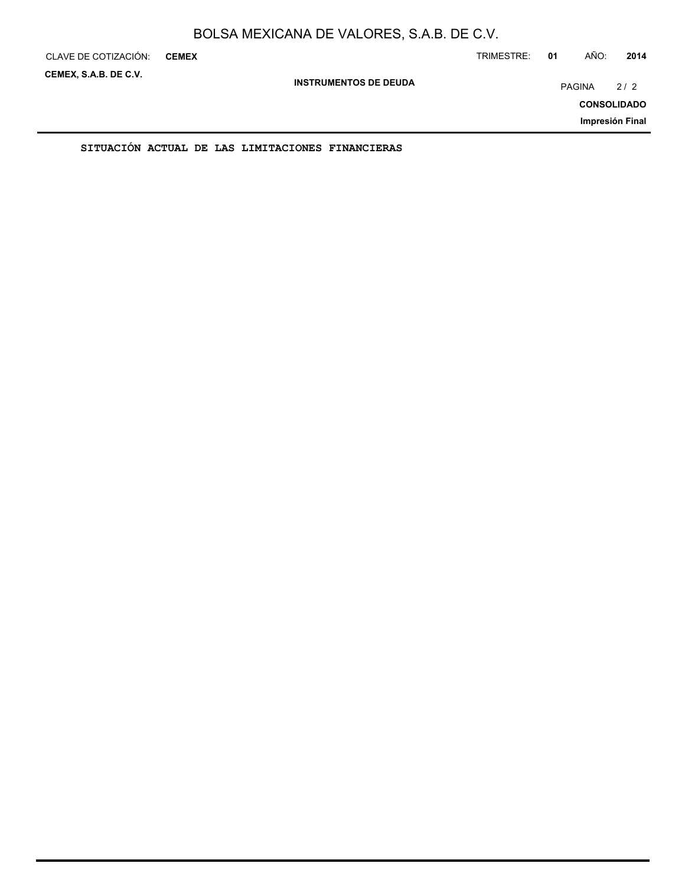SITUACIÓN ACTUAL DE LAS LIMITACIONES FINANCIERAS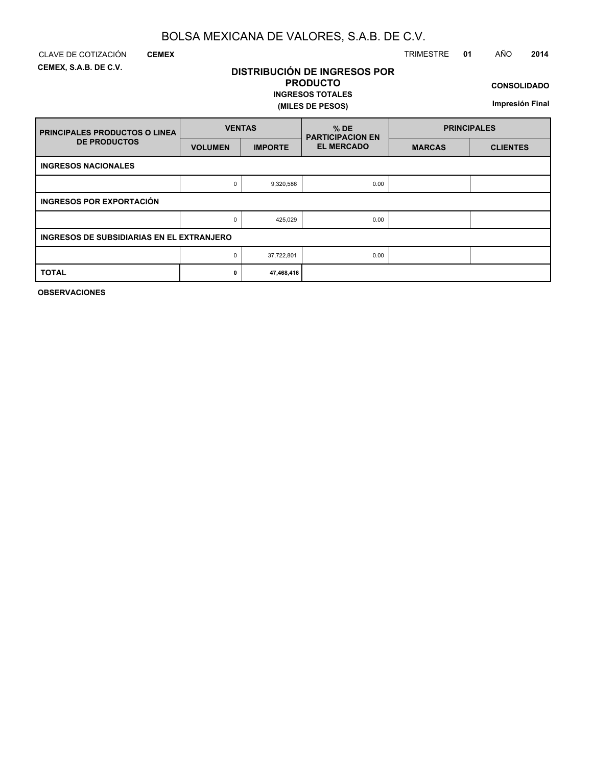# BOLSA MEXICANA DE VALORES, S.A.B. DE C.V.

CLAVE DE COTIZACIÓN **CEMEX** TRIMESTRE **01** AÑO **2014**

**CEMEX, S.A.B. DE C.V.**

## DISTRIBUCIÓN DE INGRESOS POR PRODUCTO

**INGRESOS TOTALES**

**(MILES DE PESOS)**

**CONSOLIDADO**

**Impresión Final**

| PRINCIPALES PRODUCTOS O LINEA DE PRODUCTOS | VENTAS | | % DE PARTICIPACION EN EL MERCADO | PRINCIPALES | |
|---|---|---|---|---|---|
| | VOLUMEN | IMPORTE | | MARCAS | CLIENTES |
| **INGRESOS NACIONALES** | | | | | |
| | 0 | 9,320,586 | 0.00 | | |
| **INGRESOS POR EXPORTACIÓN** | | | | | |
| | 0 | 425,029 | 0.00 | | |
| **INGRESOS DE SUBSIDIARIAS EN EL EXTRANJERO** | | | | | |
| | 0 | 37,722,801 | 0.00 | | |
| **TOTAL** | **0** | **47,468,416** | | | |

**OBSERVACIONES**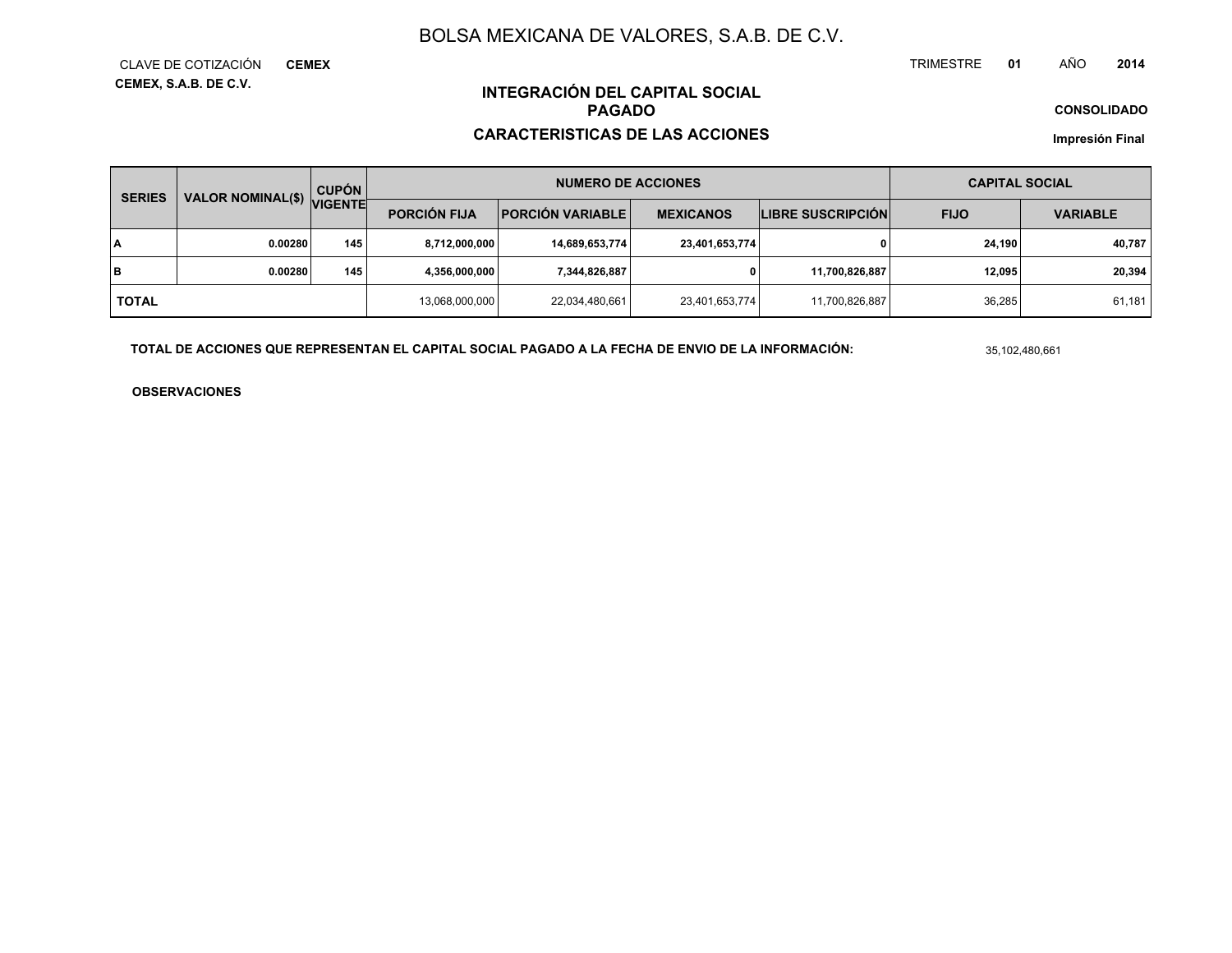# BOLSA MEXICANA DE VALORES, S.A.B. DE C.V.

CLAVE DE COTIZACIÓN **CEMEX**

**CEMEX, S.A.B. DE C.V.**

TRIMESTRE **01** AÑO **2014**

## INTEGRACIÓN DEL CAPITAL SOCIAL PAGADO

## CARACTERISTICAS DE LAS ACCIONES

**CONSOLIDADO**

**Impresión Final**

| SERIES | VALOR NOMINAL($) | CUPÓN VIGENTE | NUMERO DE ACCIONES | | | | CAPITAL SOCIAL | |
|---|---|---|---|---|---|---|---|---|
| | | | PORCIÓN FIJA | PORCIÓN VARIABLE | MEXICANOS | LIBRE SUSCRIPCIÓN | FIJO | VARIABLE |
| **A** | **0.00280** | **145** | **8,712,000,000** | **14,689,653,774** | **23,401,653,774** | **0** | **24,190** | **40,787** |
| **B** | **0.00280** | **145** | **4,356,000,000** | **7,344,826,887** | **0** | **11,700,826,887** | **12,095** | **20,394** |
| **TOTAL** | | | 13,068,000,000 | 22,034,480,661 | 23,401,653,774 | 11,700,826,887 | 36,285 | 61,181 |

**TOTAL DE ACCIONES QUE REPRESENTAN EL CAPITAL SOCIAL PAGADO A LA FECHA DE ENVIO DE LA INFORMACIÓN:** 35,102,480,661

**OBSERVACIONES**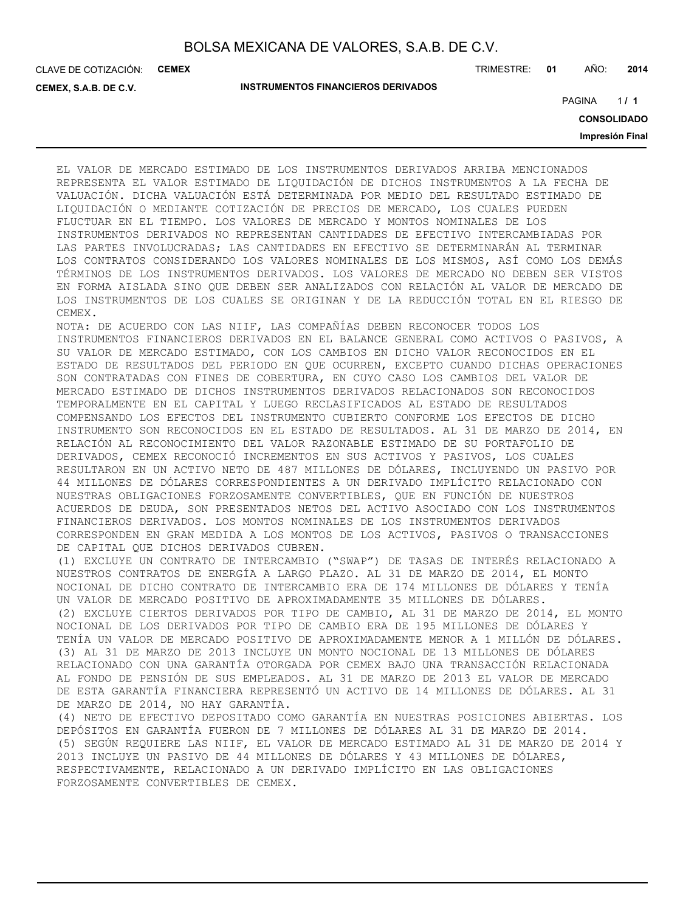EL VALOR DE MERCADO ESTIMADO DE LOS INSTRUMENTOS DERIVADOS ARRIBA MENCIONADOS REPRESENTA EL VALOR ESTIMADO DE LIQUIDACIÓN DE DICHOS INSTRUMENTOS A LA FECHA DE VALUACIÓN. DICHA VALUACIÓN ESTÁ DETERMINADA POR MEDIO DEL RESULTADO ESTIMADO DE LIQUIDACIÓN O MEDIANTE COTIZACIÓN DE PRECIOS DE MERCADO, LOS CUALES PUEDEN FLUCTUAR EN EL TIEMPO. LOS VALORES DE MERCADO Y MONTOS NOMINALES DE LOS INSTRUMENTOS DERIVADOS NO REPRESENTAN CANTIDADES DE EFECTIVO INTERCAMBIADAS POR LAS PARTES INVOLUCRADAS; LAS CANTIDADES EN EFECTIVO SE DETERMINARÁN AL TERMINAR LOS CONTRATOS CONSIDERANDO LOS VALORES NOMINALES DE LOS MISMOS, ASÍ COMO LOS DEMÁS TÉRMINOS DE LOS INSTRUMENTOS DERIVADOS. LOS VALORES DE MERCADO NO DEBEN SER VISTOS EN FORMA AISLADA SINO QUE DEBEN SER ANALIZADOS CON RELACIÓN AL VALOR DE MERCADO DE LOS INSTRUMENTOS DE LOS CUALES SE ORIGINAN Y DE LA REDUCCIÓN TOTAL EN EL RIESGO DE CEMEX.

NOTA: DE ACUERDO CON LAS NIIF, LAS COMPAÑÍAS DEBEN RECONOCER TODOS LOS INSTRUMENTOS FINANCIEROS DERIVADOS EN EL BALANCE GENERAL COMO ACTIVOS O PASIVOS, A SU VALOR DE MERCADO ESTIMADO, CON LOS CAMBIOS EN DICHO VALOR RECONOCIDOS EN EL ESTADO DE RESULTADOS DEL PERIODO EN QUE OCURREN, EXCEPTO CUANDO DICHAS OPERACIONES SON CONTRATADAS CON FINES DE COBERTURA, EN CUYO CASO LOS CAMBIOS DEL VALOR DE MERCADO ESTIMADO DE DICHOS INSTRUMENTOS DERIVADOS RELACIONADOS SON RECONOCIDOS TEMPORALMENTE EN EL CAPITAL Y LUEGO RECLASIFICADOS AL ESTADO DE RESULTADOS COMPENSANDO LOS EFECTOS DEL INSTRUMENTO CUBIERTO CONFORME LOS EFECTOS DE DICHO INSTRUMENTO SON RECONOCIDOS EN EL ESTADO DE RESULTADOS. AL 31 DE MARZO DE 2014, EN RELACIÓN AL RECONOCIMIENTO DEL VALOR RAZONABLE ESTIMADO DE SU PORTAFOLIO DE DERIVADOS, CEMEX RECONOCIÓ INCREMENTOS EN SUS ACTIVOS Y PASIVOS, LOS CUALES RESULTARON EN UN ACTIVO NETO DE 487 MILLONES DE DÓLARES, INCLUYENDO UN PASIVO POR 44 MILLONES DE DÓLARES CORRESPONDIENTES A UN DERIVADO IMPLÍCITO RELACIONADO CON NUESTRAS OBLIGACIONES FORZOSAMENTE CONVERTIBLES, QUE EN FUNCIÓN DE NUESTROS ACUERDOS DE DEUDA, SON PRESENTADOS NETOS DEL ACTIVO ASOCIADO CON LOS INSTRUMENTOS FINANCIEROS DERIVADOS. LOS MONTOS NOMINALES DE LOS INSTRUMENTOS DERIVADOS CORRESPONDEN EN GRAN MEDIDA A LOS MONTOS DE LOS ACTIVOS, PASIVOS O TRANSACCIONES DE CAPITAL QUE DICHOS DERIVADOS CUBREN.

(1) EXCLUYE UN CONTRATO DE INTERCAMBIO ("SWAP") DE TASAS DE INTERÉS RELACIONADO A NUESTROS CONTRATOS DE ENERGÍA A LARGO PLAZO. AL 31 DE MARZO DE 2014, EL MONTO NOCIONAL DE DICHO CONTRATO DE INTERCAMBIO ERA DE 174 MILLONES DE DÓLARES Y TENÍA UN VALOR DE MERCADO POSITIVO DE APROXIMADAMENTE 35 MILLONES DE DÓLARES.

(2) EXCLUYE CIERTOS DERIVADOS POR TIPO DE CAMBIO, AL 31 DE MARZO DE 2014, EL MONTO NOCIONAL DE LOS DERIVADOS POR TIPO DE CAMBIO ERA DE 195 MILLONES DE DÓLARES Y TENÍA UN VALOR DE MERCADO POSITIVO DE APROXIMADAMENTE MENOR A 1 MILLÓN DE DÓLARES.

(3) AL 31 DE MARZO DE 2013 INCLUYE UN MONTO NOCIONAL DE 13 MILLONES DE DÓLARES RELACIONADO CON UNA GARANTÍA OTORGADA POR CEMEX BAJO UNA TRANSACCIÓN RELACIONADA AL FONDO DE PENSIÓN DE SUS EMPLEADOS. AL 31 DE MARZO DE 2013 EL VALOR DE MERCADO DE ESTA GARANTÍA FINANCIERA REPRESENTÓ UN ACTIVO DE 14 MILLONES DE DÓLARES. AL 31 DE MARZO DE 2014, NO HAY GARANTÍA.

(4) NETO DE EFECTIVO DEPOSITADO COMO GARANTÍA EN NUESTRAS POSICIONES ABIERTAS. LOS DEPÓSITOS EN GARANTÍA FUERON DE 7 MILLONES DE DÓLARES AL 31 DE MARZO DE 2014.

(5) SEGÚN REQUIERE LAS NIIF, EL VALOR DE MERCADO ESTIMADO AL 31 DE MARZO DE 2014 Y 2013 INCLUYE UN PASIVO DE 44 MILLONES DE DÓLARES Y 43 MILLONES DE DÓLARES, RESPECTIVAMENTE, RELACIONADO A UN DERIVADO IMPLÍCITO EN LAS OBLIGACIONES FORZOSAMENTE CONVERTIBLES DE CEMEX.